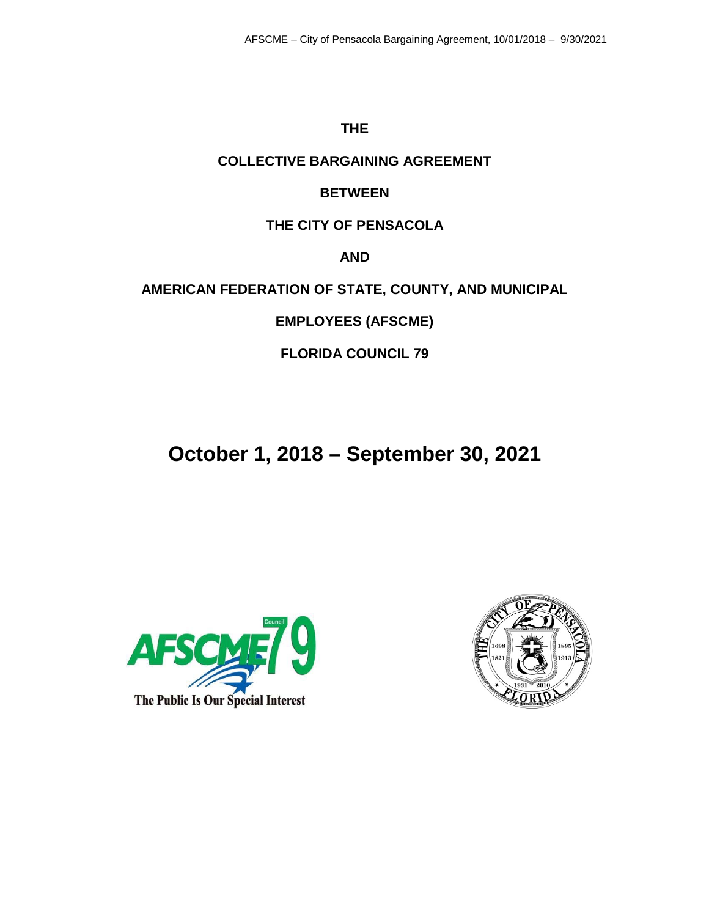# THE

# COLLECTIVE BARGAINING AGREEMENT

# BETWEEN

# THE CITY OF PENSACOLA

# AND

# AMERICAN FEDERATION OF STATE, COUNTY, AND MUNICIPAL EMPLOYEES (AFSCME)

# FLORIDA COUNCIL 79

# October 1, 2018 – September 30, 2021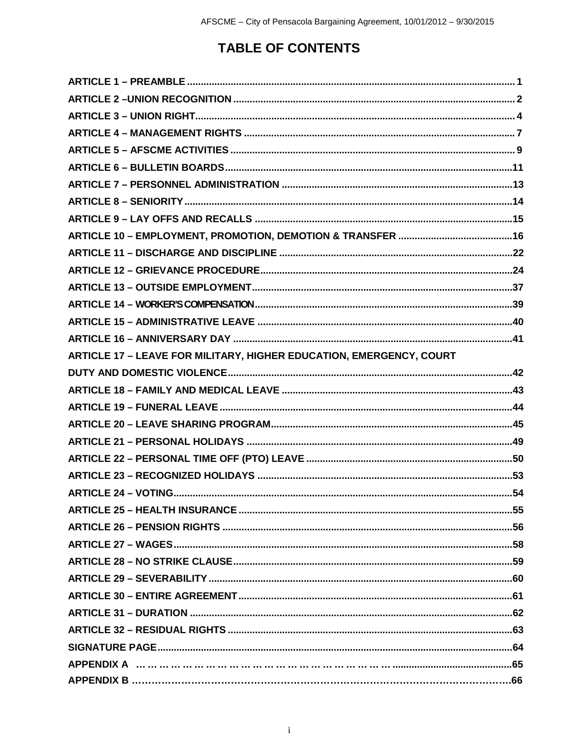# TABLE OF CONTENTS

ARTICLE 1 – PREAMBLE ........................................................................................................................ 1

ARTICLE 2 –UNION RECOGNITION ....................................................................................................... 2

ARTICLE 3 – UNION RIGHT..................................................................................................................... 4

ARTICLE 4 – MANAGEMENT RIGHTS ................................................................................................... 7

ARTICLE 5 – AFSCME ACTIVITIES ........................................................................................................ 9

ARTICLE 6 – BULLETIN BOARDS.........................................................................................................11

ARTICLE 7 – PERSONNEL ADMINISTRATION .....................................................................................13

ARTICLE 8 – SENIORITY ........................................................................................................................14

ARTICLE 9 – LAY OFFS AND RECALLS ...............................................................................................15

ARTICLE 10 – EMPLOYMENT, PROMOTION, DEMOTION & TRANSFER ..........................................16

ARTICLE 11 – DISCHARGE AND DISCIPLINE .....................................................................................22

ARTICLE 12 – GRIEVANCE PROCEDURE.............................................................................................24

ARTICLE 13 – OUTSIDE EMPLOYMENT................................................................................................37

ARTICLE 14 – WORKER'S COMPENSATION..............................................................................................39

ARTICLE 15 – ADMINISTRATIVE LEAVE .............................................................................................40

ARTICLE 16 – ANNIVERSARY DAY .......................................................................................................41

ARTICLE 17 – LEAVE FOR MILITARY, HIGHER EDUCATION, EMERGENCY, COURT DUTY AND DOMESTIC VIOLENCE........................................................................................................42

ARTICLE 18 – FAMILY AND MEDICAL LEAVE ....................................................................................43

ARTICLE 19 – FUNERAL LEAVE ...........................................................................................................44

ARTICLE 20 – LEAVE SHARING PROGRAM.........................................................................................45

ARTICLE 21 – PERSONAL HOLIDAYS ..................................................................................................49

ARTICLE 22 – PERSONAL TIME OFF (PTO) LEAVE ............................................................................50

ARTICLE 23 – RECOGNIZED HOLIDAYS .............................................................................................53

ARTICLE 24 – VOTING.............................................................................................................................54

ARTICLE 25 – HEALTH INSURANCE ....................................................................................................55

ARTICLE 26 – PENSION RIGHTS ...........................................................................................................56

ARTICLE 27 – WAGES.............................................................................................................................58

ARTICLE 28 – NO STRIKE CLAUSE.......................................................................................................59

ARTICLE 29 – SEVERABILITY ...............................................................................................................60

ARTICLE 30 – ENTIRE AGREEMENT.....................................................................................................61

ARTICLE 31 – DURATION .......................................................................................................................62

ARTICLE 32 – RESIDUAL RIGHTS .........................................................................................................63

SIGNATURE PAGE...................................................................................................................................64

APPENDIX A ...............................................................................................................................................65

APPENDIX B ...............................................................................................................................................66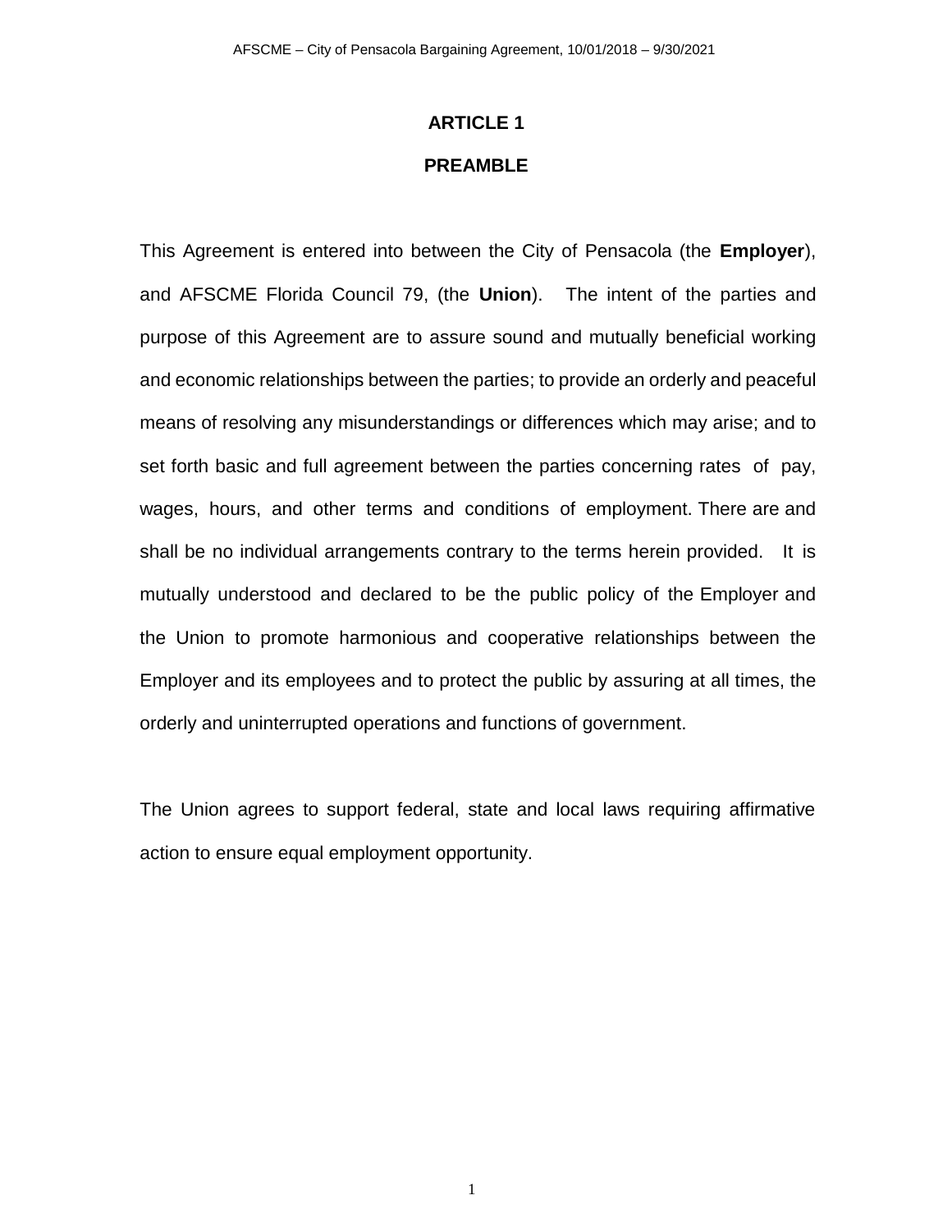# ARTICLE 1

## PREAMBLE

This Agreement is entered into between the City of Pensacola (the **Employer**), and AFSCME Florida Council 79, (the **Union**). The intent of the parties and purpose of this Agreement are to assure sound and mutually beneficial working and economic relationships between the parties; to provide an orderly and peaceful means of resolving any misunderstandings or differences which may arise; and to set forth basic and full agreement between the parties concerning rates of pay, wages, hours, and other terms and conditions of employment. There are and shall be no individual arrangements contrary to the terms herein provided. It is mutually understood and declared to be the public policy of the Employer and the Union to promote harmonious and cooperative relationships between the Employer and its employees and to protect the public by assuring at all times, the orderly and uninterrupted operations and functions of government.

The Union agrees to support federal, state and local laws requiring affirmative action to ensure equal employment opportunity.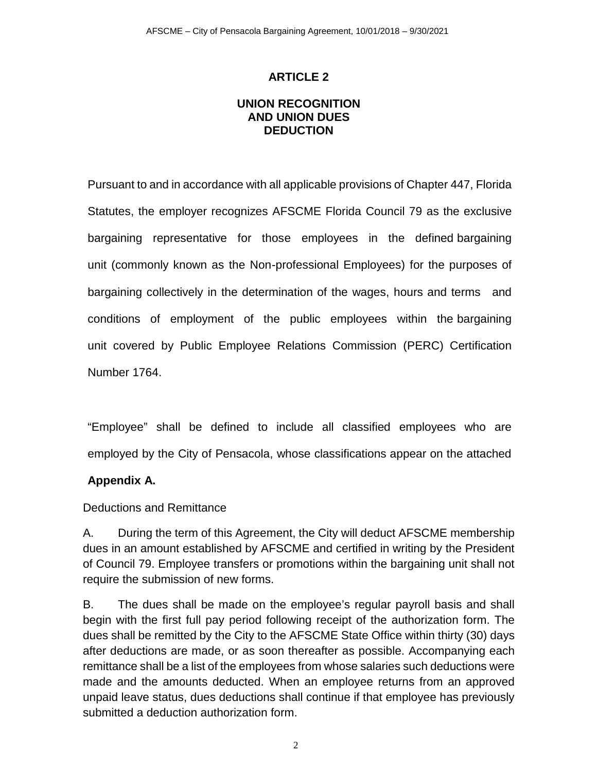# ARTICLE 2

## UNION RECOGNITION AND UNION DUES DEDUCTION

Pursuant to and in accordance with all applicable provisions of Chapter 447, Florida Statutes, the employer recognizes AFSCME Florida Council 79 as the exclusive bargaining representative for those employees in the defined bargaining unit (commonly known as the Non-professional Employees) for the purposes of bargaining collectively in the determination of the wages, hours and terms and conditions of employment of the public employees within the bargaining unit covered by Public Employee Relations Commission (PERC) Certification Number 1764.

"Employee" shall be defined to include all classified employees who are employed by the City of Pensacola, whose classifications appear on the attached **Appendix A.**

Deductions and Remittance

A. During the term of this Agreement, the City will deduct AFSCME membership dues in an amount established by AFSCME and certified in writing by the President of Council 79. Employee transfers or promotions within the bargaining unit shall not require the submission of new forms.

B. The dues shall be made on the employee's regular payroll basis and shall begin with the first full pay period following receipt of the authorization form. The dues shall be remitted by the City to the AFSCME State Office within thirty (30) days after deductions are made, or as soon thereafter as possible. Accompanying each remittance shall be a list of the employees from whose salaries such deductions were made and the amounts deducted. When an employee returns from an approved unpaid leave status, dues deductions shall continue if that employee has previously submitted a deduction authorization form.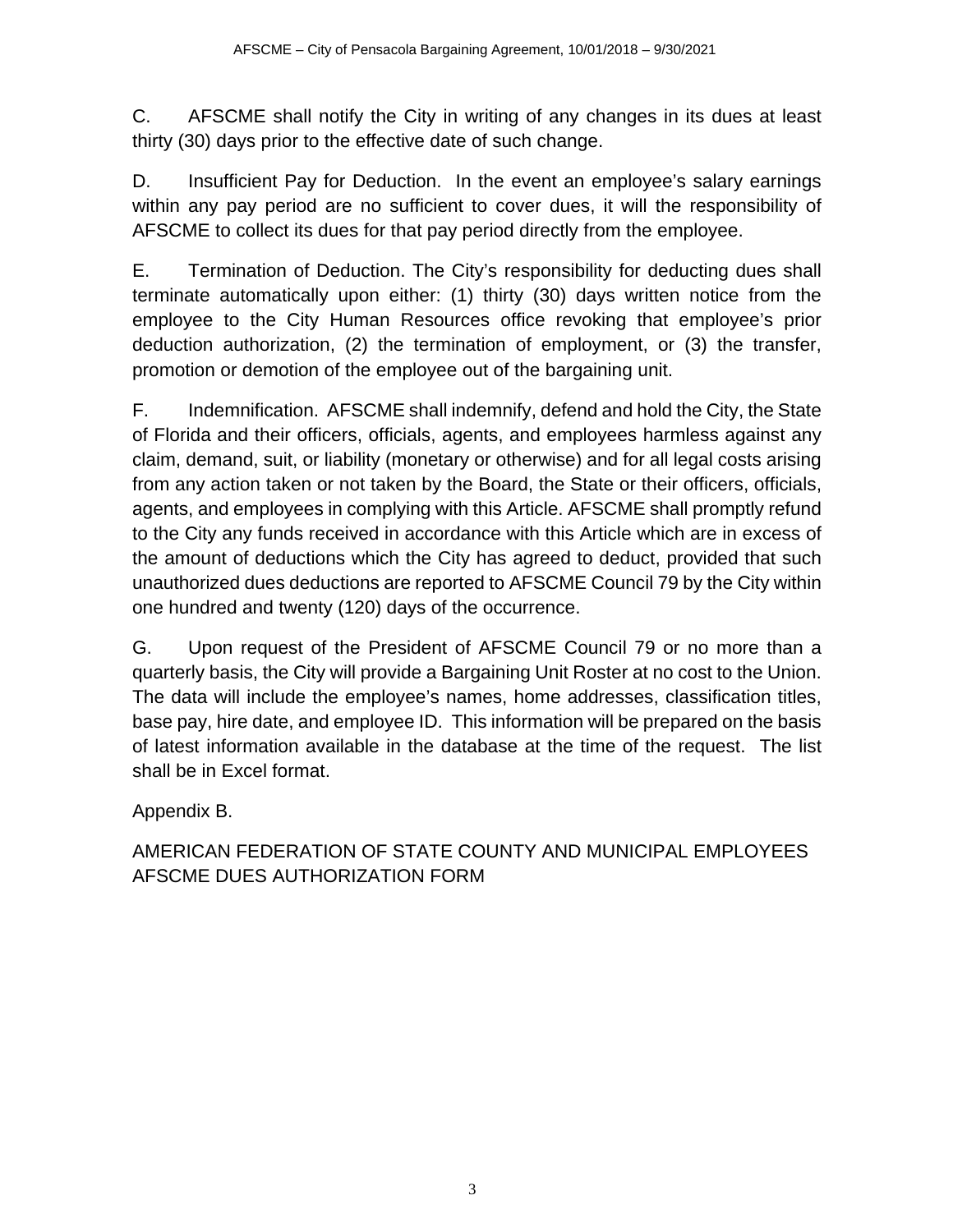C. AFSCME shall notify the City in writing of any changes in its dues at least thirty (30) days prior to the effective date of such change.

D. Insufficient Pay for Deduction. In the event an employee's salary earnings within any pay period are no sufficient to cover dues, it will the responsibility of AFSCME to collect its dues for that pay period directly from the employee.

E. Termination of Deduction. The City's responsibility for deducting dues shall terminate automatically upon either: (1) thirty (30) days written notice from the employee to the City Human Resources office revoking that employee's prior deduction authorization, (2) the termination of employment, or (3) the transfer, promotion or demotion of the employee out of the bargaining unit.

F. Indemnification. AFSCME shall indemnify, defend and hold the City, the State of Florida and their officers, officials, agents, and employees harmless against any claim, demand, suit, or liability (monetary or otherwise) and for all legal costs arising from any action taken or not taken by the Board, the State or their officers, officials, agents, and employees in complying with this Article. AFSCME shall promptly refund to the City any funds received in accordance with this Article which are in excess of the amount of deductions which the City has agreed to deduct, provided that such unauthorized dues deductions are reported to AFSCME Council 79 by the City within one hundred and twenty (120) days of the occurrence.

G. Upon request of the President of AFSCME Council 79 or no more than a quarterly basis, the City will provide a Bargaining Unit Roster at no cost to the Union. The data will include the employee's names, home addresses, classification titles, base pay, hire date, and employee ID. This information will be prepared on the basis of latest information available in the database at the time of the request. The list shall be in Excel format.

Appendix B.

AMERICAN FEDERATION OF STATE COUNTY AND MUNICIPAL EMPLOYEES
AFSCME DUES AUTHORIZATION FORM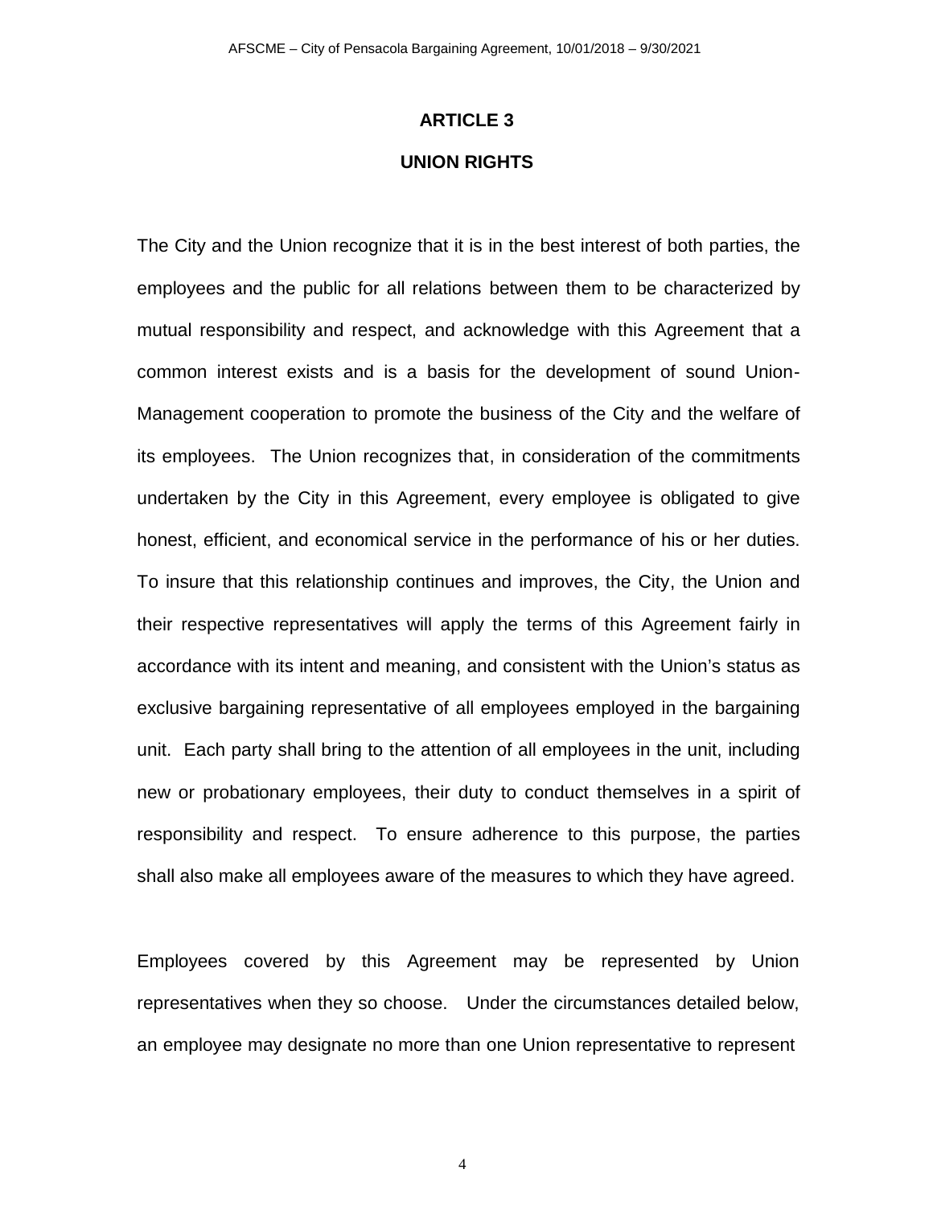# ARTICLE 3

## UNION RIGHTS

The City and the Union recognize that it is in the best interest of both parties, the employees and the public for all relations between them to be characterized by mutual responsibility and respect, and acknowledge with this Agreement that a common interest exists and is a basis for the development of sound Union-Management cooperation to promote the business of the City and the welfare of its employees. The Union recognizes that, in consideration of the commitments undertaken by the City in this Agreement, every employee is obligated to give honest, efficient, and economical service in the performance of his or her duties. To insure that this relationship continues and improves, the City, the Union and their respective representatives will apply the terms of this Agreement fairly in accordance with its intent and meaning, and consistent with the Union's status as exclusive bargaining representative of all employees employed in the bargaining unit. Each party shall bring to the attention of all employees in the unit, including new or probationary employees, their duty to conduct themselves in a spirit of responsibility and respect. To ensure adherence to this purpose, the parties shall also make all employees aware of the measures to which they have agreed.

Employees covered by this Agreement may be represented by Union representatives when they so choose. Under the circumstances detailed below, an employee may designate no more than one Union representative to represent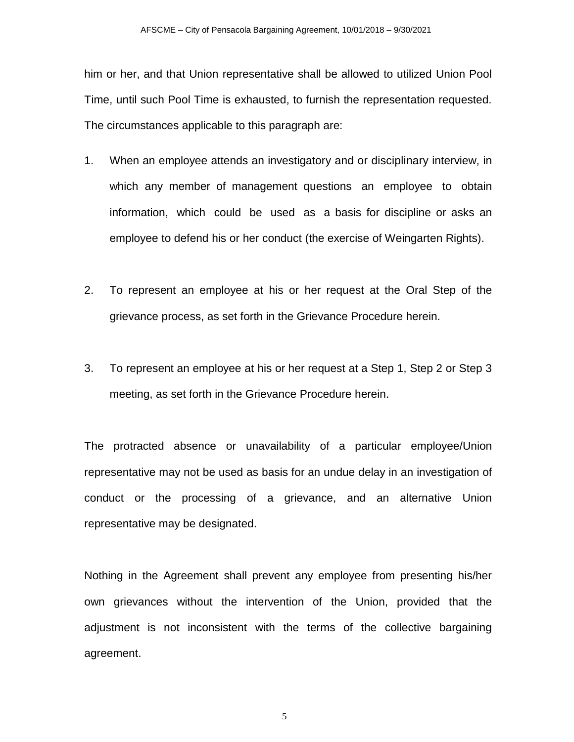him or her, and that Union representative shall be allowed to utilized Union Pool Time, until such Pool Time is exhausted, to furnish the representation requested. The circumstances applicable to this paragraph are:

1. When an employee attends an investigatory and or disciplinary interview, in which any member of management questions an employee to obtain information, which could be used as a basis for discipline or asks an employee to defend his or her conduct (the exercise of Weingarten Rights).

2. To represent an employee at his or her request at the Oral Step of the grievance process, as set forth in the Grievance Procedure herein.

3. To represent an employee at his or her request at a Step 1, Step 2 or Step 3 meeting, as set forth in the Grievance Procedure herein.

The protracted absence or unavailability of a particular employee/Union representative may not be used as basis for an undue delay in an investigation of conduct or the processing of a grievance, and an alternative Union representative may be designated.

Nothing in the Agreement shall prevent any employee from presenting his/her own grievances without the intervention of the Union, provided that the adjustment is not inconsistent with the terms of the collective bargaining agreement.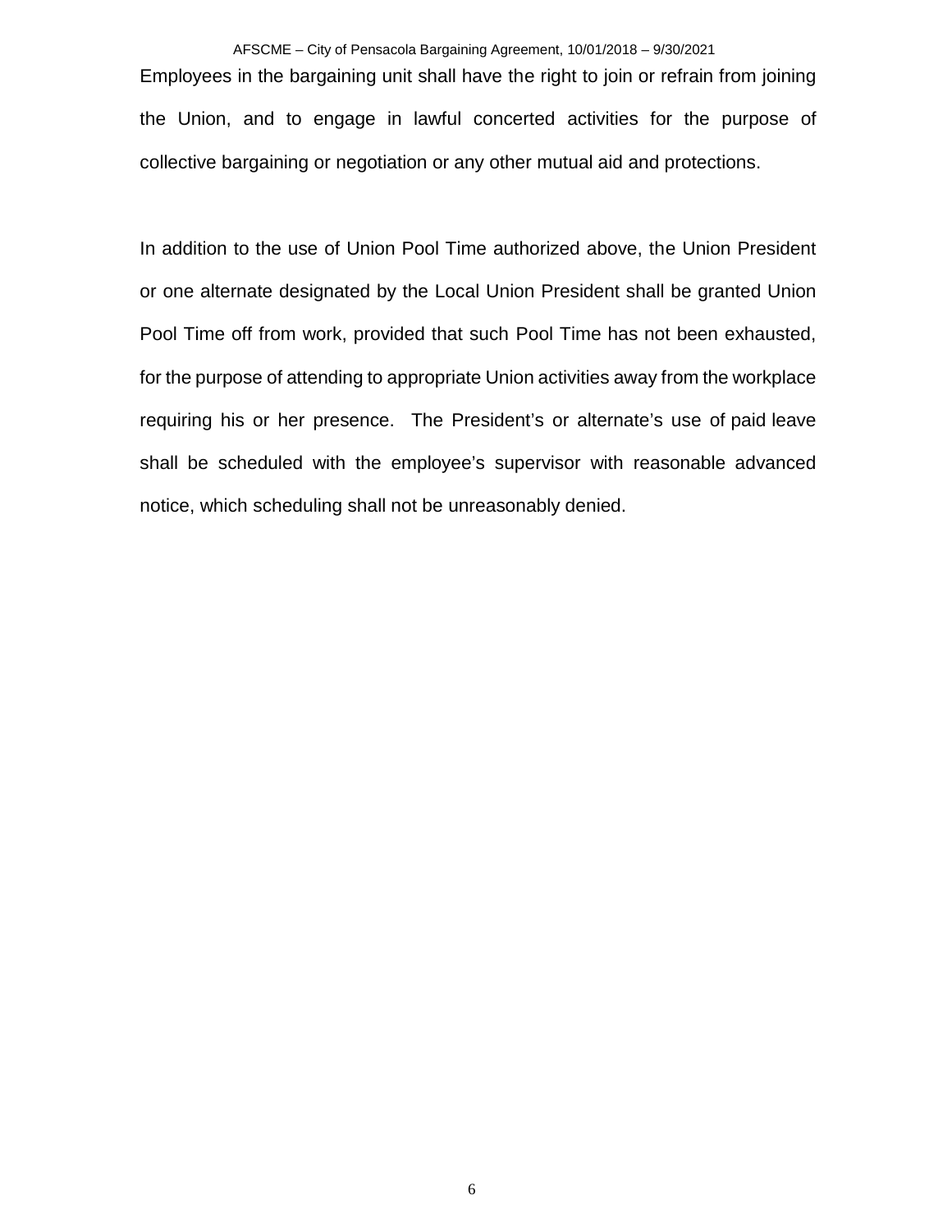Employees in the bargaining unit shall have the right to join or refrain from joining the Union, and to engage in lawful concerted activities for the purpose of collective bargaining or negotiation or any other mutual aid and protections.

In addition to the use of Union Pool Time authorized above, the Union President or one alternate designated by the Local Union President shall be granted Union Pool Time off from work, provided that such Pool Time has not been exhausted, for the purpose of attending to appropriate Union activities away from the workplace requiring his or her presence. The President's or alternate's use of paid leave shall be scheduled with the employee's supervisor with reasonable advanced notice, which scheduling shall not be unreasonably denied.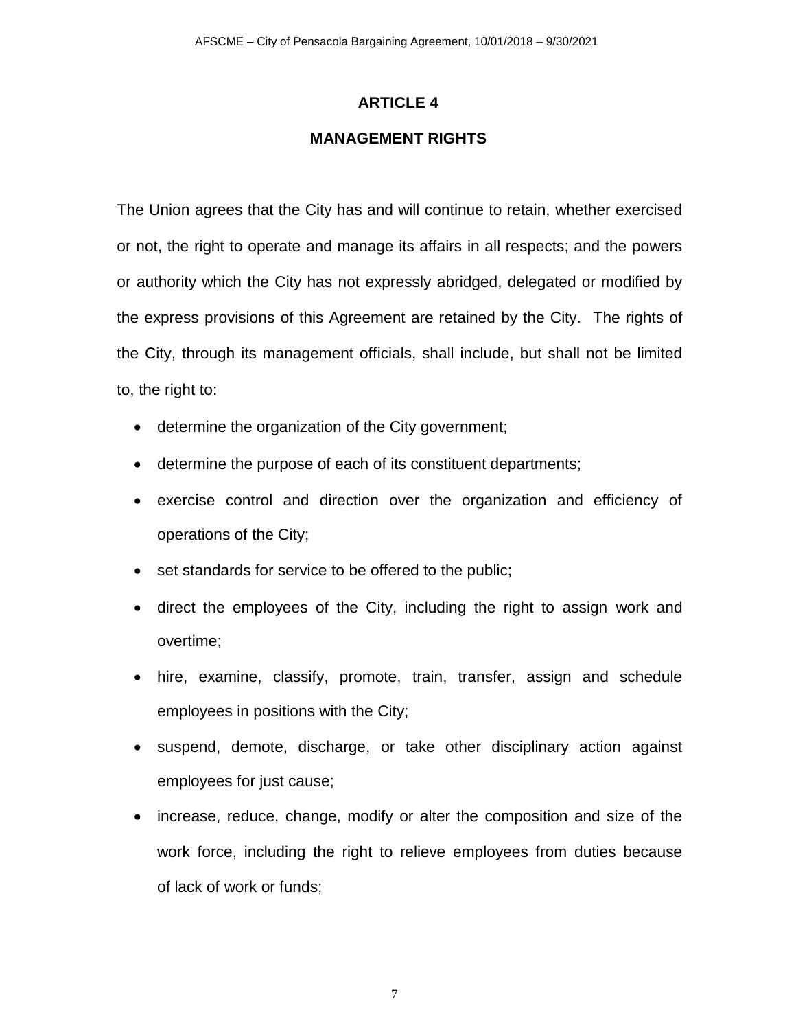# ARTICLE 4

## MANAGEMENT RIGHTS

The Union agrees that the City has and will continue to retain, whether exercised or not, the right to operate and manage its affairs in all respects; and the powers or authority which the City has not expressly abridged, delegated or modified by the express provisions of this Agreement are retained by the City. The rights of the City, through its management officials, shall include, but shall not be limited to, the right to:

- determine the organization of the City government;
- determine the purpose of each of its constituent departments;
- exercise control and direction over the organization and efficiency of operations of the City;
- set standards for service to be offered to the public;
- direct the employees of the City, including the right to assign work and overtime;
- hire, examine, classify, promote, train, transfer, assign and schedule employees in positions with the City;
- suspend, demote, discharge, or take other disciplinary action against employees for just cause;
- increase, reduce, change, modify or alter the composition and size of the work force, including the right to relieve employees from duties because of lack of work or funds;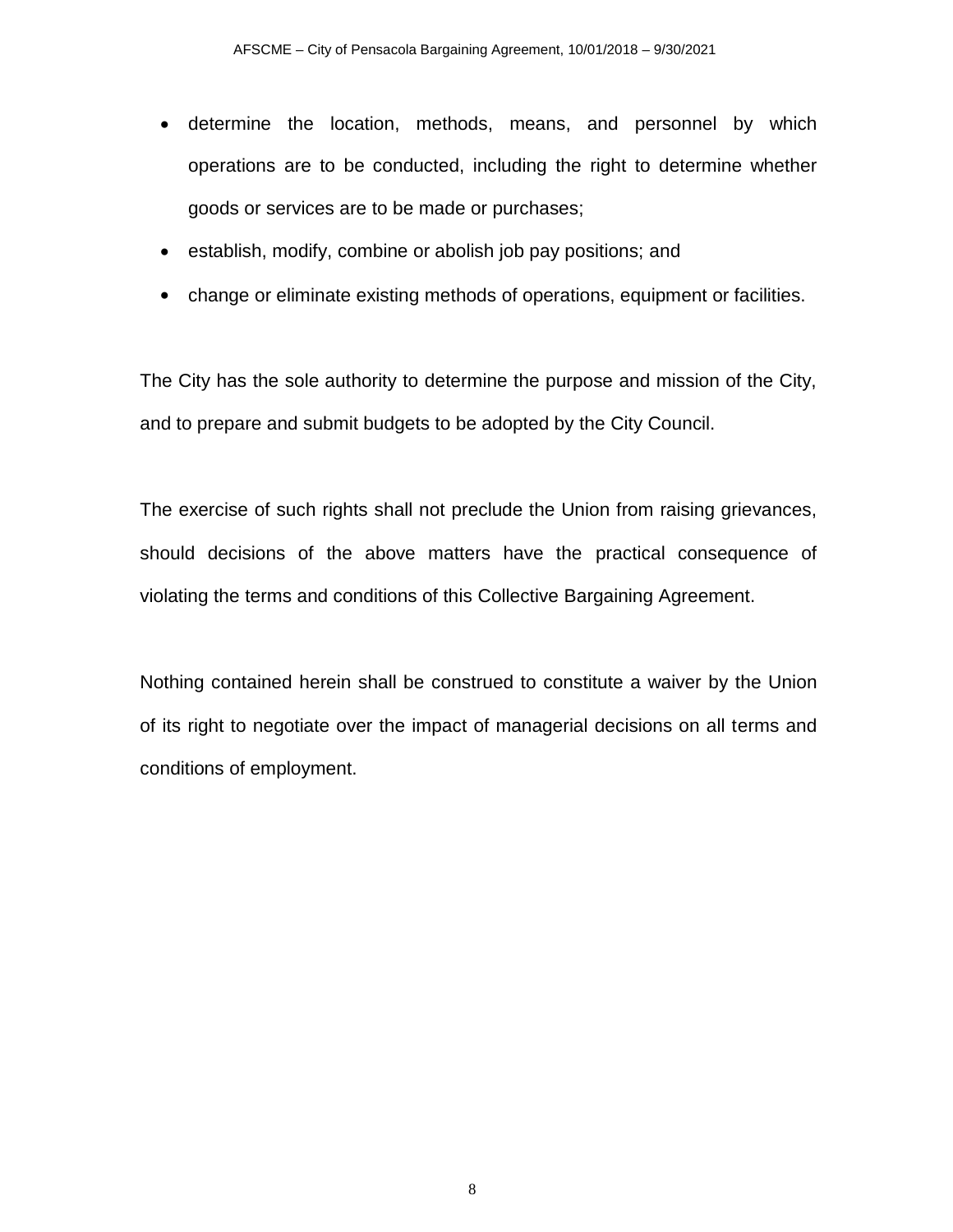- determine the location, methods, means, and personnel by which operations are to be conducted, including the right to determine whether goods or services are to be made or purchases;
- establish, modify, combine or abolish job pay positions; and
- change or eliminate existing methods of operations, equipment or facilities.

The City has the sole authority to determine the purpose and mission of the City, and to prepare and submit budgets to be adopted by the City Council.

The exercise of such rights shall not preclude the Union from raising grievances, should decisions of the above matters have the practical consequence of violating the terms and conditions of this Collective Bargaining Agreement.

Nothing contained herein shall be construed to constitute a waiver by the Union of its right to negotiate over the impact of managerial decisions on all terms and conditions of employment.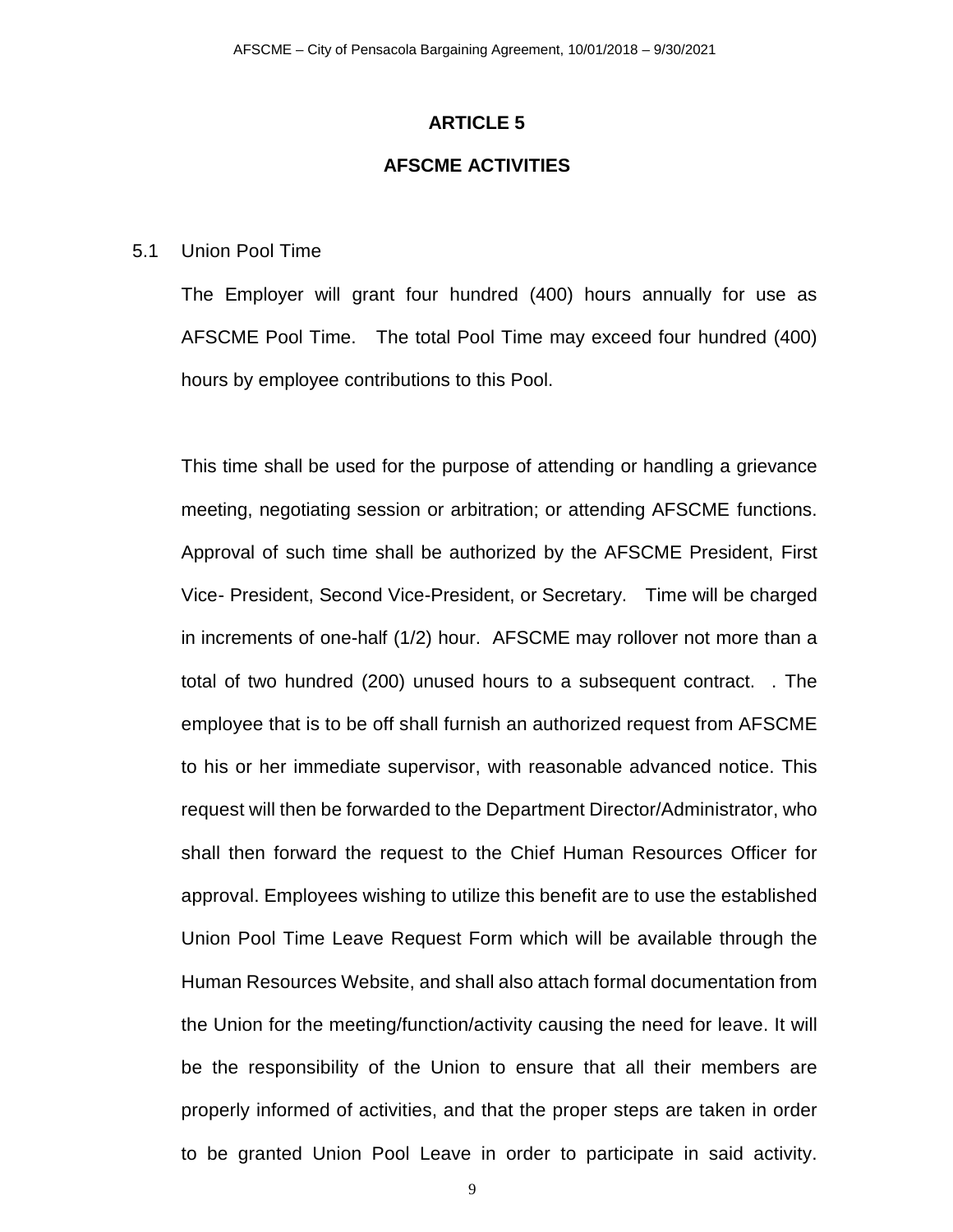# ARTICLE 5

## AFSCME ACTIVITIES

5.1 Union Pool Time

The Employer will grant four hundred (400) hours annually for use as AFSCME Pool Time. The total Pool Time may exceed four hundred (400) hours by employee contributions to this Pool.

This time shall be used for the purpose of attending or handling a grievance meeting, negotiating session or arbitration; or attending AFSCME functions. Approval of such time shall be authorized by the AFSCME President, First Vice- President, Second Vice-President, or Secretary. Time will be charged in increments of one-half (1/2) hour. AFSCME may rollover not more than a total of two hundred (200) unused hours to a subsequent contract. . The employee that is to be off shall furnish an authorized request from AFSCME to his or her immediate supervisor, with reasonable advanced notice. This request will then be forwarded to the Department Director/Administrator, who shall then forward the request to the Chief Human Resources Officer for approval. Employees wishing to utilize this benefit are to use the established Union Pool Time Leave Request Form which will be available through the Human Resources Website, and shall also attach formal documentation from the Union for the meeting/function/activity causing the need for leave. It will be the responsibility of the Union to ensure that all their members are properly informed of activities, and that the proper steps are taken in order to be granted Union Pool Leave in order to participate in said activity.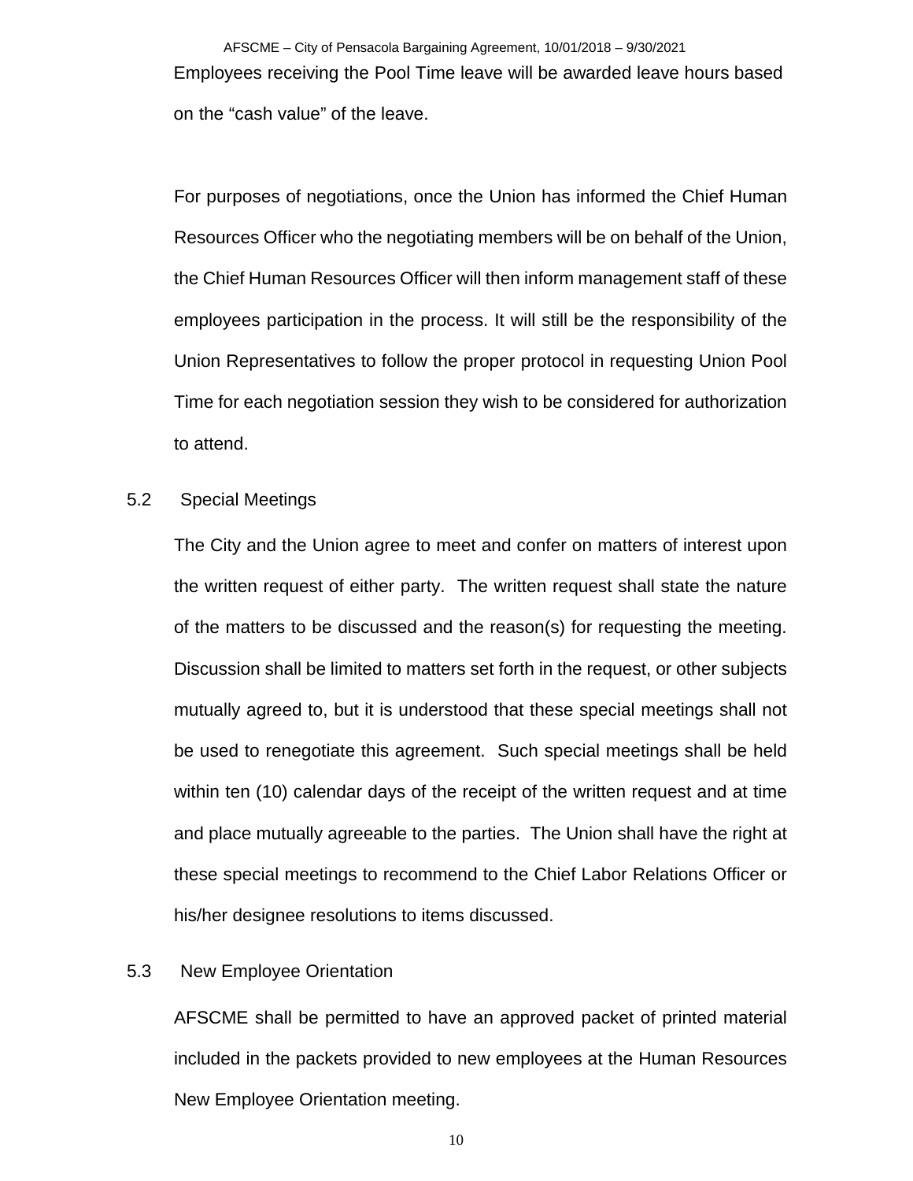Employees receiving the Pool Time leave will be awarded leave hours based on the “cash value” of the leave.

For purposes of negotiations, once the Union has informed the Chief Human Resources Officer who the negotiating members will be on behalf of the Union, the Chief Human Resources Officer will then inform management staff of these employees participation in the process. It will still be the responsibility of the Union Representatives to follow the proper protocol in requesting Union Pool Time for each negotiation session they wish to be considered for authorization to attend.

5.2 Special Meetings

The City and the Union agree to meet and confer on matters of interest upon the written request of either party. The written request shall state the nature of the matters to be discussed and the reason(s) for requesting the meeting. Discussion shall be limited to matters set forth in the request, or other subjects mutually agreed to, but it is understood that these special meetings shall not be used to renegotiate this agreement. Such special meetings shall be held within ten (10) calendar days of the receipt of the written request and at time and place mutually agreeable to the parties. The Union shall have the right at these special meetings to recommend to the Chief Labor Relations Officer or his/her designee resolutions to items discussed.

5.3 New Employee Orientation

AFSCME shall be permitted to have an approved packet of printed material included in the packets provided to new employees at the Human Resources New Employee Orientation meeting.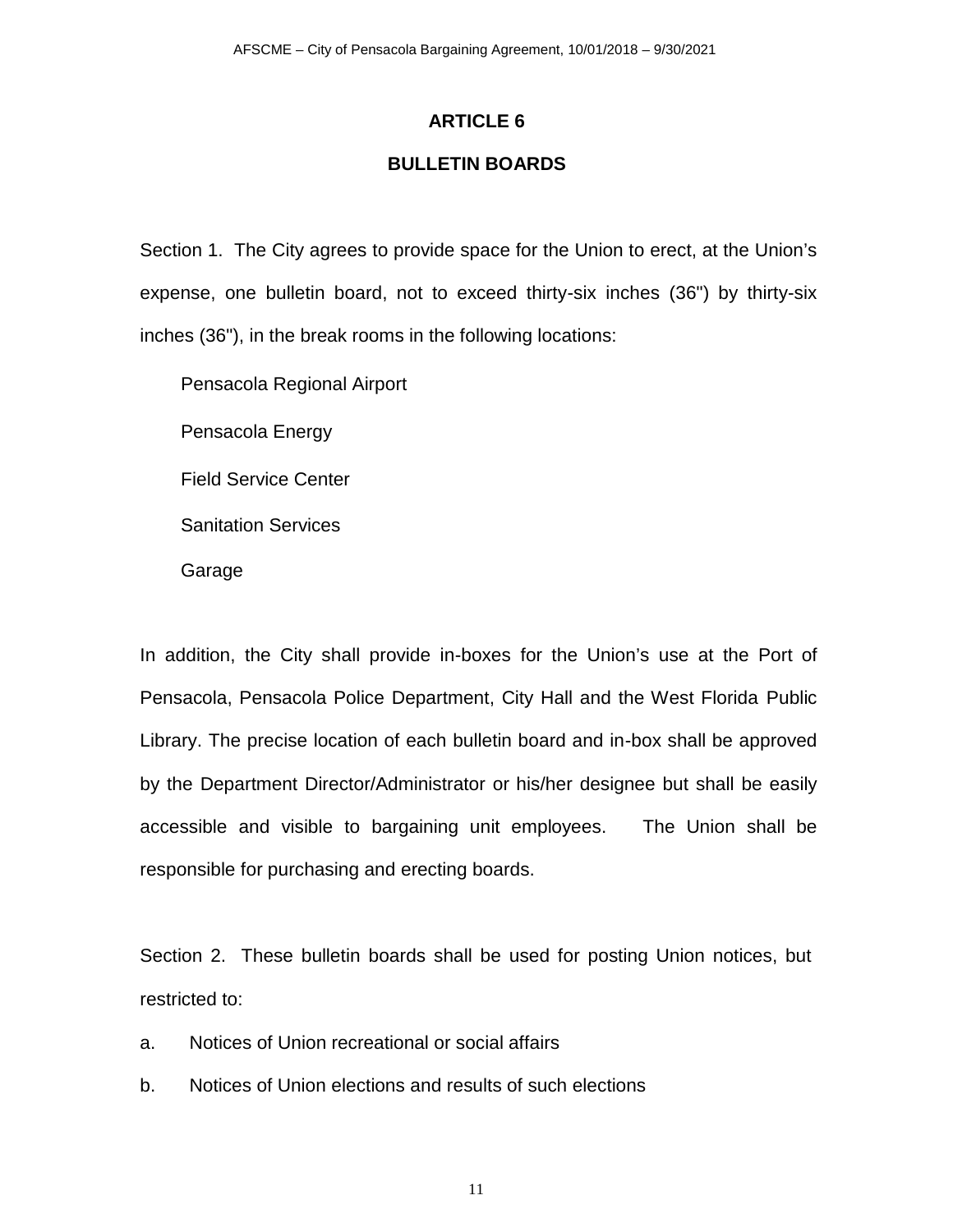# ARTICLE 6

## BULLETIN BOARDS

Section 1. The City agrees to provide space for the Union to erect, at the Union's expense, one bulletin board, not to exceed thirty-six inches (36") by thirty-six inches (36"), in the break rooms in the following locations:

Pensacola Regional Airport

Pensacola Energy

Field Service Center

Sanitation Services

Garage

In addition, the City shall provide in-boxes for the Union's use at the Port of Pensacola, Pensacola Police Department, City Hall and the West Florida Public Library. The precise location of each bulletin board and in-box shall be approved by the Department Director/Administrator or his/her designee but shall be easily accessible and visible to bargaining unit employees. The Union shall be responsible for purchasing and erecting boards.

Section 2. These bulletin boards shall be used for posting Union notices, but restricted to:

a. Notices of Union recreational or social affairs

b. Notices of Union elections and results of such elections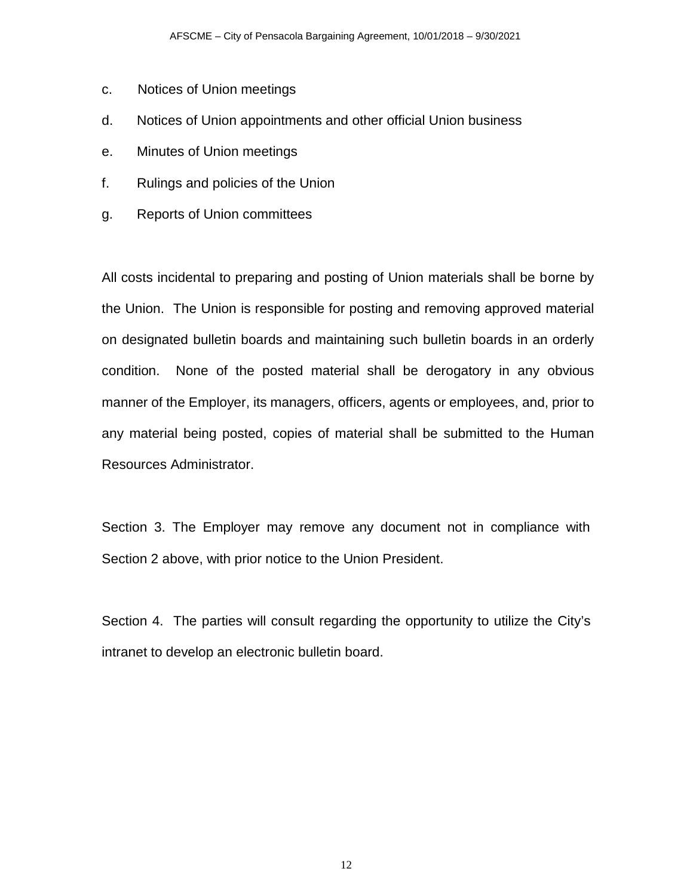c. Notices of Union meetings

d. Notices of Union appointments and other official Union business

e. Minutes of Union meetings

f. Rulings and policies of the Union

g. Reports of Union committees

All costs incidental to preparing and posting of Union materials shall be borne by the Union. The Union is responsible for posting and removing approved material on designated bulletin boards and maintaining such bulletin boards in an orderly condition. None of the posted material shall be derogatory in any obvious manner of the Employer, its managers, officers, agents or employees, and, prior to any material being posted, copies of material shall be submitted to the Human Resources Administrator.

Section 3. The Employer may remove any document not in compliance with Section 2 above, with prior notice to the Union President.

Section 4. The parties will consult regarding the opportunity to utilize the City's intranet to develop an electronic bulletin board.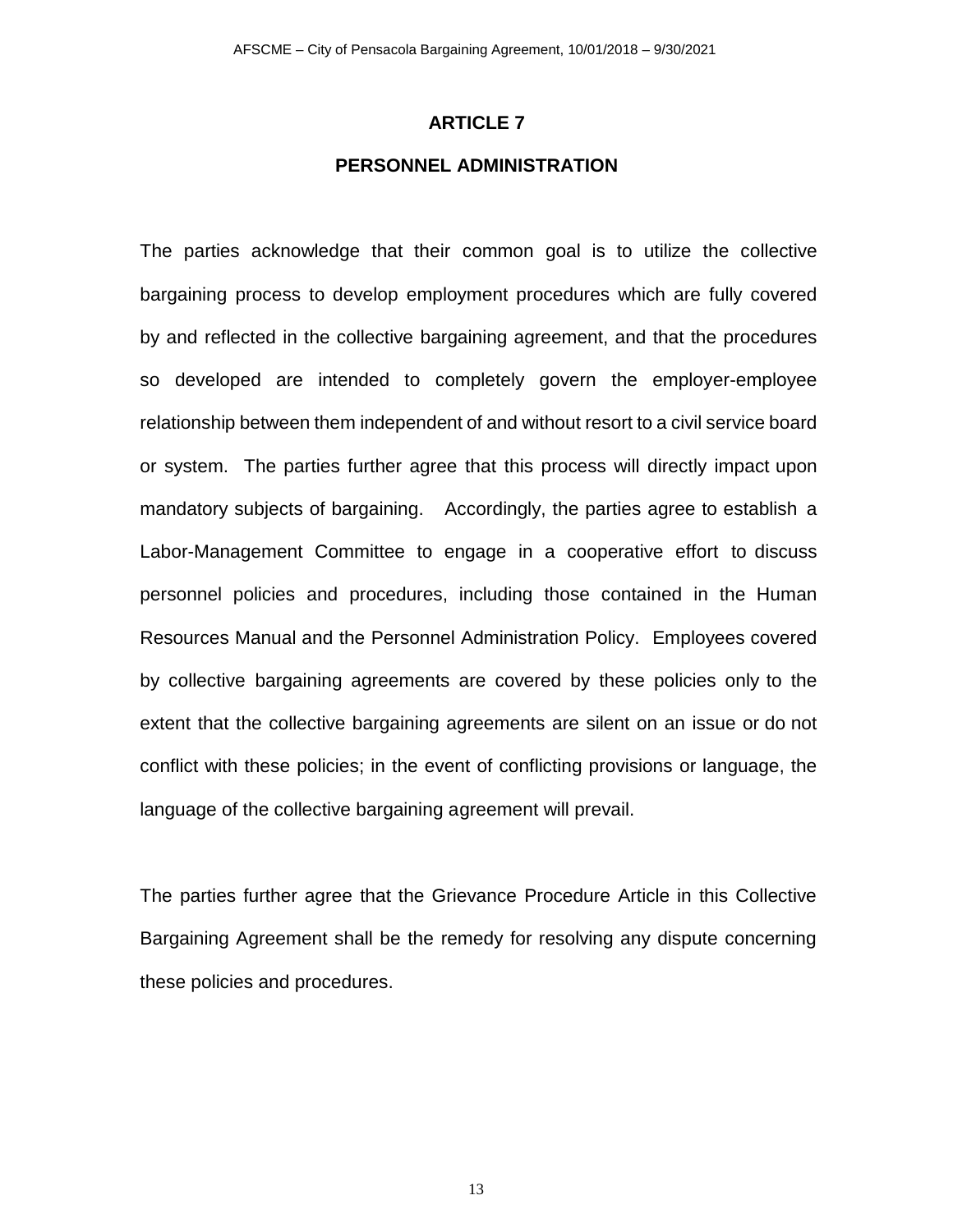# ARTICLE 7

## PERSONNEL ADMINISTRATION

The parties acknowledge that their common goal is to utilize the collective bargaining process to develop employment procedures which are fully covered by and reflected in the collective bargaining agreement, and that the procedures so developed are intended to completely govern the employer-employee relationship between them independent of and without resort to a civil service board or system. The parties further agree that this process will directly impact upon mandatory subjects of bargaining. Accordingly, the parties agree to establish a Labor-Management Committee to engage in a cooperative effort to discuss personnel policies and procedures, including those contained in the Human Resources Manual and the Personnel Administration Policy. Employees covered by collective bargaining agreements are covered by these policies only to the extent that the collective bargaining agreements are silent on an issue or do not conflict with these policies; in the event of conflicting provisions or language, the language of the collective bargaining agreement will prevail.

The parties further agree that the Grievance Procedure Article in this Collective Bargaining Agreement shall be the remedy for resolving any dispute concerning these policies and procedures.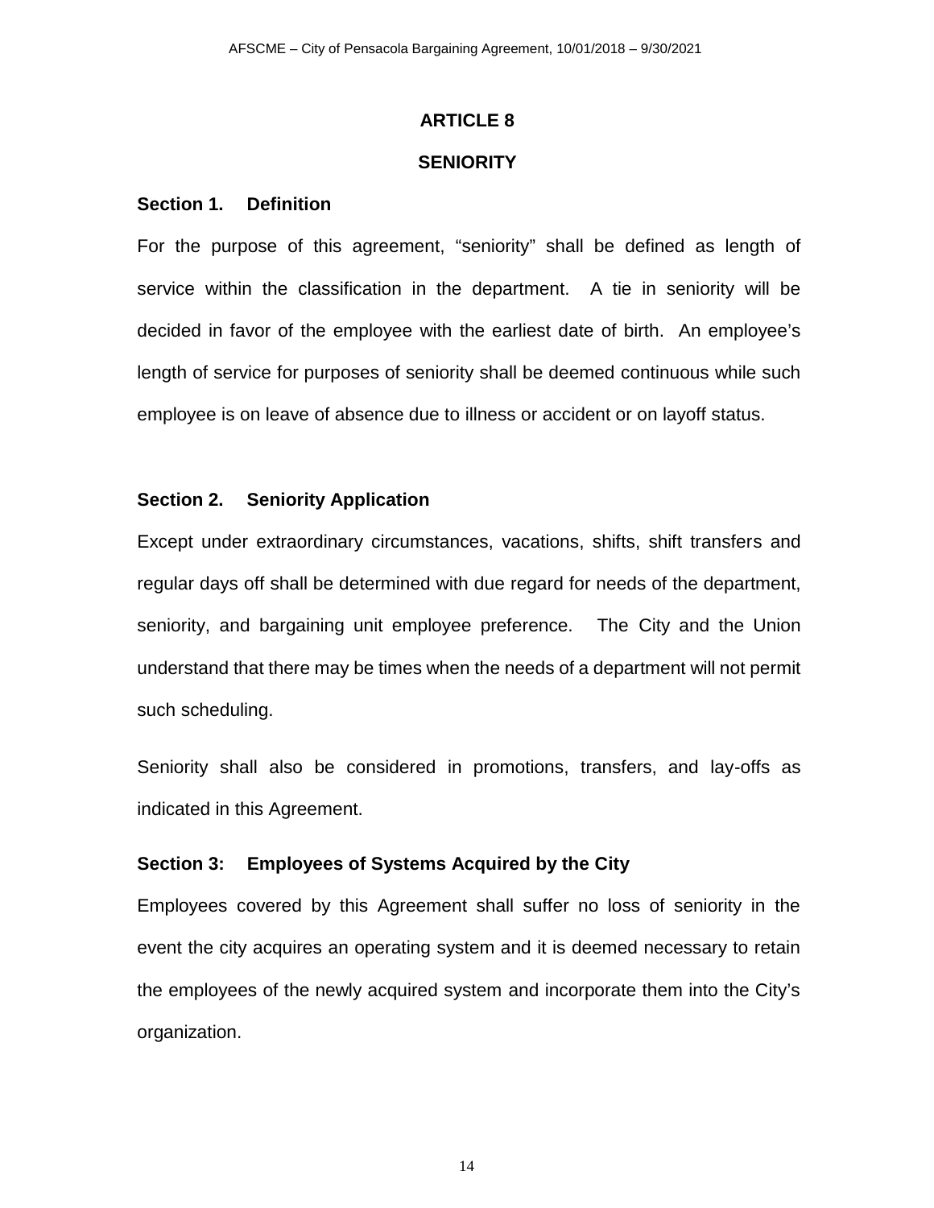## ARTICLE 8

## SENIORITY

### Section 1. Definition

For the purpose of this agreement, "seniority" shall be defined as length of service within the classification in the department. A tie in seniority will be decided in favor of the employee with the earliest date of birth. An employee's length of service for purposes of seniority shall be deemed continuous while such employee is on leave of absence due to illness or accident or on layoff status.

### Section 2. Seniority Application

Except under extraordinary circumstances, vacations, shifts, shift transfers and regular days off shall be determined with due regard for needs of the department, seniority, and bargaining unit employee preference. The City and the Union understand that there may be times when the needs of a department will not permit such scheduling.

Seniority shall also be considered in promotions, transfers, and lay-offs as indicated in this Agreement.

### Section 3: Employees of Systems Acquired by the City

Employees covered by this Agreement shall suffer no loss of seniority in the event the city acquires an operating system and it is deemed necessary to retain the employees of the newly acquired system and incorporate them into the City's organization.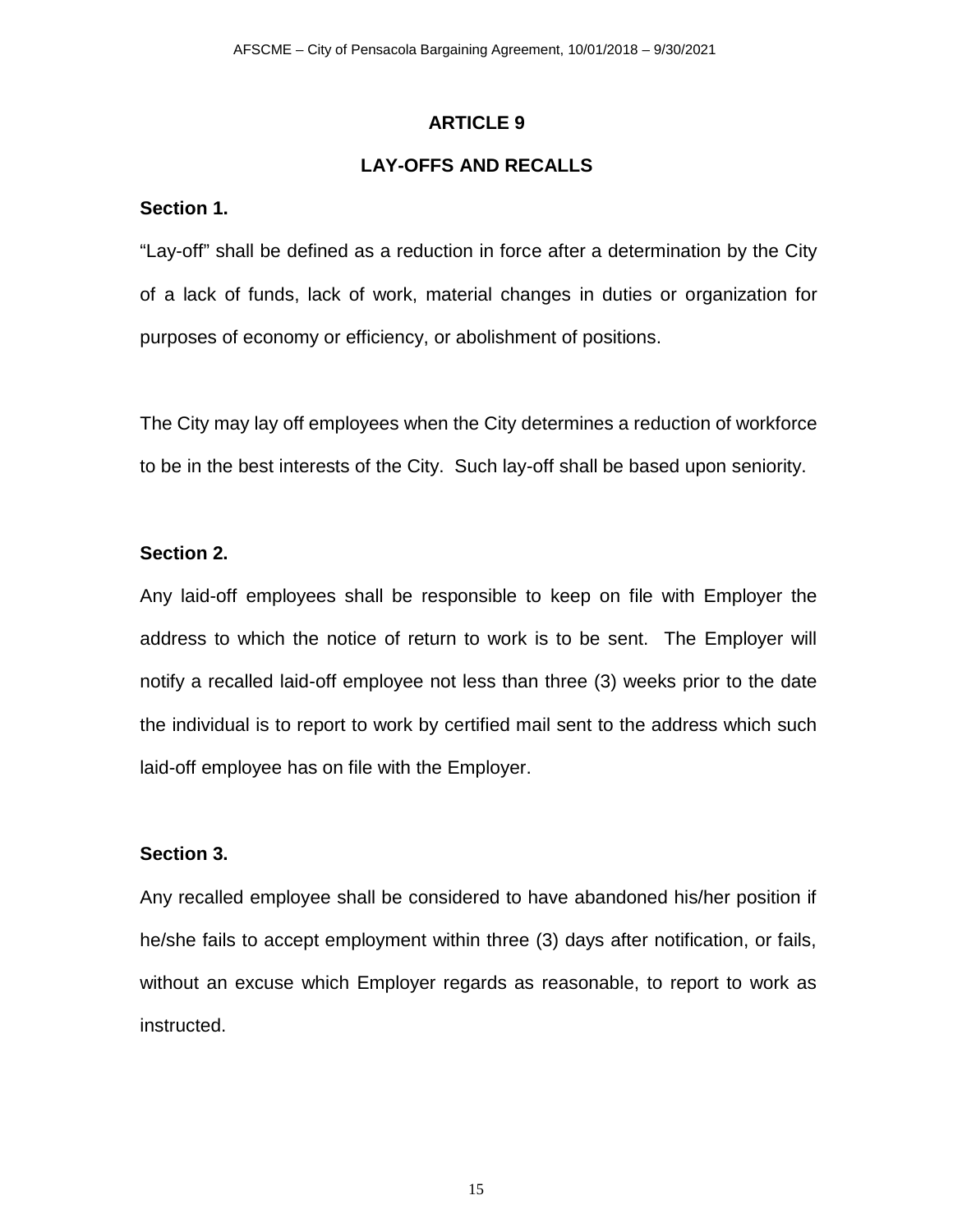# ARTICLE 9

## LAY-OFFS AND RECALLS

**Section 1.**

"Lay-off" shall be defined as a reduction in force after a determination by the City of a lack of funds, lack of work, material changes in duties or organization for purposes of economy or efficiency, or abolishment of positions.

The City may lay off employees when the City determines a reduction of workforce to be in the best interests of the City. Such lay-off shall be based upon seniority.

**Section 2.**

Any laid-off employees shall be responsible to keep on file with Employer the address to which the notice of return to work is to be sent. The Employer will notify a recalled laid-off employee not less than three (3) weeks prior to the date the individual is to report to work by certified mail sent to the address which such laid-off employee has on file with the Employer.

**Section 3.**

Any recalled employee shall be considered to have abandoned his/her position if he/she fails to accept employment within three (3) days after notification, or fails, without an excuse which Employer regards as reasonable, to report to work as instructed.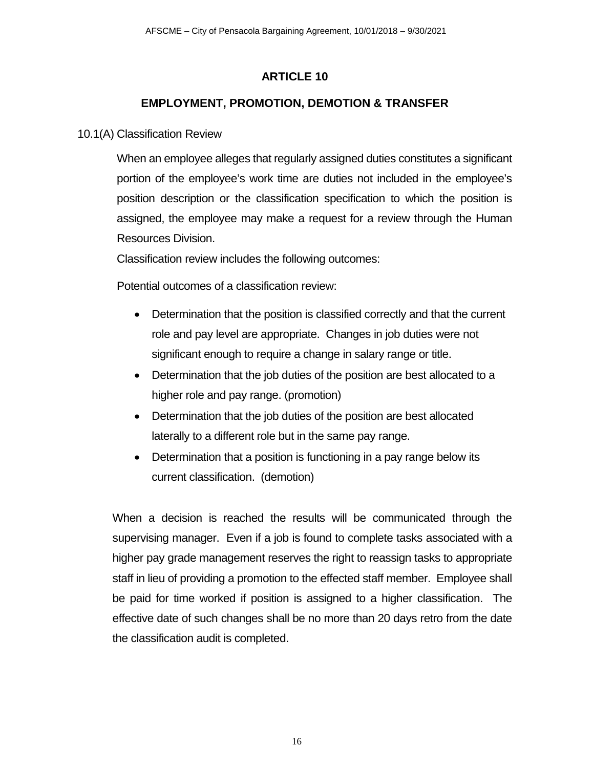# ARTICLE 10

## EMPLOYMENT, PROMOTION, DEMOTION & TRANSFER

10.1(A) Classification Review

When an employee alleges that regularly assigned duties constitutes a significant portion of the employee's work time are duties not included in the employee's position description or the classification specification to which the position is assigned, the employee may make a request for a review through the Human Resources Division.

Classification review includes the following outcomes:

Potential outcomes of a classification review:

- Determination that the position is classified correctly and that the current role and pay level are appropriate. Changes in job duties were not significant enough to require a change in salary range or title.
- Determination that the job duties of the position are best allocated to a higher role and pay range. (promotion)
- Determination that the job duties of the position are best allocated laterally to a different role but in the same pay range.
- Determination that a position is functioning in a pay range below its current classification. (demotion)

When a decision is reached the results will be communicated through the supervising manager. Even if a job is found to complete tasks associated with a higher pay grade management reserves the right to reassign tasks to appropriate staff in lieu of providing a promotion to the effected staff member. Employee shall be paid for time worked if position is assigned to a higher classification. The effective date of such changes shall be no more than 20 days retro from the date the classification audit is completed.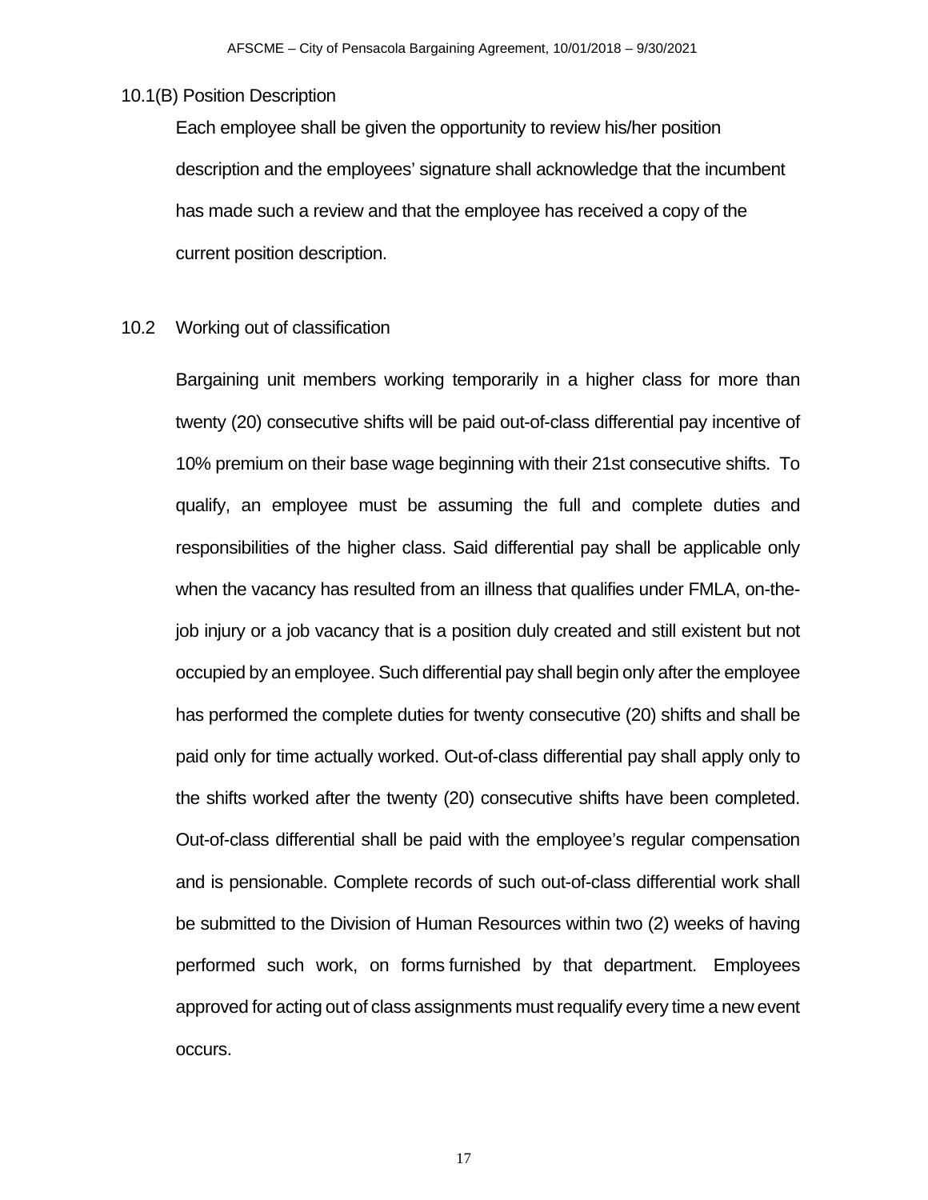### 10.1(B) Position Description

Each employee shall be given the opportunity to review his/her position description and the employees' signature shall acknowledge that the incumbent has made such a review and that the employee has received a copy of the current position description.

### 10.2 Working out of classification

Bargaining unit members working temporarily in a higher class for more than twenty (20) consecutive shifts will be paid out-of-class differential pay incentive of 10% premium on their base wage beginning with their 21st consecutive shifts. To qualify, an employee must be assuming the full and complete duties and responsibilities of the higher class. Said differential pay shall be applicable only when the vacancy has resulted from an illness that qualifies under FMLA, on-the-job injury or a job vacancy that is a position duly created and still existent but not occupied by an employee. Such differential pay shall begin only after the employee has performed the complete duties for twenty consecutive (20) shifts and shall be paid only for time actually worked. Out-of-class differential pay shall apply only to the shifts worked after the twenty (20) consecutive shifts have been completed. Out-of-class differential shall be paid with the employee's regular compensation and is pensionable. Complete records of such out-of-class differential work shall be submitted to the Division of Human Resources within two (2) weeks of having performed such work, on forms furnished by that department. Employees approved for acting out of class assignments must requalify every time a new event occurs.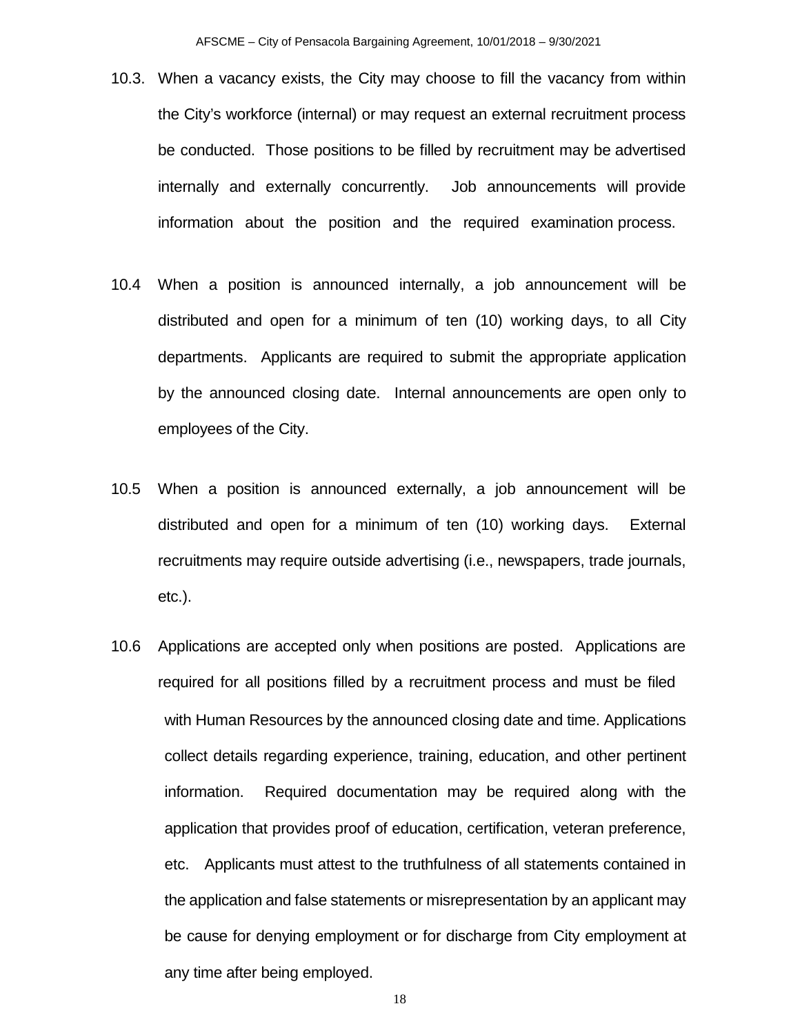10.3. When a vacancy exists, the City may choose to fill the vacancy from within the City's workforce (internal) or may request an external recruitment process be conducted. Those positions to be filled by recruitment may be advertised internally and externally concurrently. Job announcements will provide information about the position and the required examination process.

10.4 When a position is announced internally, a job announcement will be distributed and open for a minimum of ten (10) working days, to all City departments. Applicants are required to submit the appropriate application by the announced closing date. Internal announcements are open only to employees of the City.

10.5 When a position is announced externally, a job announcement will be distributed and open for a minimum of ten (10) working days. External recruitments may require outside advertising (i.e., newspapers, trade journals, etc.).

10.6 Applications are accepted only when positions are posted. Applications are required for all positions filled by a recruitment process and must be filed with Human Resources by the announced closing date and time. Applications collect details regarding experience, training, education, and other pertinent information. Required documentation may be required along with the application that provides proof of education, certification, veteran preference, etc. Applicants must attest to the truthfulness of all statements contained in the application and false statements or misrepresentation by an applicant may be cause for denying employment or for discharge from City employment at any time after being employed.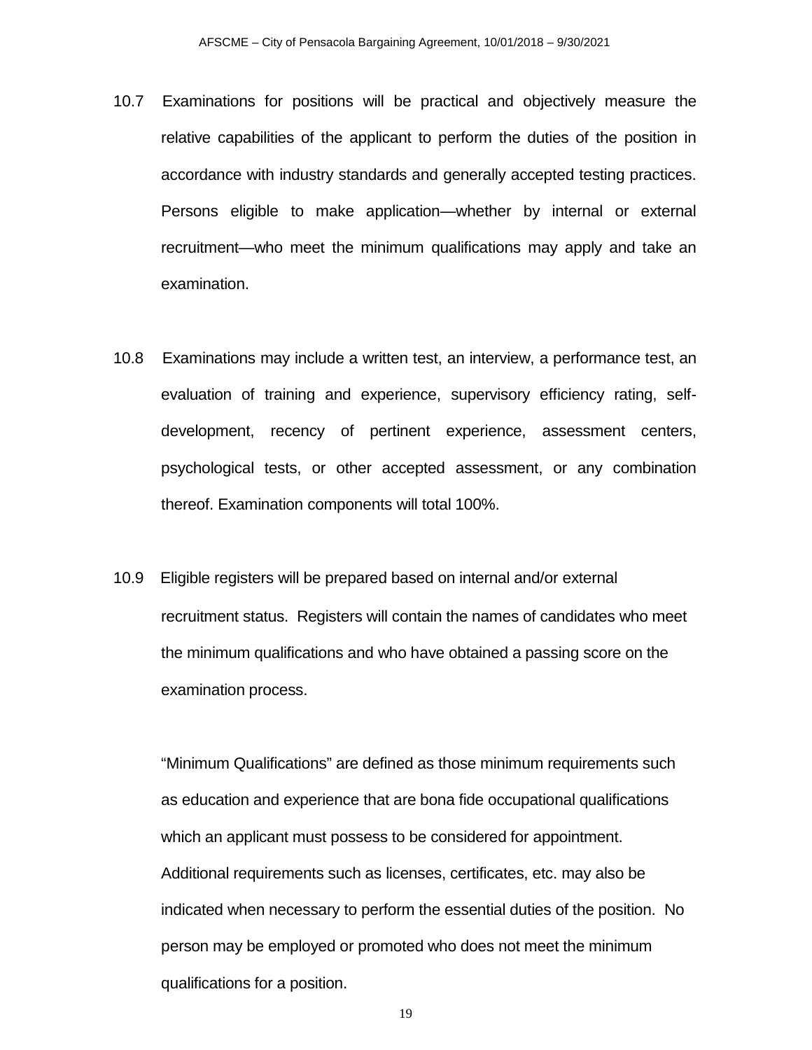10.7 Examinations for positions will be practical and objectively measure the relative capabilities of the applicant to perform the duties of the position in accordance with industry standards and generally accepted testing practices. Persons eligible to make application—whether by internal or external recruitment—who meet the minimum qualifications may apply and take an examination.

10.8 Examinations may include a written test, an interview, a performance test, an evaluation of training and experience, supervisory efficiency rating, self-development, recency of pertinent experience, assessment centers, psychological tests, or other accepted assessment, or any combination thereof. Examination components will total 100%.

10.9 Eligible registers will be prepared based on internal and/or external recruitment status. Registers will contain the names of candidates who meet the minimum qualifications and who have obtained a passing score on the examination process.

"Minimum Qualifications" are defined as those minimum requirements such as education and experience that are bona fide occupational qualifications which an applicant must possess to be considered for appointment. Additional requirements such as licenses, certificates, etc. may also be indicated when necessary to perform the essential duties of the position. No person may be employed or promoted who does not meet the minimum qualifications for a position.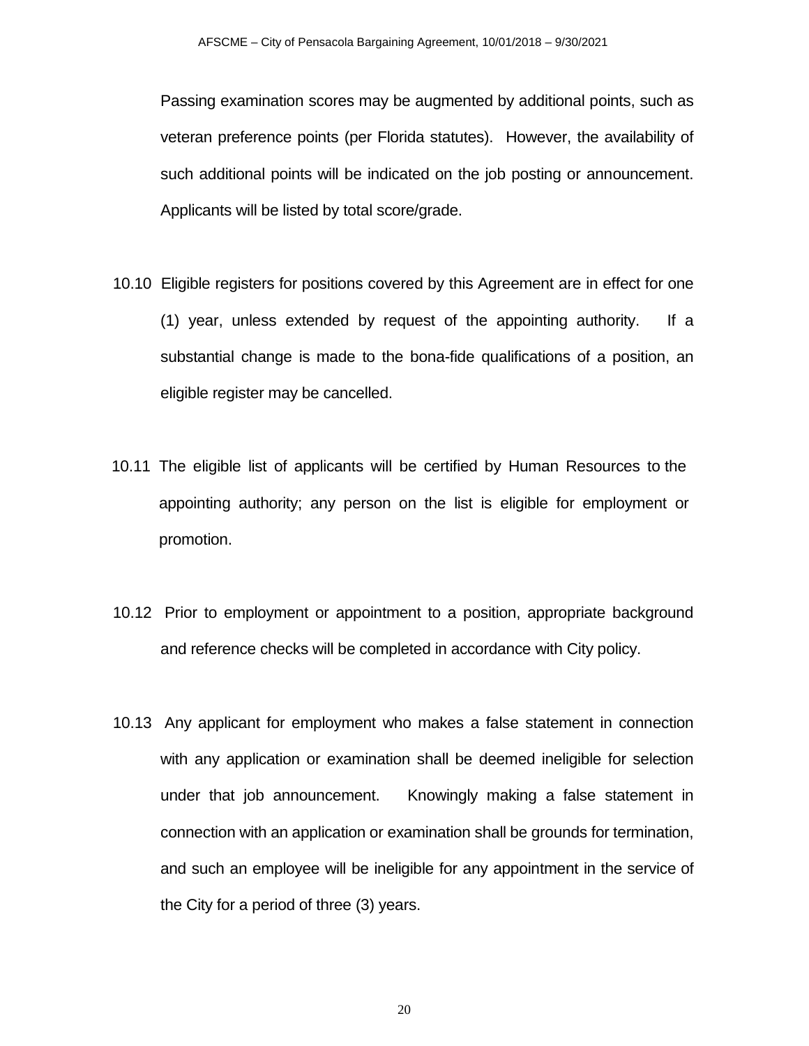Passing examination scores may be augmented by additional points, such as veteran preference points (per Florida statutes). However, the availability of such additional points will be indicated on the job posting or announcement. Applicants will be listed by total score/grade.

10.10 Eligible registers for positions covered by this Agreement are in effect for one (1) year, unless extended by request of the appointing authority. If a substantial change is made to the bona-fide qualifications of a position, an eligible register may be cancelled.

10.11 The eligible list of applicants will be certified by Human Resources to the appointing authority; any person on the list is eligible for employment or promotion.

10.12 Prior to employment or appointment to a position, appropriate background and reference checks will be completed in accordance with City policy.

10.13 Any applicant for employment who makes a false statement in connection with any application or examination shall be deemed ineligible for selection under that job announcement. Knowingly making a false statement in connection with an application or examination shall be grounds for termination, and such an employee will be ineligible for any appointment in the service of the City for a period of three (3) years.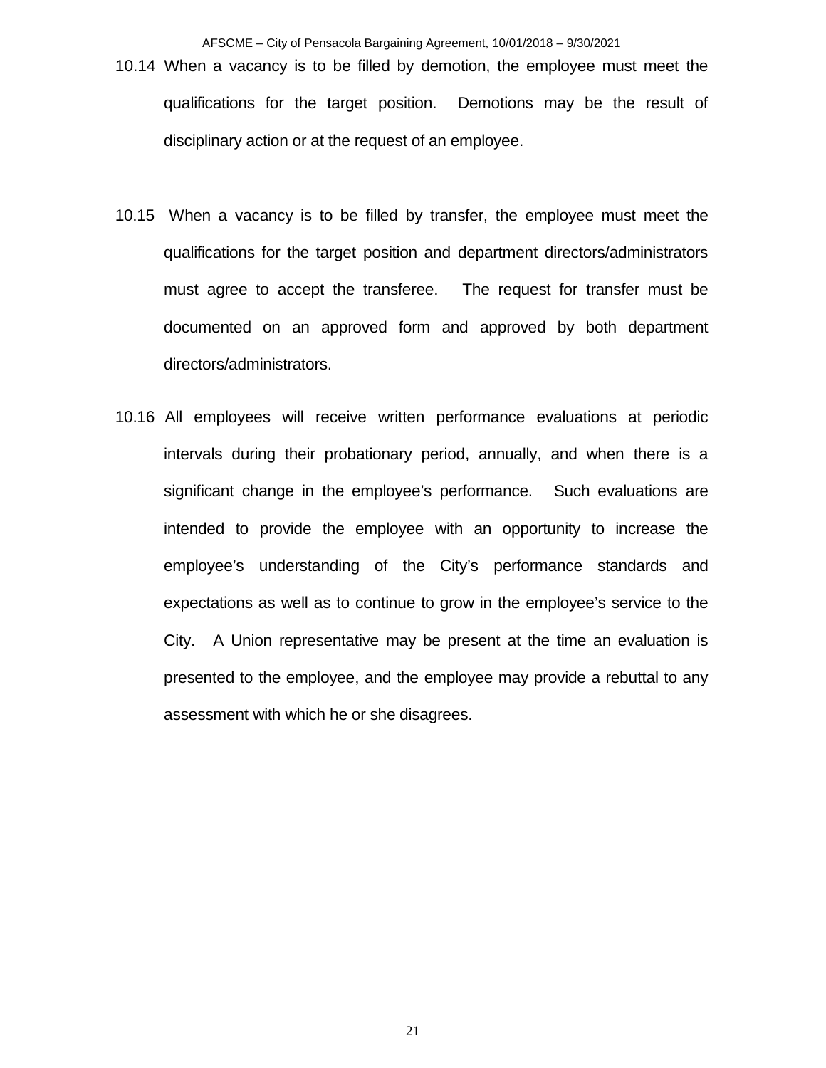10.14 When a vacancy is to be filled by demotion, the employee must meet the qualifications for the target position. Demotions may be the result of disciplinary action or at the request of an employee.

10.15 When a vacancy is to be filled by transfer, the employee must meet the qualifications for the target position and department directors/administrators must agree to accept the transferee. The request for transfer must be documented on an approved form and approved by both department directors/administrators.

10.16 All employees will receive written performance evaluations at periodic intervals during their probationary period, annually, and when there is a significant change in the employee's performance. Such evaluations are intended to provide the employee with an opportunity to increase the employee's understanding of the City's performance standards and expectations as well as to continue to grow in the employee's service to the City. A Union representative may be present at the time an evaluation is presented to the employee, and the employee may provide a rebuttal to any assessment with which he or she disagrees.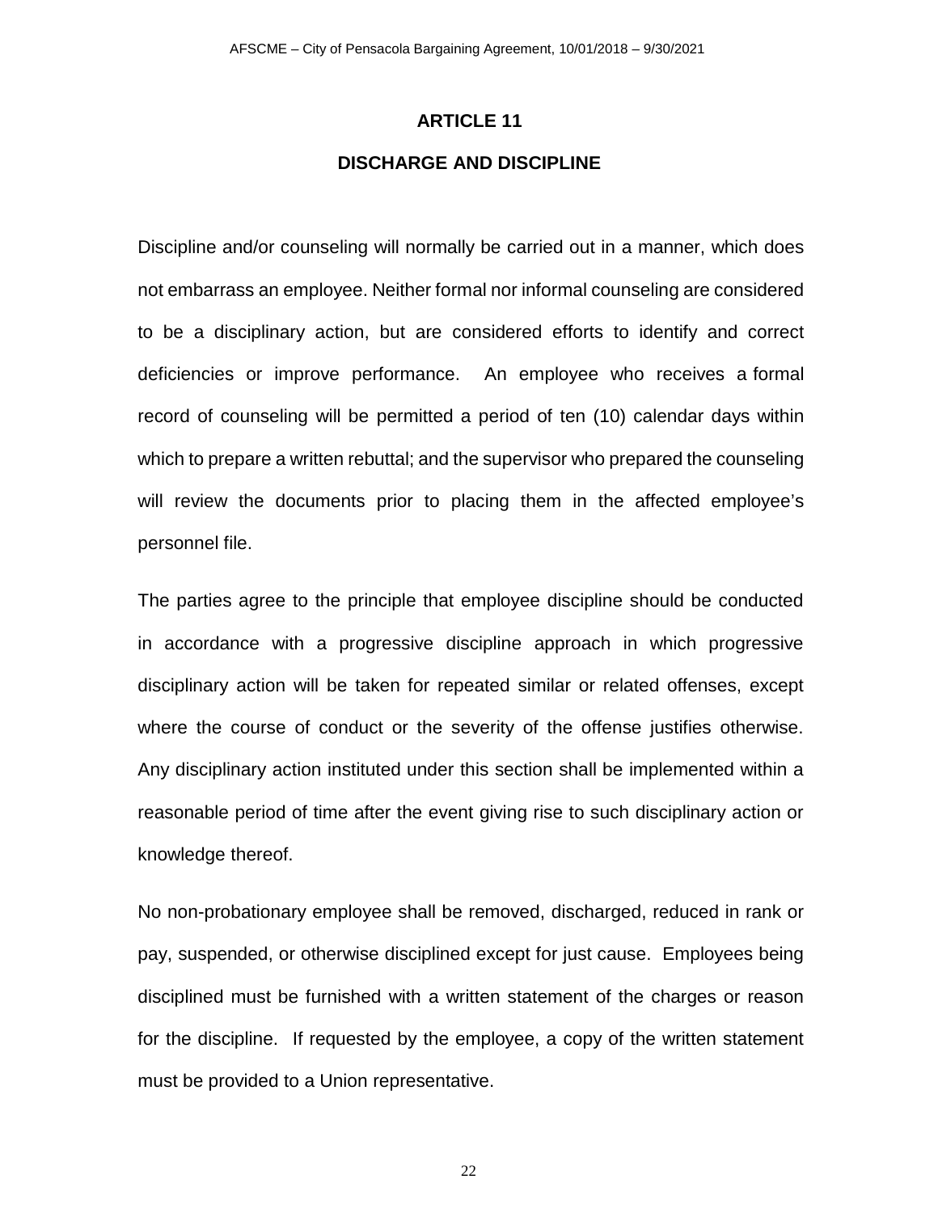# ARTICLE 11

## DISCHARGE AND DISCIPLINE

Discipline and/or counseling will normally be carried out in a manner, which does not embarrass an employee. Neither formal nor informal counseling are considered to be a disciplinary action, but are considered efforts to identify and correct deficiencies or improve performance. An employee who receives a formal record of counseling will be permitted a period of ten (10) calendar days within which to prepare a written rebuttal; and the supervisor who prepared the counseling will review the documents prior to placing them in the affected employee's personnel file.

The parties agree to the principle that employee discipline should be conducted in accordance with a progressive discipline approach in which progressive disciplinary action will be taken for repeated similar or related offenses, except where the course of conduct or the severity of the offense justifies otherwise. Any disciplinary action instituted under this section shall be implemented within a reasonable period of time after the event giving rise to such disciplinary action or knowledge thereof.

No non-probationary employee shall be removed, discharged, reduced in rank or pay, suspended, or otherwise disciplined except for just cause. Employees being disciplined must be furnished with a written statement of the charges or reason for the discipline. If requested by the employee, a copy of the written statement must be provided to a Union representative.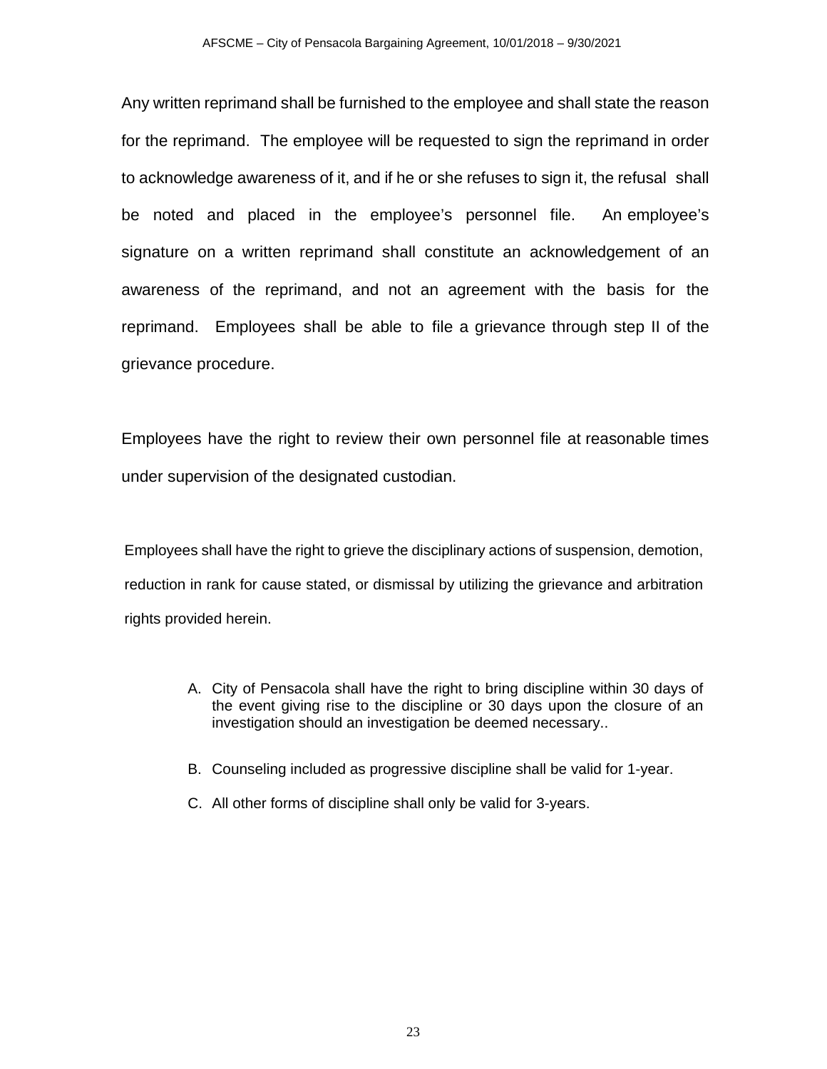Any written reprimand shall be furnished to the employee and shall state the reason for the reprimand. The employee will be requested to sign the reprimand in order to acknowledge awareness of it, and if he or she refuses to sign it, the refusal shall be noted and placed in the employee's personnel file. An employee's signature on a written reprimand shall constitute an acknowledgement of an awareness of the reprimand, and not an agreement with the basis for the reprimand. Employees shall be able to file a grievance through step II of the grievance procedure.

Employees have the right to review their own personnel file at reasonable times under supervision of the designated custodian.

Employees shall have the right to grieve the disciplinary actions of suspension, demotion, reduction in rank for cause stated, or dismissal by utilizing the grievance and arbitration rights provided herein.

A. City of Pensacola shall have the right to bring discipline within 30 days of the event giving rise to the discipline or 30 days upon the closure of an investigation should an investigation be deemed necessary..

B. Counseling included as progressive discipline shall be valid for 1-year.

C. All other forms of discipline shall only be valid for 3-years.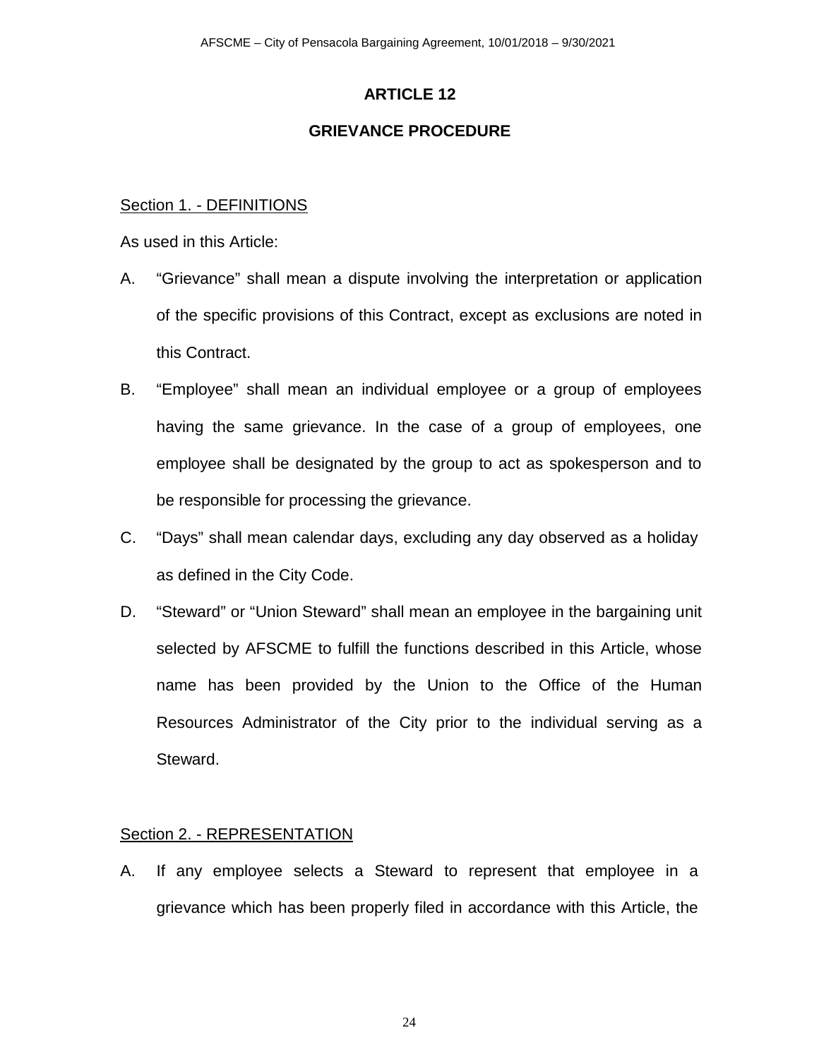# ARTICLE 12

## GRIEVANCE PROCEDURE

Section 1. - DEFINITIONS

As used in this Article:

A. "Grievance" shall mean a dispute involving the interpretation or application of the specific provisions of this Contract, except as exclusions are noted in this Contract.

B. "Employee" shall mean an individual employee or a group of employees having the same grievance. In the case of a group of employees, one employee shall be designated by the group to act as spokesperson and to be responsible for processing the grievance.

C. "Days" shall mean calendar days, excluding any day observed as a holiday as defined in the City Code.

D. "Steward" or "Union Steward" shall mean an employee in the bargaining unit selected by AFSCME to fulfill the functions described in this Article, whose name has been provided by the Union to the Office of the Human Resources Administrator of the City prior to the individual serving as a Steward.

Section 2. - REPRESENTATION

A. If any employee selects a Steward to represent that employee in a grievance which has been properly filed in accordance with this Article, the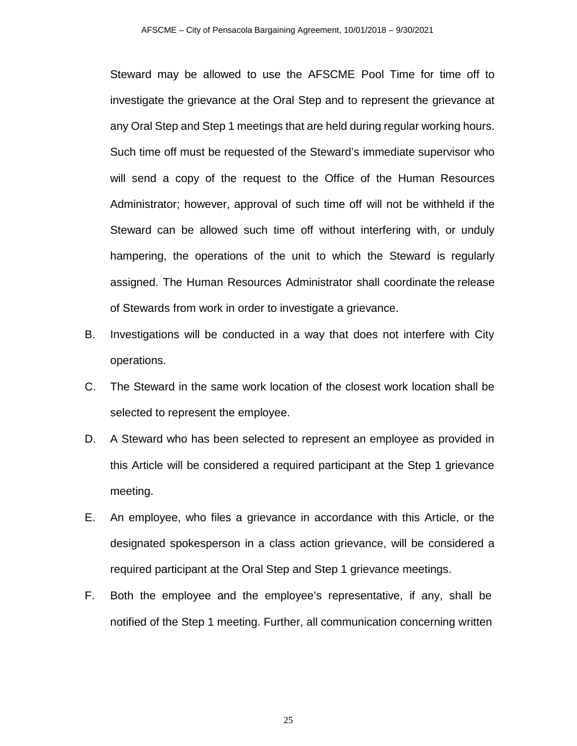Steward may be allowed to use the AFSCME Pool Time for time off to investigate the grievance at the Oral Step and to represent the grievance at any Oral Step and Step 1 meetings that are held during regular working hours. Such time off must be requested of the Steward's immediate supervisor who will send a copy of the request to the Office of the Human Resources Administrator; however, approval of such time off will not be withheld if the Steward can be allowed such time off without interfering with, or unduly hampering, the operations of the unit to which the Steward is regularly assigned. The Human Resources Administrator shall coordinate the release of Stewards from work in order to investigate a grievance.

B. Investigations will be conducted in a way that does not interfere with City operations.

C. The Steward in the same work location of the closest work location shall be selected to represent the employee.

D. A Steward who has been selected to represent an employee as provided in this Article will be considered a required participant at the Step 1 grievance meeting.

E. An employee, who files a grievance in accordance with this Article, or the designated spokesperson in a class action grievance, will be considered a required participant at the Oral Step and Step 1 grievance meetings.

F. Both the employee and the employee's representative, if any, shall be notified of the Step 1 meeting. Further, all communication concerning written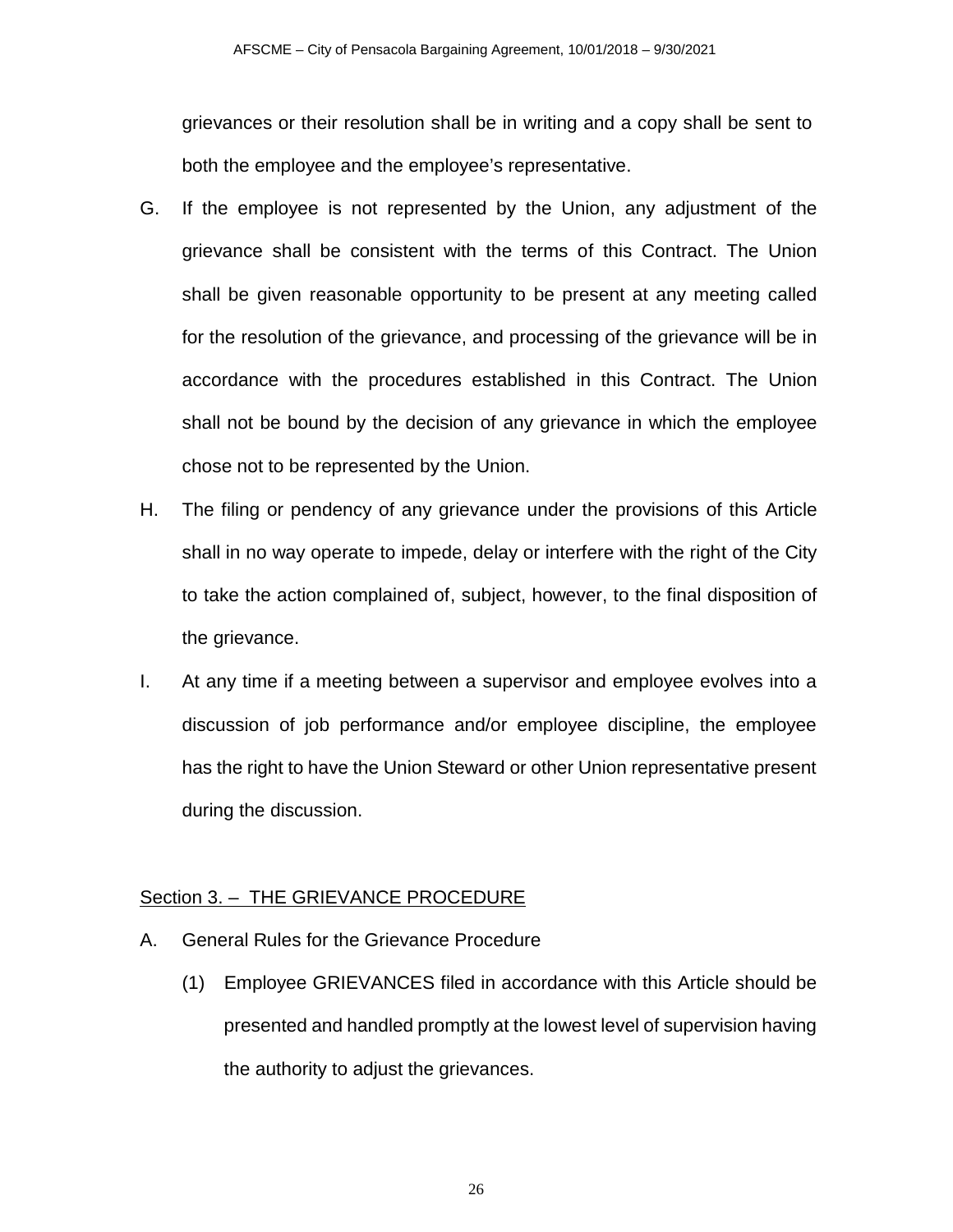grievances or their resolution shall be in writing and a copy shall be sent to both the employee and the employee's representative.

G. If the employee is not represented by the Union, any adjustment of the grievance shall be consistent with the terms of this Contract. The Union shall be given reasonable opportunity to be present at any meeting called for the resolution of the grievance, and processing of the grievance will be in accordance with the procedures established in this Contract. The Union shall not be bound by the decision of any grievance in which the employee chose not to be represented by the Union.

H. The filing or pendency of any grievance under the provisions of this Article shall in no way operate to impede, delay or interfere with the right of the City to take the action complained of, subject, however, to the final disposition of the grievance.

I. At any time if a meeting between a supervisor and employee evolves into a discussion of job performance and/or employee discipline, the employee has the right to have the Union Steward or other Union representative present during the discussion.

## Section 3. – THE GRIEVANCE PROCEDURE

A. General Rules for the Grievance Procedure

   (1) Employee GRIEVANCES filed in accordance with this Article should be presented and handled promptly at the lowest level of supervision having the authority to adjust the grievances.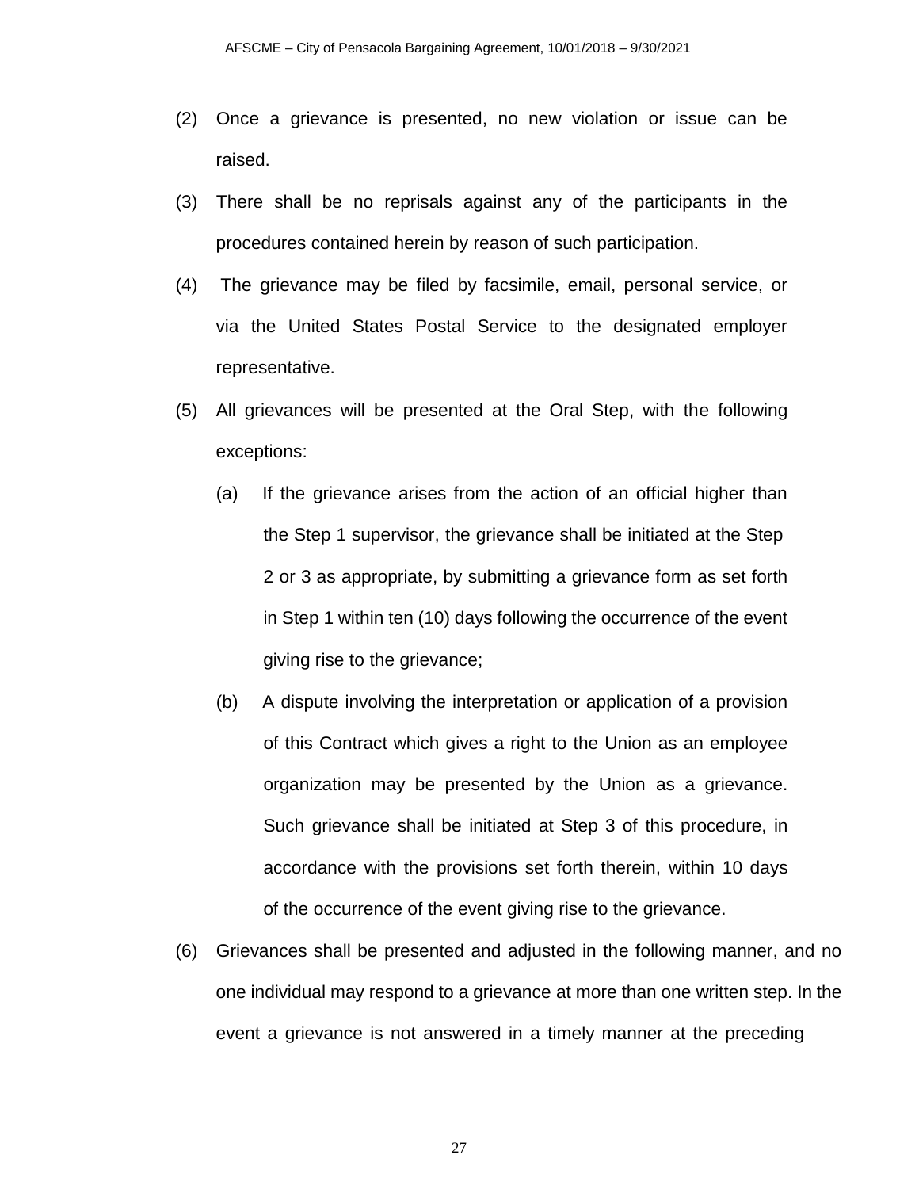(2) Once a grievance is presented, no new violation or issue can be raised.

(3) There shall be no reprisals against any of the participants in the procedures contained herein by reason of such participation.

(4) The grievance may be filed by facsimile, email, personal service, or via the United States Postal Service to the designated employer representative.

(5) All grievances will be presented at the Oral Step, with the following exceptions:

   (a) If the grievance arises from the action of an official higher than the Step 1 supervisor, the grievance shall be initiated at the Step 2 or 3 as appropriate, by submitting a grievance form as set forth in Step 1 within ten (10) days following the occurrence of the event giving rise to the grievance;

   (b) A dispute involving the interpretation or application of a provision of this Contract which gives a right to the Union as an employee organization may be presented by the Union as a grievance. Such grievance shall be initiated at Step 3 of this procedure, in accordance with the provisions set forth therein, within 10 days of the occurrence of the event giving rise to the grievance.

(6) Grievances shall be presented and adjusted in the following manner, and no one individual may respond to a grievance at more than one written step. In the event a grievance is not answered in a timely manner at the preceding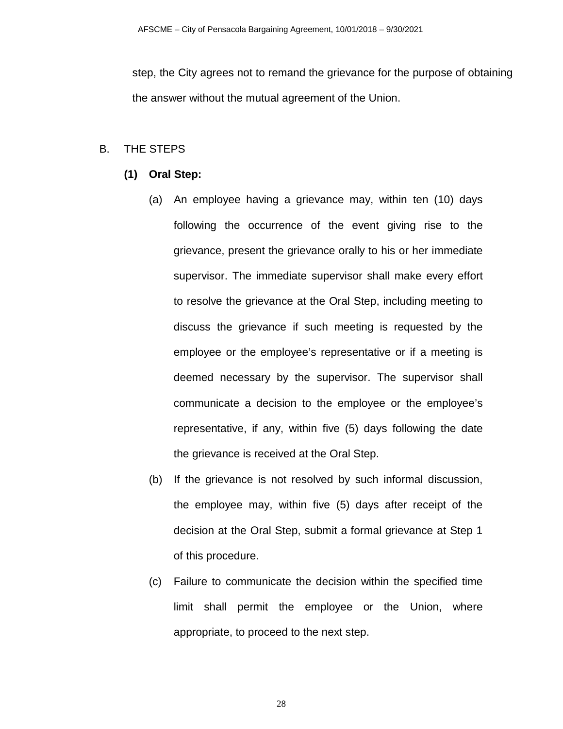step, the City agrees not to remand the grievance for the purpose of obtaining the answer without the mutual agreement of the Union.

B. THE STEPS

**(1) Oral Step:**

(a) An employee having a grievance may, within ten (10) days following the occurrence of the event giving rise to the grievance, present the grievance orally to his or her immediate supervisor. The immediate supervisor shall make every effort to resolve the grievance at the Oral Step, including meeting to discuss the grievance if such meeting is requested by the employee or the employee's representative or if a meeting is deemed necessary by the supervisor. The supervisor shall communicate a decision to the employee or the employee's representative, if any, within five (5) days following the date the grievance is received at the Oral Step.

(b) If the grievance is not resolved by such informal discussion, the employee may, within five (5) days after receipt of the decision at the Oral Step, submit a formal grievance at Step 1 of this procedure.

(c) Failure to communicate the decision within the specified time limit shall permit the employee or the Union, where appropriate, to proceed to the next step.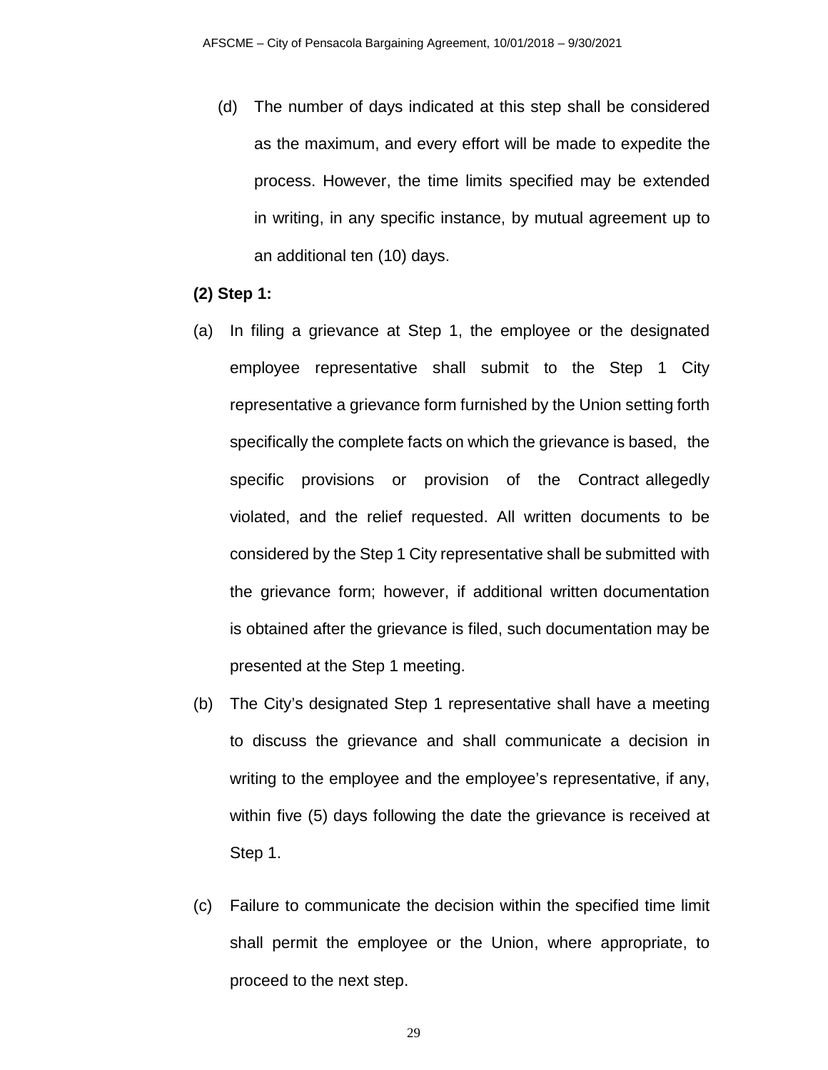(d) The number of days indicated at this step shall be considered as the maximum, and every effort will be made to expedite the process. However, the time limits specified may be extended in writing, in any specific instance, by mutual agreement up to an additional ten (10) days.

**(2) Step 1:**

(a) In filing a grievance at Step 1, the employee or the designated employee representative shall submit to the Step 1 City representative a grievance form furnished by the Union setting forth specifically the complete facts on which the grievance is based, the specific provisions or provision of the Contract allegedly violated, and the relief requested. All written documents to be considered by the Step 1 City representative shall be submitted with the grievance form; however, if additional written documentation is obtained after the grievance is filed, such documentation may be presented at the Step 1 meeting.

(b) The City's designated Step 1 representative shall have a meeting to discuss the grievance and shall communicate a decision in writing to the employee and the employee's representative, if any, within five (5) days following the date the grievance is received at Step 1.

(c) Failure to communicate the decision within the specified time limit shall permit the employee or the Union, where appropriate, to proceed to the next step.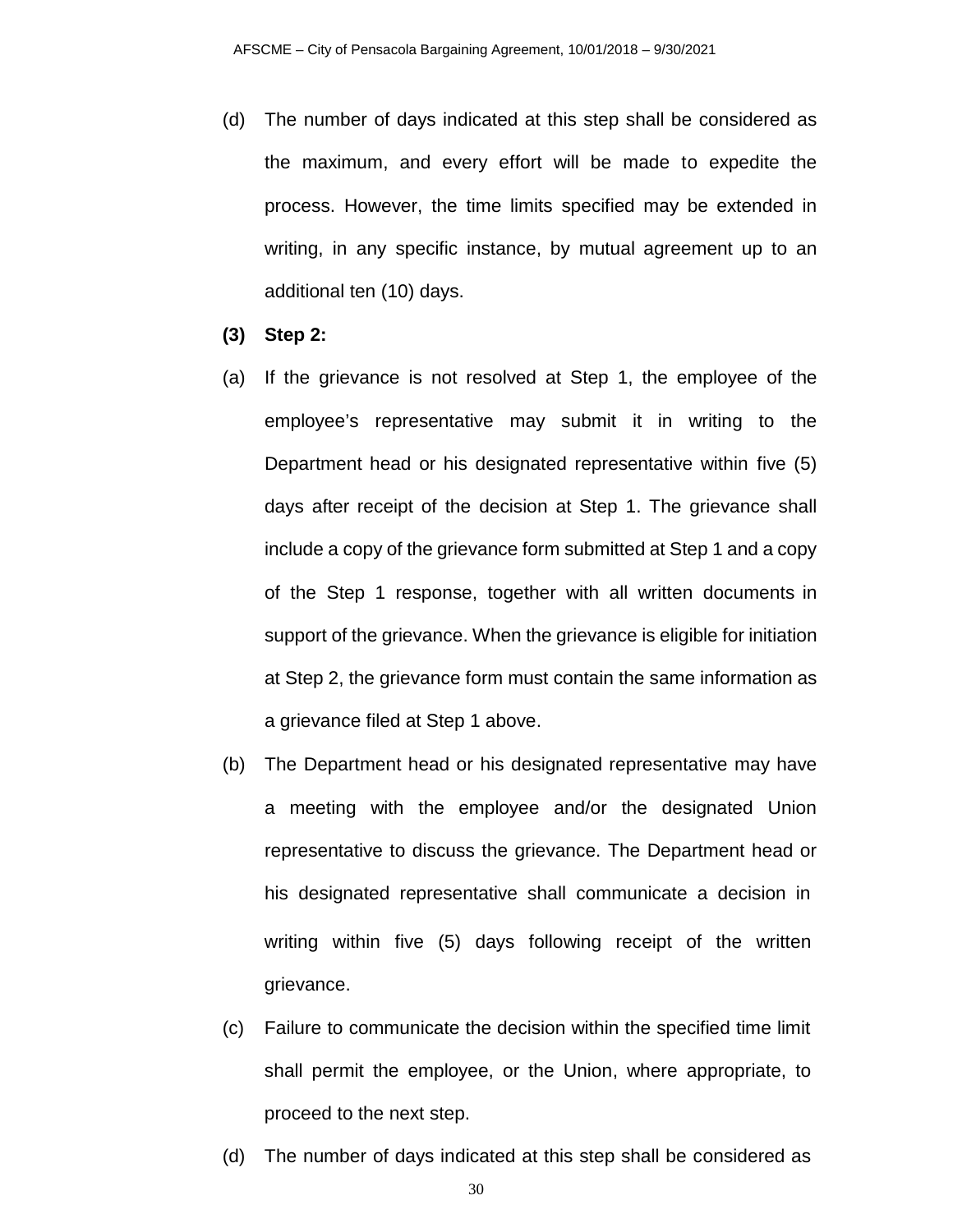(d) The number of days indicated at this step shall be considered as the maximum, and every effort will be made to expedite the process. However, the time limits specified may be extended in writing, in any specific instance, by mutual agreement up to an additional ten (10) days.

**(3) Step 2:**

(a) If the grievance is not resolved at Step 1, the employee of the employee's representative may submit it in writing to the Department head or his designated representative within five (5) days after receipt of the decision at Step 1. The grievance shall include a copy of the grievance form submitted at Step 1 and a copy of the Step 1 response, together with all written documents in support of the grievance. When the grievance is eligible for initiation at Step 2, the grievance form must contain the same information as a grievance filed at Step 1 above.

(b) The Department head or his designated representative may have a meeting with the employee and/or the designated Union representative to discuss the grievance. The Department head or his designated representative shall communicate a decision in writing within five (5) days following receipt of the written grievance.

(c) Failure to communicate the decision within the specified time limit shall permit the employee, or the Union, where appropriate, to proceed to the next step.

(d) The number of days indicated at this step shall be considered as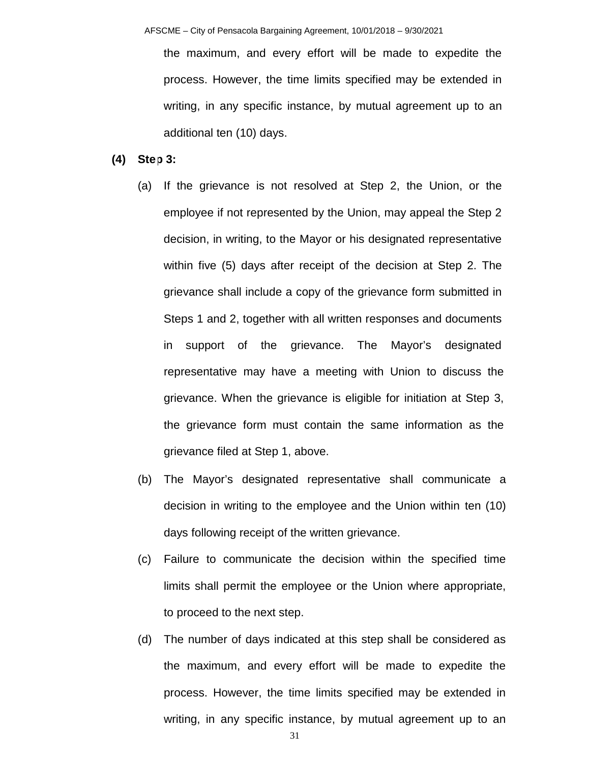the maximum, and every effort will be made to expedite the process. However, the time limits specified may be extended in writing, in any specific instance, by mutual agreement up to an additional ten (10) days.

**(4) Step 3:**

(a) If the grievance is not resolved at Step 2, the Union, or the employee if not represented by the Union, may appeal the Step 2 decision, in writing, to the Mayor or his designated representative within five (5) days after receipt of the decision at Step 2. The grievance shall include a copy of the grievance form submitted in Steps 1 and 2, together with all written responses and documents in support of the grievance. The Mayor's designated representative may have a meeting with Union to discuss the grievance. When the grievance is eligible for initiation at Step 3, the grievance form must contain the same information as the grievance filed at Step 1, above.

(b) The Mayor's designated representative shall communicate a decision in writing to the employee and the Union within ten (10) days following receipt of the written grievance.

(c) Failure to communicate the decision within the specified time limits shall permit the employee or the Union where appropriate, to proceed to the next step.

(d) The number of days indicated at this step shall be considered as the maximum, and every effort will be made to expedite the process. However, the time limits specified may be extended in writing, in any specific instance, by mutual agreement up to an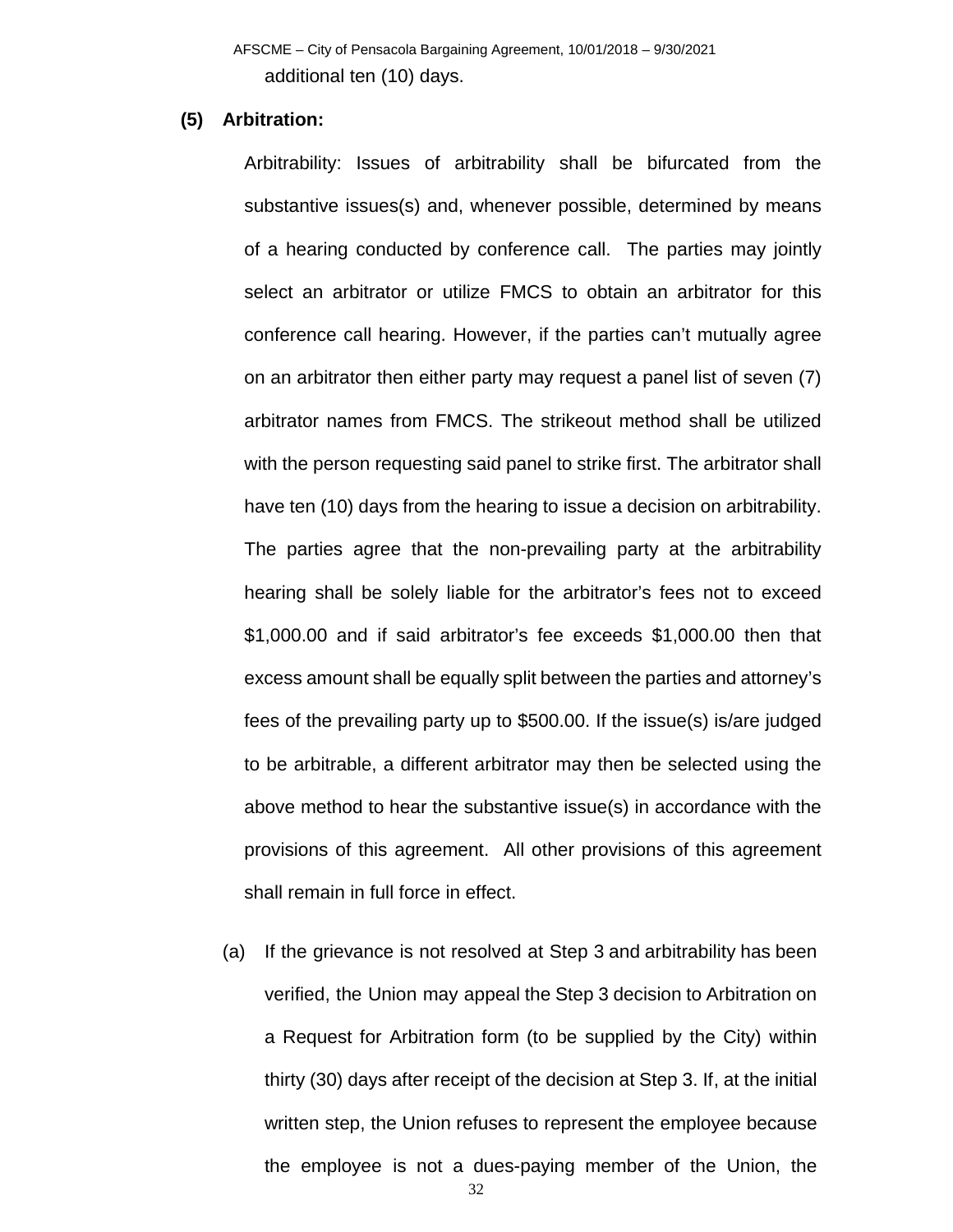additional ten (10) days.

**(5) Arbitration:**

Arbitrability: Issues of arbitrability shall be bifurcated from the substantive issues(s) and, whenever possible, determined by means of a hearing conducted by conference call. The parties may jointly select an arbitrator or utilize FMCS to obtain an arbitrator for this conference call hearing. However, if the parties can't mutually agree on an arbitrator then either party may request a panel list of seven (7) arbitrator names from FMCS. The strikeout method shall be utilized with the person requesting said panel to strike first. The arbitrator shall have ten (10) days from the hearing to issue a decision on arbitrability. The parties agree that the non-prevailing party at the arbitrability hearing shall be solely liable for the arbitrator's fees not to exceed $1,000.00 and if said arbitrator's fee exceeds $1,000.00 then that excess amount shall be equally split between the parties and attorney's fees of the prevailing party up to $500.00. If the issue(s) is/are judged to be arbitrable, a different arbitrator may then be selected using the above method to hear the substantive issue(s) in accordance with the provisions of this agreement. All other provisions of this agreement shall remain in full force in effect.

(a) If the grievance is not resolved at Step 3 and arbitrability has been verified, the Union may appeal the Step 3 decision to Arbitration on a Request for Arbitration form (to be supplied by the City) within thirty (30) days after receipt of the decision at Step 3. If, at the initial written step, the Union refuses to represent the employee because the employee is not a dues-paying member of the Union, the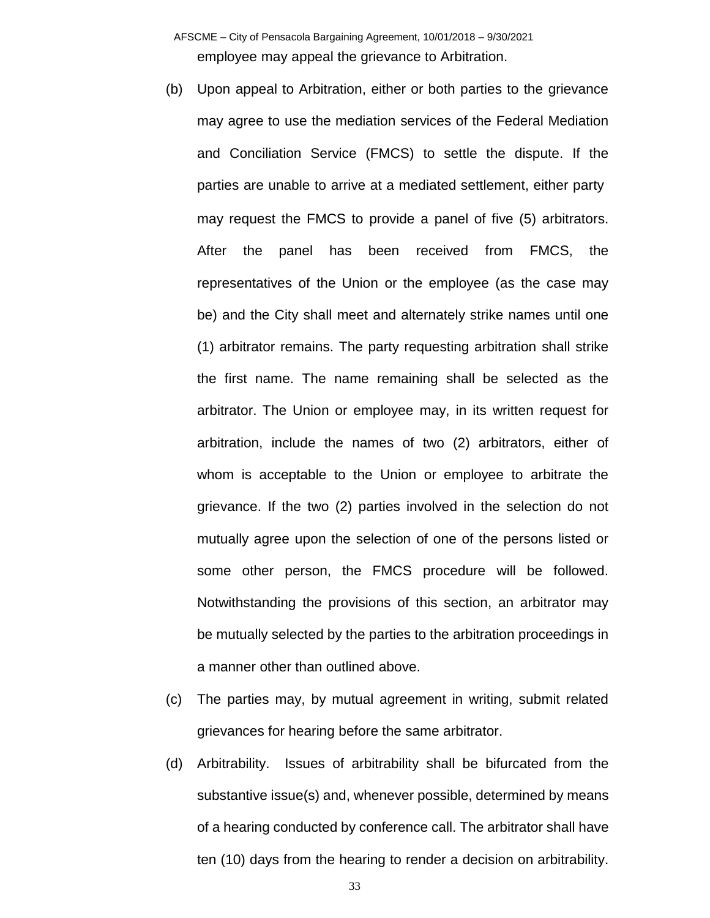employee may appeal the grievance to Arbitration.

(b) Upon appeal to Arbitration, either or both parties to the grievance may agree to use the mediation services of the Federal Mediation and Conciliation Service (FMCS) to settle the dispute. If the parties are unable to arrive at a mediated settlement, either party may request the FMCS to provide a panel of five (5) arbitrators. After the panel has been received from FMCS, the representatives of the Union or the employee (as the case may be) and the City shall meet and alternately strike names until one (1) arbitrator remains. The party requesting arbitration shall strike the first name. The name remaining shall be selected as the arbitrator. The Union or employee may, in its written request for arbitration, include the names of two (2) arbitrators, either of whom is acceptable to the Union or employee to arbitrate the grievance. If the two (2) parties involved in the selection do not mutually agree upon the selection of one of the persons listed or some other person, the FMCS procedure will be followed. Notwithstanding the provisions of this section, an arbitrator may be mutually selected by the parties to the arbitration proceedings in a manner other than outlined above.

(c) The parties may, by mutual agreement in writing, submit related grievances for hearing before the same arbitrator.

(d) Arbitrability. Issues of arbitrability shall be bifurcated from the substantive issue(s) and, whenever possible, determined by means of a hearing conducted by conference call. The arbitrator shall have ten (10) days from the hearing to render a decision on arbitrability.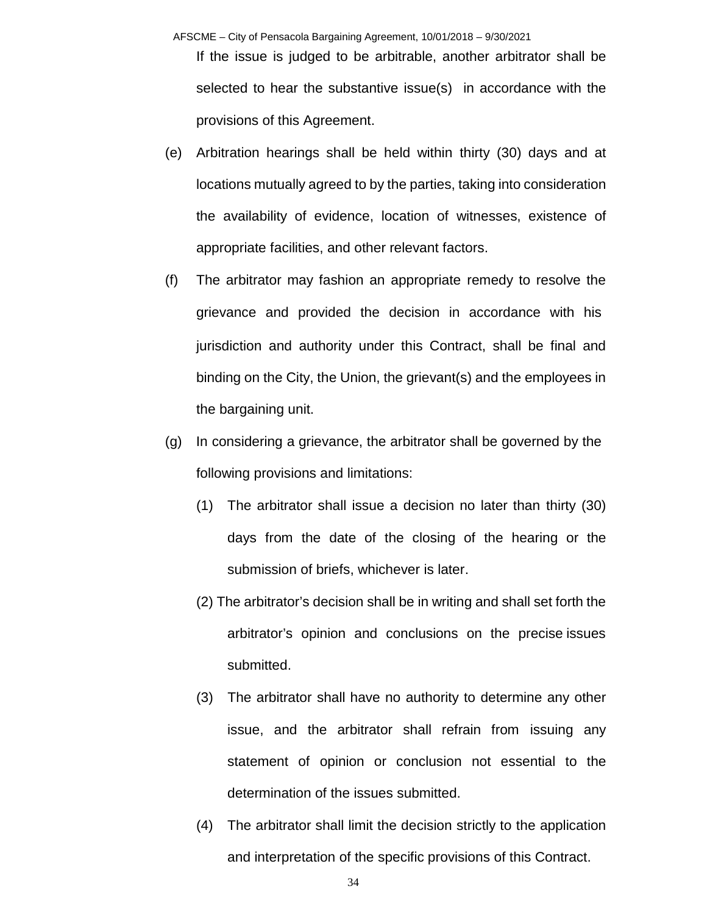If the issue is judged to be arbitrable, another arbitrator shall be selected to hear the substantive issue(s) in accordance with the provisions of this Agreement.

(e) Arbitration hearings shall be held within thirty (30) days and at locations mutually agreed to by the parties, taking into consideration the availability of evidence, location of witnesses, existence of appropriate facilities, and other relevant factors.

(f) The arbitrator may fashion an appropriate remedy to resolve the grievance and provided the decision in accordance with his jurisdiction and authority under this Contract, shall be final and binding on the City, the Union, the grievant(s) and the employees in the bargaining unit.

(g) In considering a grievance, the arbitrator shall be governed by the following provisions and limitations:

   (1) The arbitrator shall issue a decision no later than thirty (30) days from the date of the closing of the hearing or the submission of briefs, whichever is later.

   (2) The arbitrator's decision shall be in writing and shall set forth the arbitrator's opinion and conclusions on the precise issues submitted.

   (3) The arbitrator shall have no authority to determine any other issue, and the arbitrator shall refrain from issuing any statement of opinion or conclusion not essential to the determination of the issues submitted.

   (4) The arbitrator shall limit the decision strictly to the application and interpretation of the specific provisions of this Contract.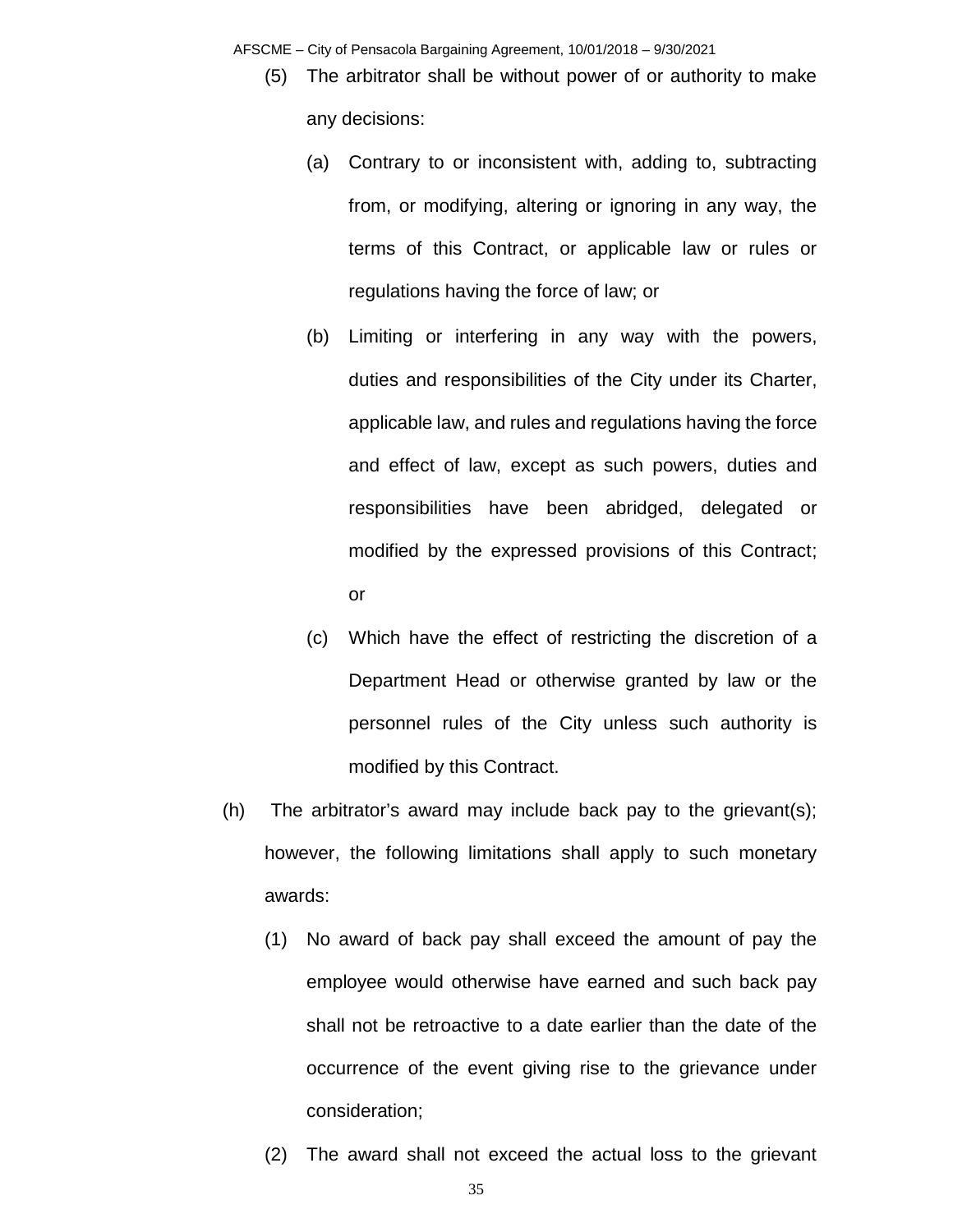(5) The arbitrator shall be without power of or authority to make any decisions:

   (a) Contrary to or inconsistent with, adding to, subtracting from, or modifying, altering or ignoring in any way, the terms of this Contract, or applicable law or rules or regulations having the force of law; or

   (b) Limiting or interfering in any way with the powers, duties and responsibilities of the City under its Charter, applicable law, and rules and regulations having the force and effect of law, except as such powers, duties and responsibilities have been abridged, delegated or modified by the expressed provisions of this Contract; or

   (c) Which have the effect of restricting the discretion of a Department Head or otherwise granted by law or the personnel rules of the City unless such authority is modified by this Contract.

(h) The arbitrator's award may include back pay to the grievant(s); however, the following limitations shall apply to such monetary awards:

   (1) No award of back pay shall exceed the amount of pay the employee would otherwise have earned and such back pay shall not be retroactive to a date earlier than the date of the occurrence of the event giving rise to the grievance under consideration;

   (2) The award shall not exceed the actual loss to the grievant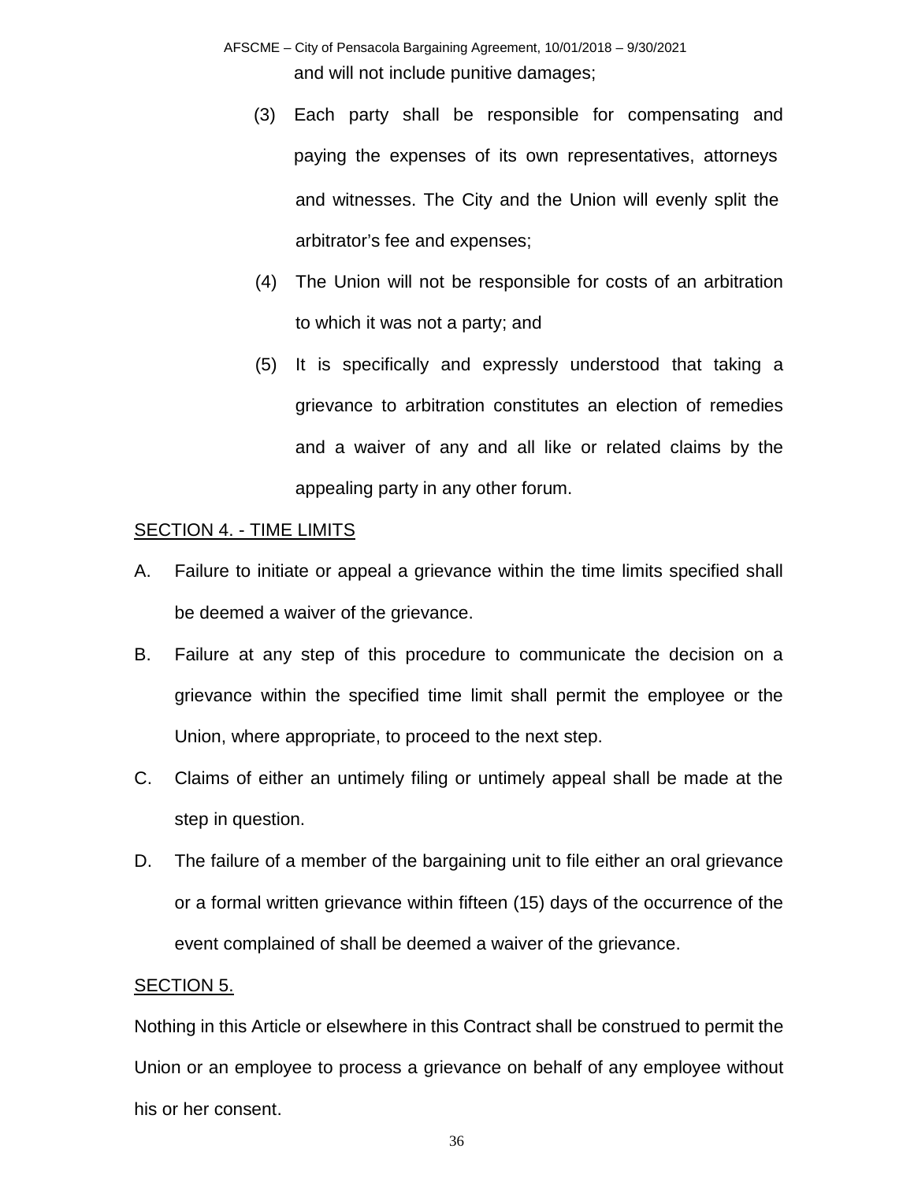and will not include punitive damages;

(3) Each party shall be responsible for compensating and paying the expenses of its own representatives, attorneys and witnesses. The City and the Union will evenly split the arbitrator's fee and expenses;

(4) The Union will not be responsible for costs of an arbitration to which it was not a party; and

(5) It is specifically and expressly understood that taking a grievance to arbitration constitutes an election of remedies and a waiver of any and all like or related claims by the appealing party in any other forum.

SECTION 4. - TIME LIMITS

A. Failure to initiate or appeal a grievance within the time limits specified shall be deemed a waiver of the grievance.

B. Failure at any step of this procedure to communicate the decision on a grievance within the specified time limit shall permit the employee or the Union, where appropriate, to proceed to the next step.

C. Claims of either an untimely filing or untimely appeal shall be made at the step in question.

D. The failure of a member of the bargaining unit to file either an oral grievance or a formal written grievance within fifteen (15) days of the occurrence of the event complained of shall be deemed a waiver of the grievance.

SECTION 5.

Nothing in this Article or elsewhere in this Contract shall be construed to permit the Union or an employee to process a grievance on behalf of any employee without his or her consent.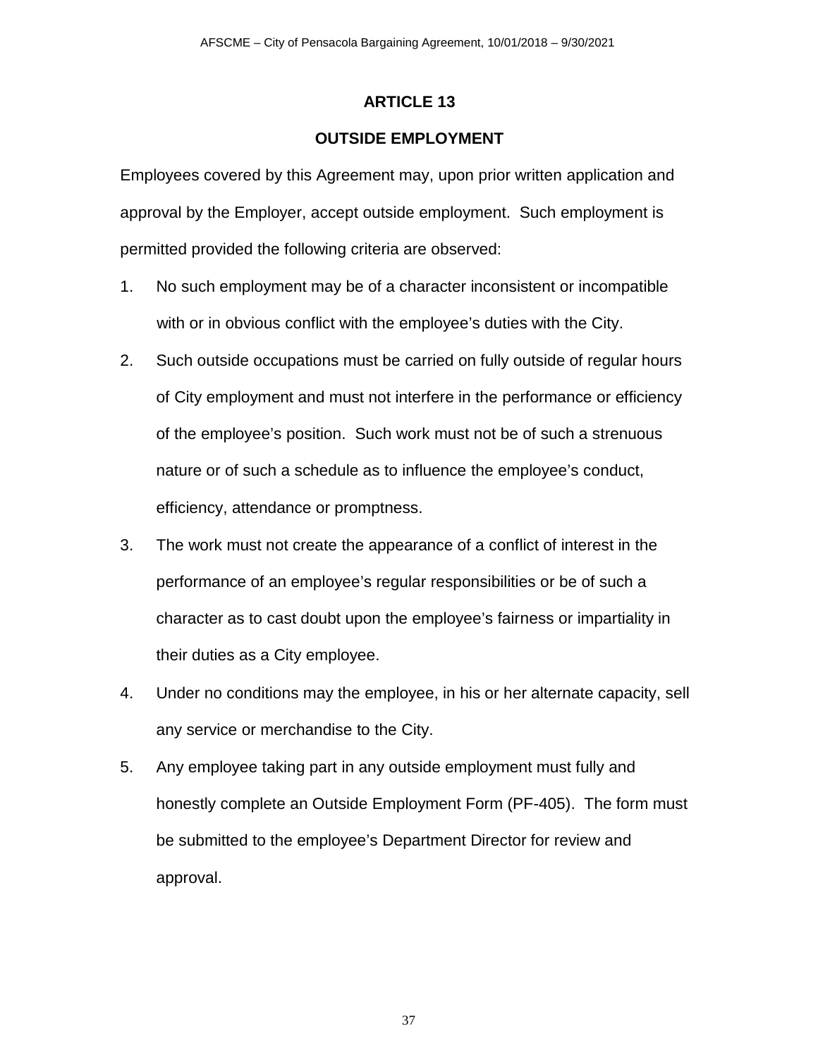# ARTICLE 13

## OUTSIDE EMPLOYMENT

Employees covered by this Agreement may, upon prior written application and approval by the Employer, accept outside employment. Such employment is permitted provided the following criteria are observed:

1. No such employment may be of a character inconsistent or incompatible with or in obvious conflict with the employee's duties with the City.
2. Such outside occupations must be carried on fully outside of regular hours of City employment and must not interfere in the performance or efficiency of the employee's position. Such work must not be of such a strenuous nature or of such a schedule as to influence the employee's conduct, efficiency, attendance or promptness.
3. The work must not create the appearance of a conflict of interest in the performance of an employee's regular responsibilities or be of such a character as to cast doubt upon the employee's fairness or impartiality in their duties as a City employee.
4. Under no conditions may the employee, in his or her alternate capacity, sell any service or merchandise to the City.
5. Any employee taking part in any outside employment must fully and honestly complete an Outside Employment Form (PF-405). The form must be submitted to the employee's Department Director for review and approval.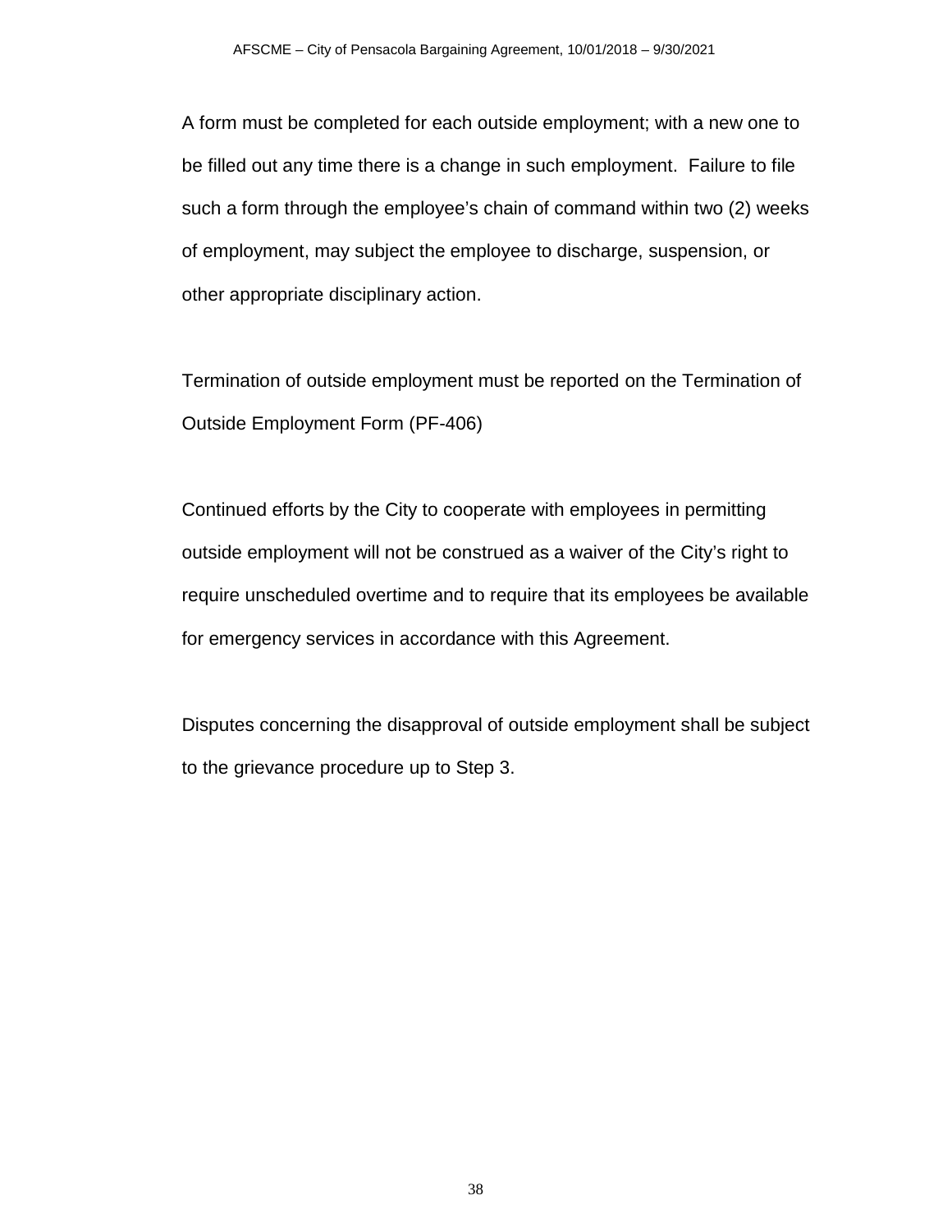A form must be completed for each outside employment; with a new one to be filled out any time there is a change in such employment. Failure to file such a form through the employee's chain of command within two (2) weeks of employment, may subject the employee to discharge, suspension, or other appropriate disciplinary action.

Termination of outside employment must be reported on the Termination of Outside Employment Form (PF-406)

Continued efforts by the City to cooperate with employees in permitting outside employment will not be construed as a waiver of the City's right to require unscheduled overtime and to require that its employees be available for emergency services in accordance with this Agreement.

Disputes concerning the disapproval of outside employment shall be subject to the grievance procedure up to Step 3.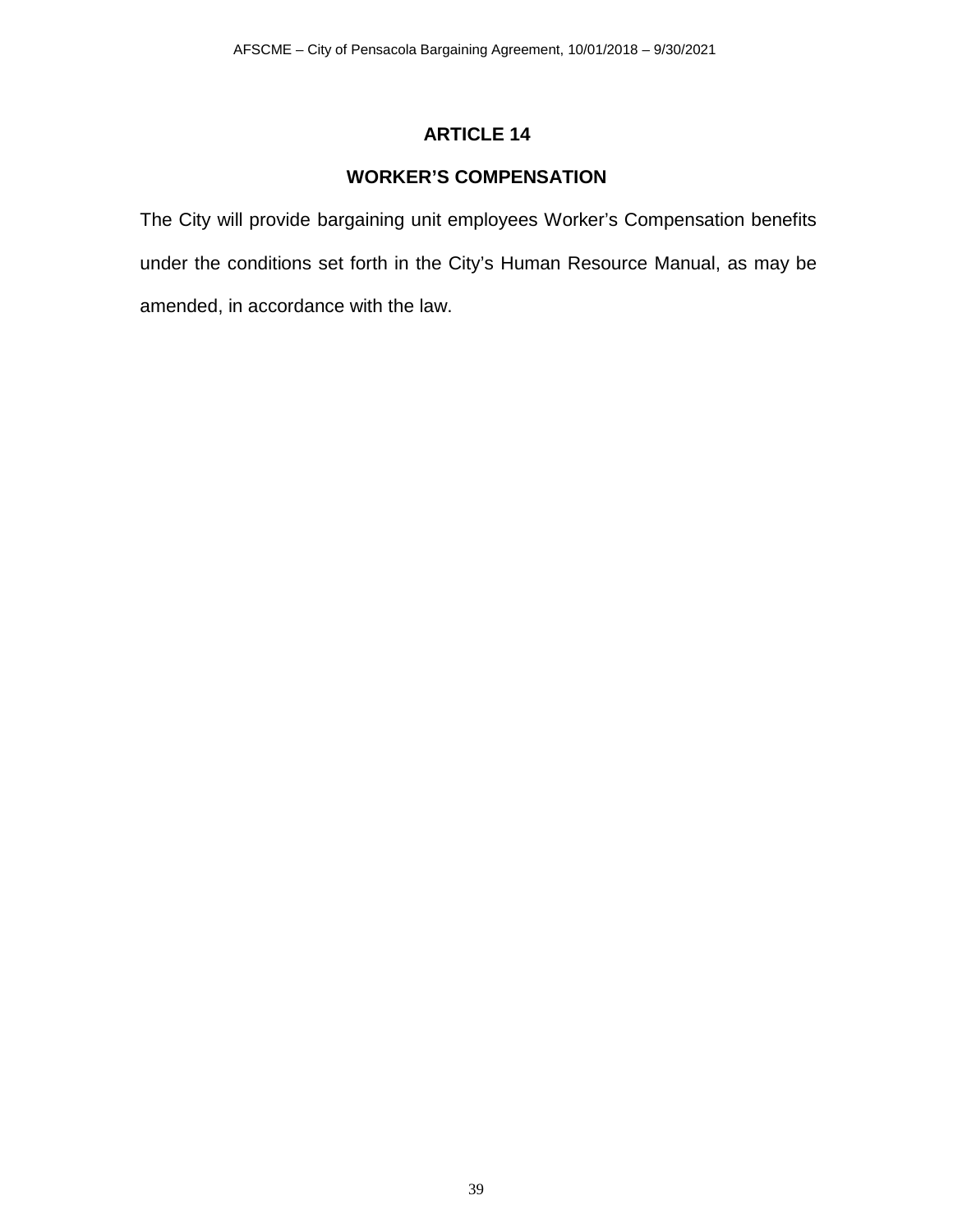# ARTICLE 14

## WORKER'S COMPENSATION

The City will provide bargaining unit employees Worker's Compensation benefits under the conditions set forth in the City's Human Resource Manual, as may be amended, in accordance with the law.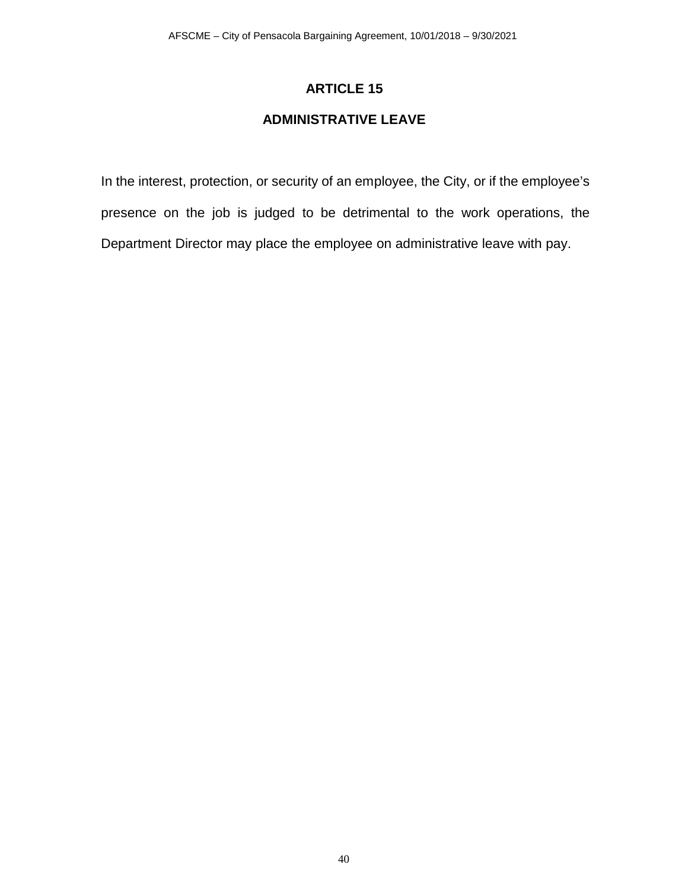# ARTICLE 15

## ADMINISTRATIVE LEAVE

In the interest, protection, or security of an employee, the City, or if the employee's presence on the job is judged to be detrimental to the work operations, the Department Director may place the employee on administrative leave with pay.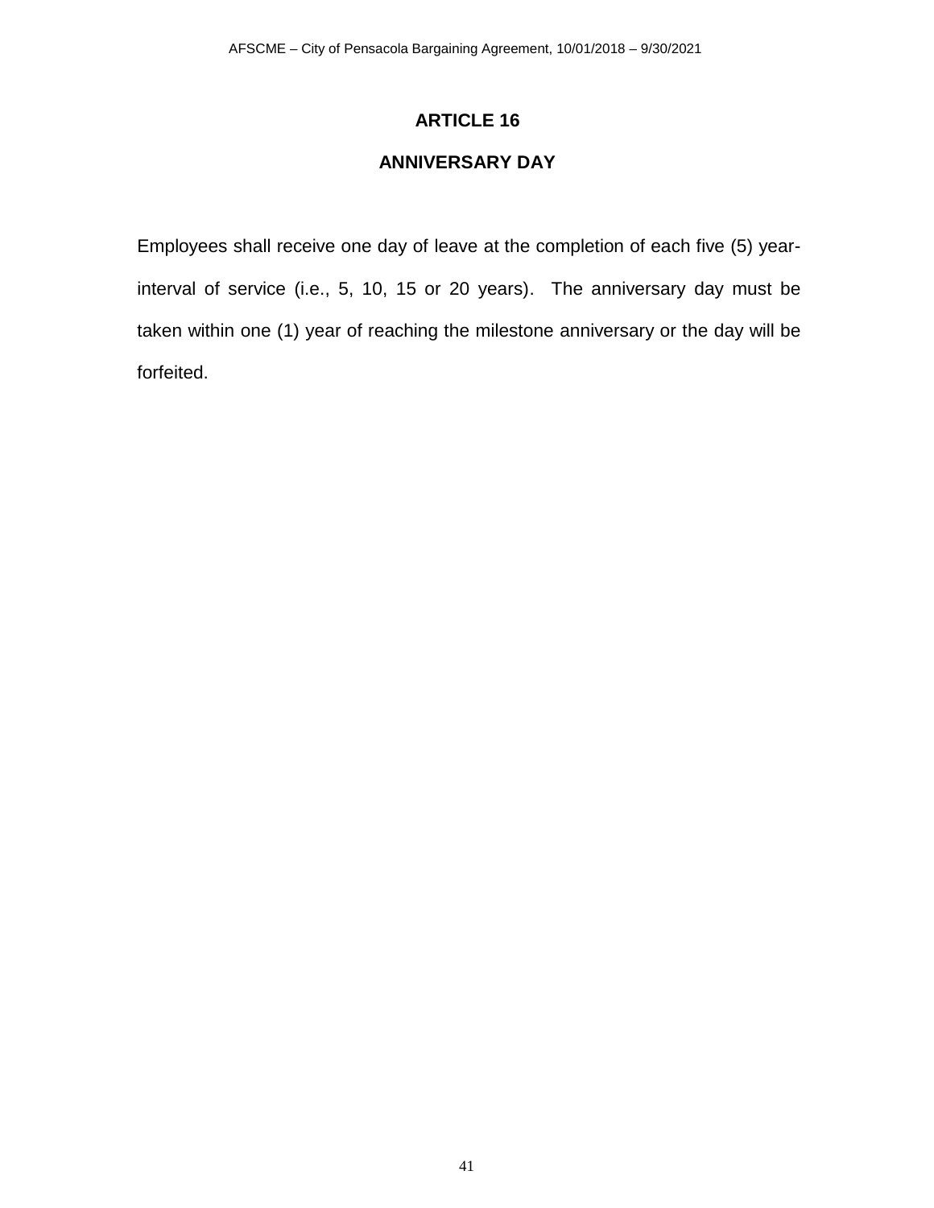# ARTICLE 16

## ANNIVERSARY DAY

Employees shall receive one day of leave at the completion of each five (5) year-interval of service (i.e., 5, 10, 15 or 20 years). The anniversary day must be taken within one (1) year of reaching the milestone anniversary or the day will be forfeited.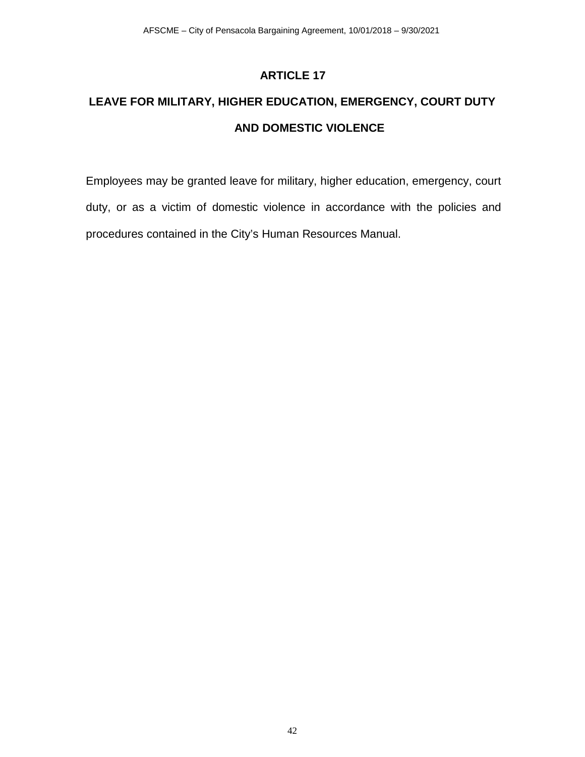# ARTICLE 17

## LEAVE FOR MILITARY, HIGHER EDUCATION, EMERGENCY, COURT DUTY AND DOMESTIC VIOLENCE

Employees may be granted leave for military, higher education, emergency, court duty, or as a victim of domestic violence in accordance with the policies and procedures contained in the City's Human Resources Manual.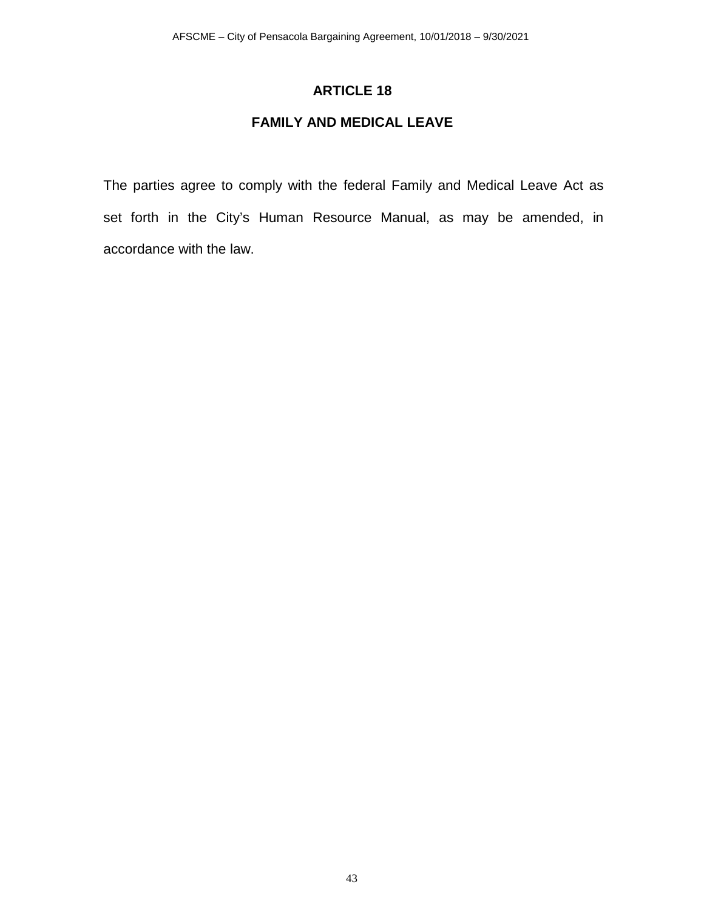# ARTICLE 18

## FAMILY AND MEDICAL LEAVE

The parties agree to comply with the federal Family and Medical Leave Act as set forth in the City's Human Resource Manual, as may be amended, in accordance with the law.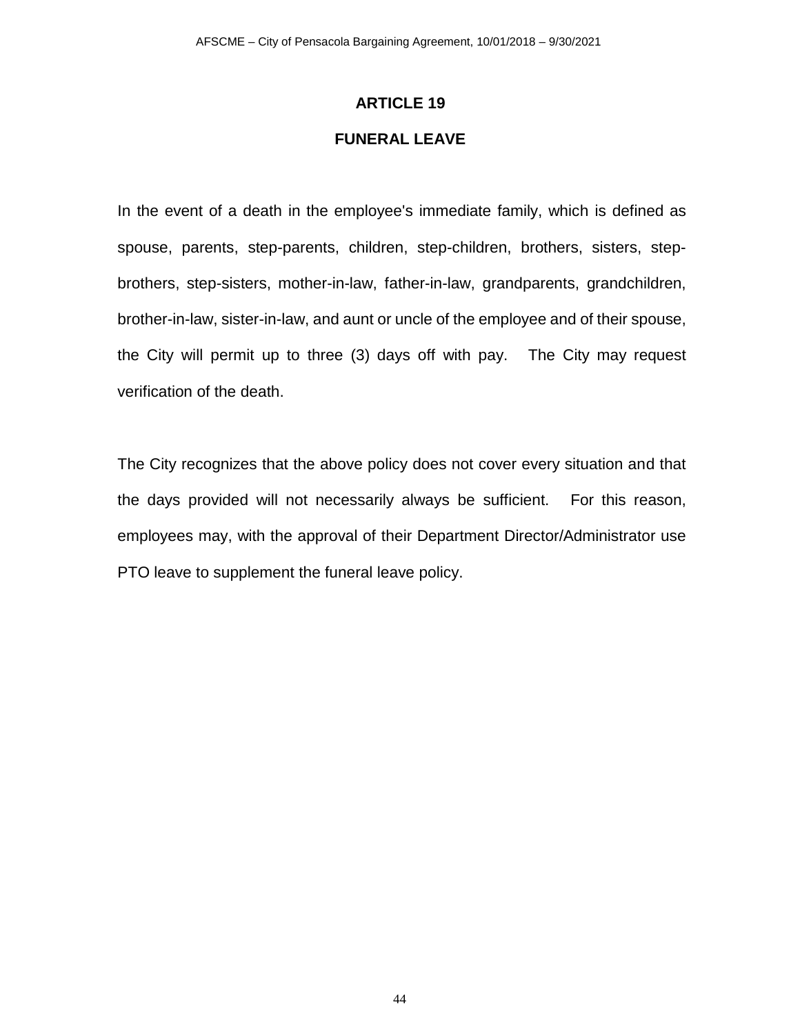# ARTICLE 19

## FUNERAL LEAVE

In the event of a death in the employee's immediate family, which is defined as spouse, parents, step-parents, children, step-children, brothers, sisters, step-brothers, step-sisters, mother-in-law, father-in-law, grandparents, grandchildren, brother-in-law, sister-in-law, and aunt or uncle of the employee and of their spouse, the City will permit up to three (3) days off with pay. The City may request verification of the death.

The City recognizes that the above policy does not cover every situation and that the days provided will not necessarily always be sufficient. For this reason, employees may, with the approval of their Department Director/Administrator use PTO leave to supplement the funeral leave policy.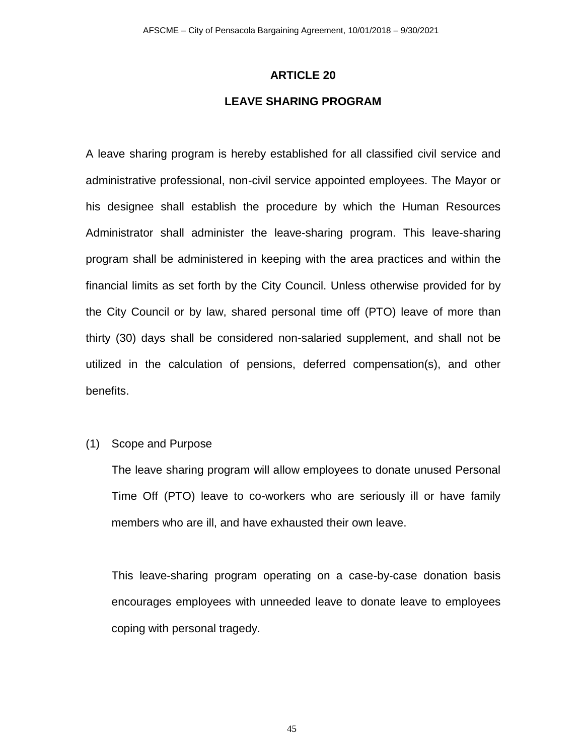# ARTICLE 20

## LEAVE SHARING PROGRAM

A leave sharing program is hereby established for all classified civil service and administrative professional, non-civil service appointed employees. The Mayor or his designee shall establish the procedure by which the Human Resources Administrator shall administer the leave-sharing program. This leave-sharing program shall be administered in keeping with the area practices and within the financial limits as set forth by the City Council. Unless otherwise provided for by the City Council or by law, shared personal time off (PTO) leave of more than thirty (30) days shall be considered non-salaried supplement, and shall not be utilized in the calculation of pensions, deferred compensation(s), and other benefits.

(1) Scope and Purpose

The leave sharing program will allow employees to donate unused Personal Time Off (PTO) leave to co-workers who are seriously ill or have family members who are ill, and have exhausted their own leave.

This leave-sharing program operating on a case-by-case donation basis encourages employees with unneeded leave to donate leave to employees coping with personal tragedy.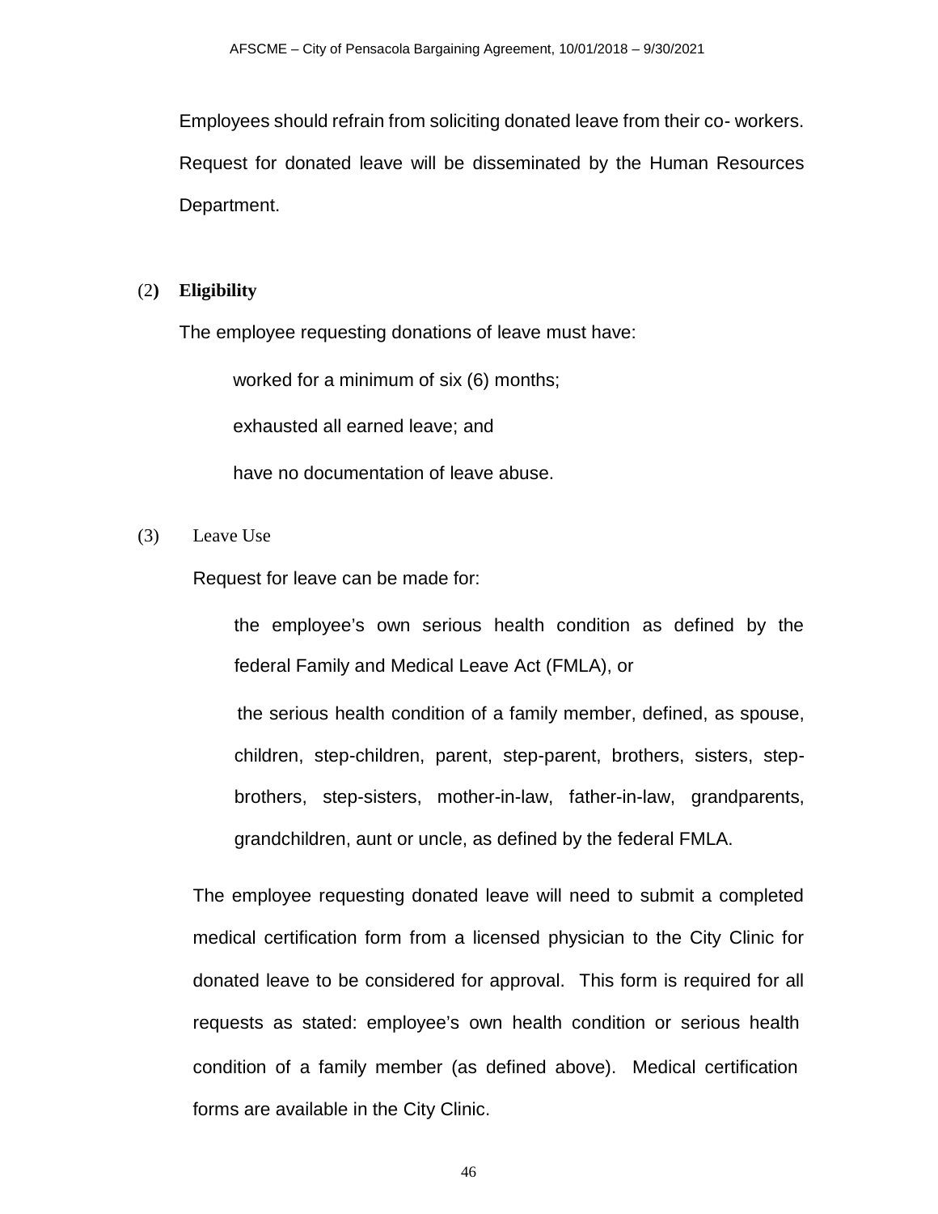Employees should refrain from soliciting donated leave from their co- workers. Request for donated leave will be disseminated by the Human Resources Department.

(2) **Eligibility**

The employee requesting donations of leave must have:

worked for a minimum of six (6) months;

exhausted all earned leave; and

have no documentation of leave abuse.

(3) Leave Use

Request for leave can be made for:

the employee's own serious health condition as defined by the federal Family and Medical Leave Act (FMLA), or

the serious health condition of a family member, defined, as spouse, children, step-children, parent, step-parent, brothers, sisters, step-brothers, step-sisters, mother-in-law, father-in-law, grandparents, grandchildren, aunt or uncle, as defined by the federal FMLA.

The employee requesting donated leave will need to submit a completed medical certification form from a licensed physician to the City Clinic for donated leave to be considered for approval. This form is required for all requests as stated: employee's own health condition or serious health condition of a family member (as defined above). Medical certification forms are available in the City Clinic.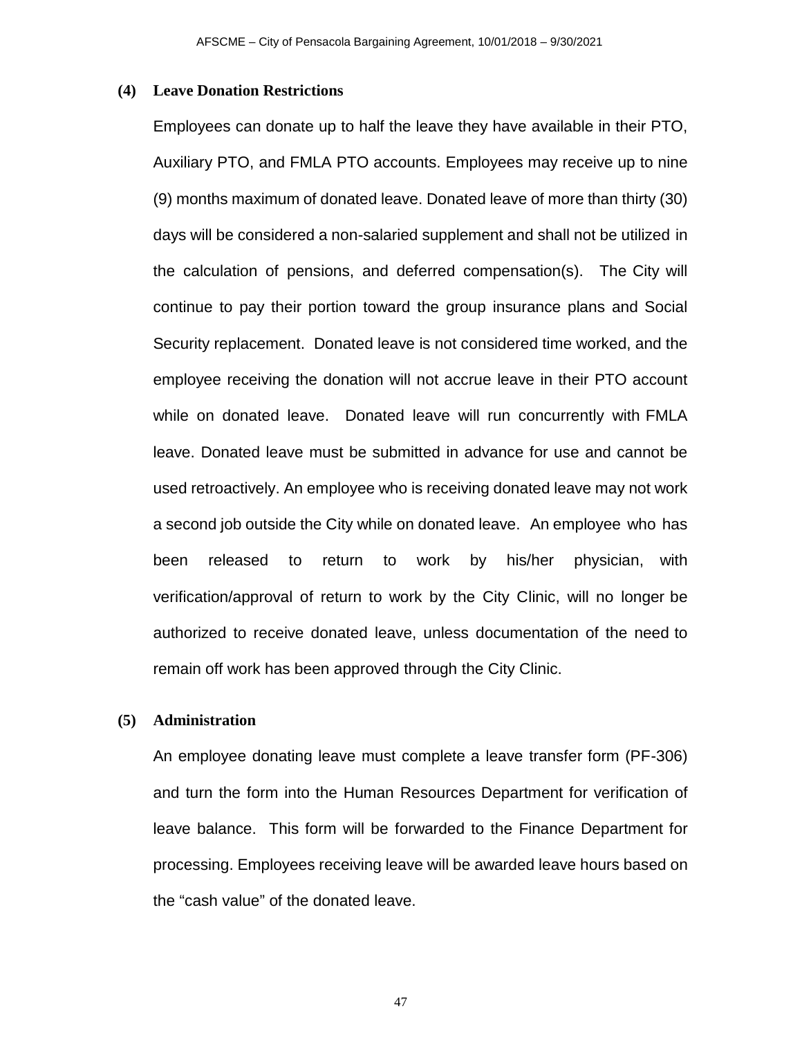**(4) Leave Donation Restrictions**

Employees can donate up to half the leave they have available in their PTO, Auxiliary PTO, and FMLA PTO accounts. Employees may receive up to nine (9) months maximum of donated leave. Donated leave of more than thirty (30) days will be considered a non-salaried supplement and shall not be utilized in the calculation of pensions, and deferred compensation(s). The City will continue to pay their portion toward the group insurance plans and Social Security replacement. Donated leave is not considered time worked, and the employee receiving the donation will not accrue leave in their PTO account while on donated leave. Donated leave will run concurrently with FMLA leave. Donated leave must be submitted in advance for use and cannot be used retroactively. An employee who is receiving donated leave may not work a second job outside the City while on donated leave. An employee who has been released to return to work by his/her physician, with verification/approval of return to work by the City Clinic, will no longer be authorized to receive donated leave, unless documentation of the need to remain off work has been approved through the City Clinic.

**(5) Administration**

An employee donating leave must complete a leave transfer form (PF-306) and turn the form into the Human Resources Department for verification of leave balance. This form will be forwarded to the Finance Department for processing. Employees receiving leave will be awarded leave hours based on the “cash value” of the donated leave.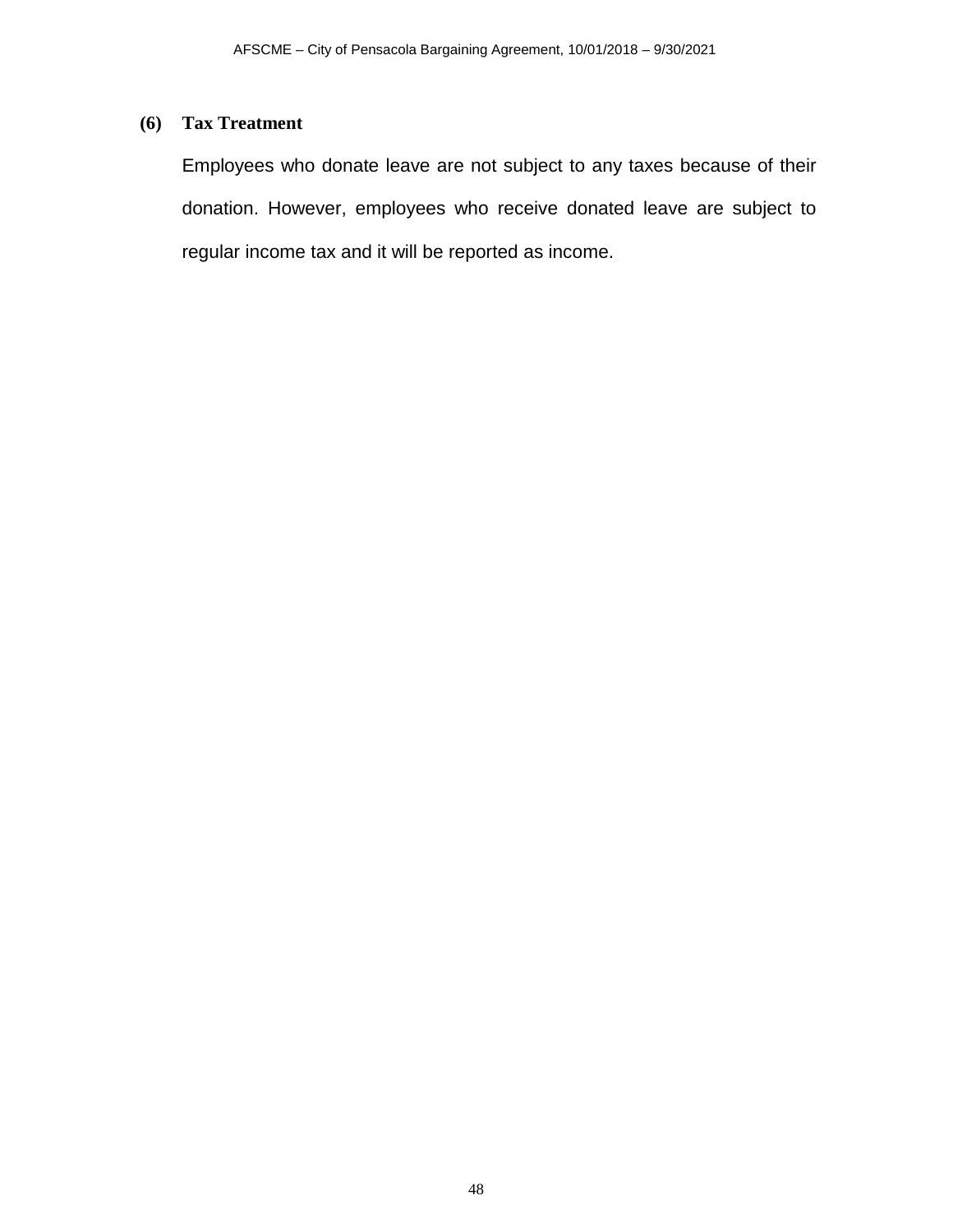**(6) Tax Treatment**

Employees who donate leave are not subject to any taxes because of their donation. However, employees who receive donated leave are subject to regular income tax and it will be reported as income.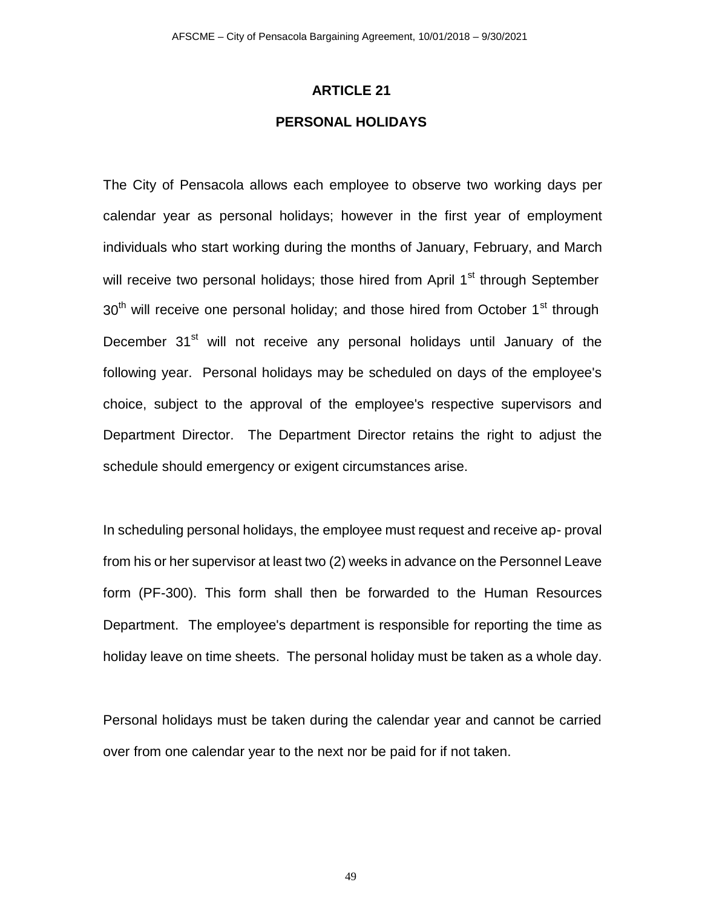# ARTICLE 21

## PERSONAL HOLIDAYS

The City of Pensacola allows each employee to observe two working days per calendar year as personal holidays; however in the first year of employment individuals who start working during the months of January, February, and March will receive two personal holidays; those hired from April 1st through September 30th will receive one personal holiday; and those hired from October 1st through December 31st will not receive any personal holidays until January of the following year. Personal holidays may be scheduled on days of the employee's choice, subject to the approval of the employee's respective supervisors and Department Director. The Department Director retains the right to adjust the schedule should emergency or exigent circumstances arise.

In scheduling personal holidays, the employee must request and receive ap- proval from his or her supervisor at least two (2) weeks in advance on the Personnel Leave form (PF-300). This form shall then be forwarded to the Human Resources Department. The employee's department is responsible for reporting the time as holiday leave on time sheets. The personal holiday must be taken as a whole day.

Personal holidays must be taken during the calendar year and cannot be carried over from one calendar year to the next nor be paid for if not taken.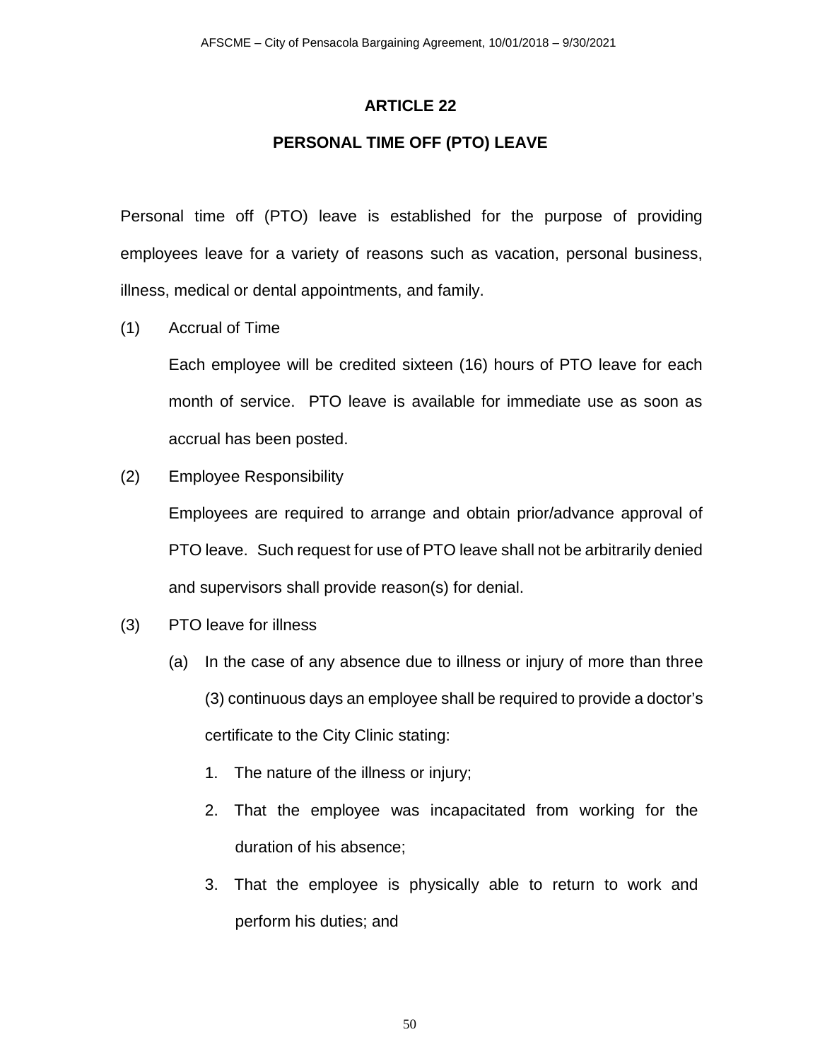# ARTICLE 22

## PERSONAL TIME OFF (PTO) LEAVE

Personal time off (PTO) leave is established for the purpose of providing employees leave for a variety of reasons such as vacation, personal business, illness, medical or dental appointments, and family.

(1) Accrual of Time

Each employee will be credited sixteen (16) hours of PTO leave for each month of service. PTO leave is available for immediate use as soon as accrual has been posted.

(2) Employee Responsibility

Employees are required to arrange and obtain prior/advance approval of PTO leave. Such request for use of PTO leave shall not be arbitrarily denied and supervisors shall provide reason(s) for denial.

(3) PTO leave for illness

(a) In the case of any absence due to illness or injury of more than three (3) continuous days an employee shall be required to provide a doctor's certificate to the City Clinic stating:

1. The nature of the illness or injury;
2. That the employee was incapacitated from working for the duration of his absence;
3. That the employee is physically able to return to work and perform his duties; and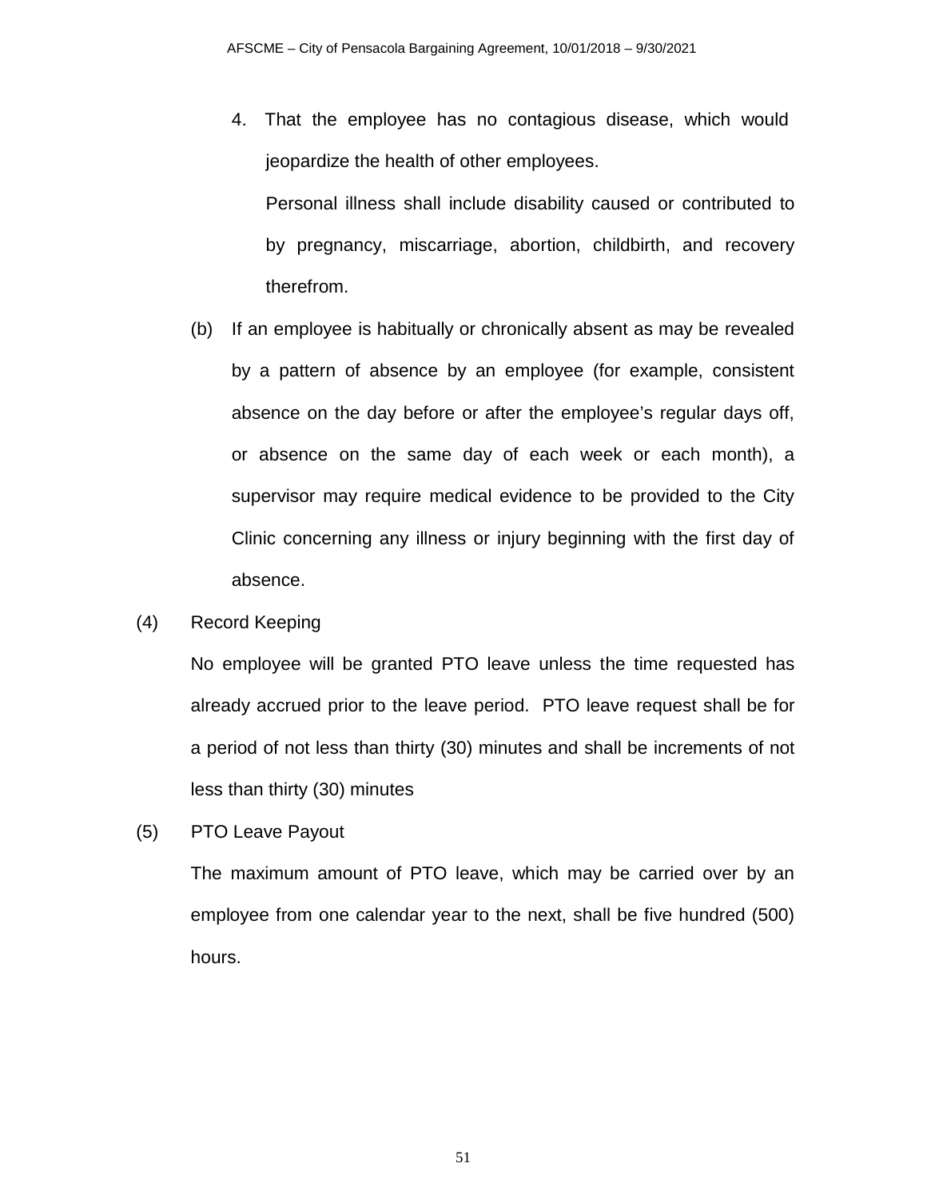4. That the employee has no contagious disease, which would jeopardize the health of other employees.

   Personal illness shall include disability caused or contributed to by pregnancy, miscarriage, abortion, childbirth, and recovery therefrom.

(b) If an employee is habitually or chronically absent as may be revealed by a pattern of absence by an employee (for example, consistent absence on the day before or after the employee's regular days off, or absence on the same day of each week or each month), a supervisor may require medical evidence to be provided to the City Clinic concerning any illness or injury beginning with the first day of absence.

(4) Record Keeping

No employee will be granted PTO leave unless the time requested has already accrued prior to the leave period. PTO leave request shall be for a period of not less than thirty (30) minutes and shall be increments of not less than thirty (30) minutes

(5) PTO Leave Payout

The maximum amount of PTO leave, which may be carried over by an employee from one calendar year to the next, shall be five hundred (500) hours.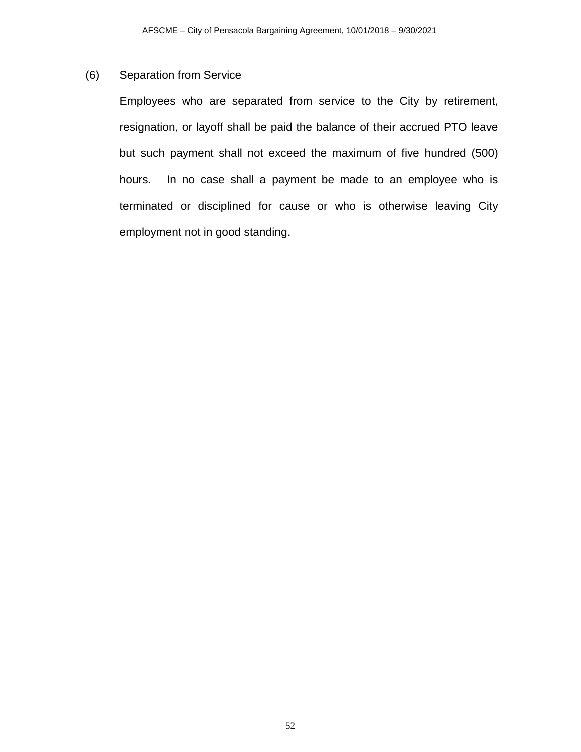(6) Separation from Service

Employees who are separated from service to the City by retirement, resignation, or layoff shall be paid the balance of their accrued PTO leave but such payment shall not exceed the maximum of five hundred (500) hours. In no case shall a payment be made to an employee who is terminated or disciplined for cause or who is otherwise leaving City employment not in good standing.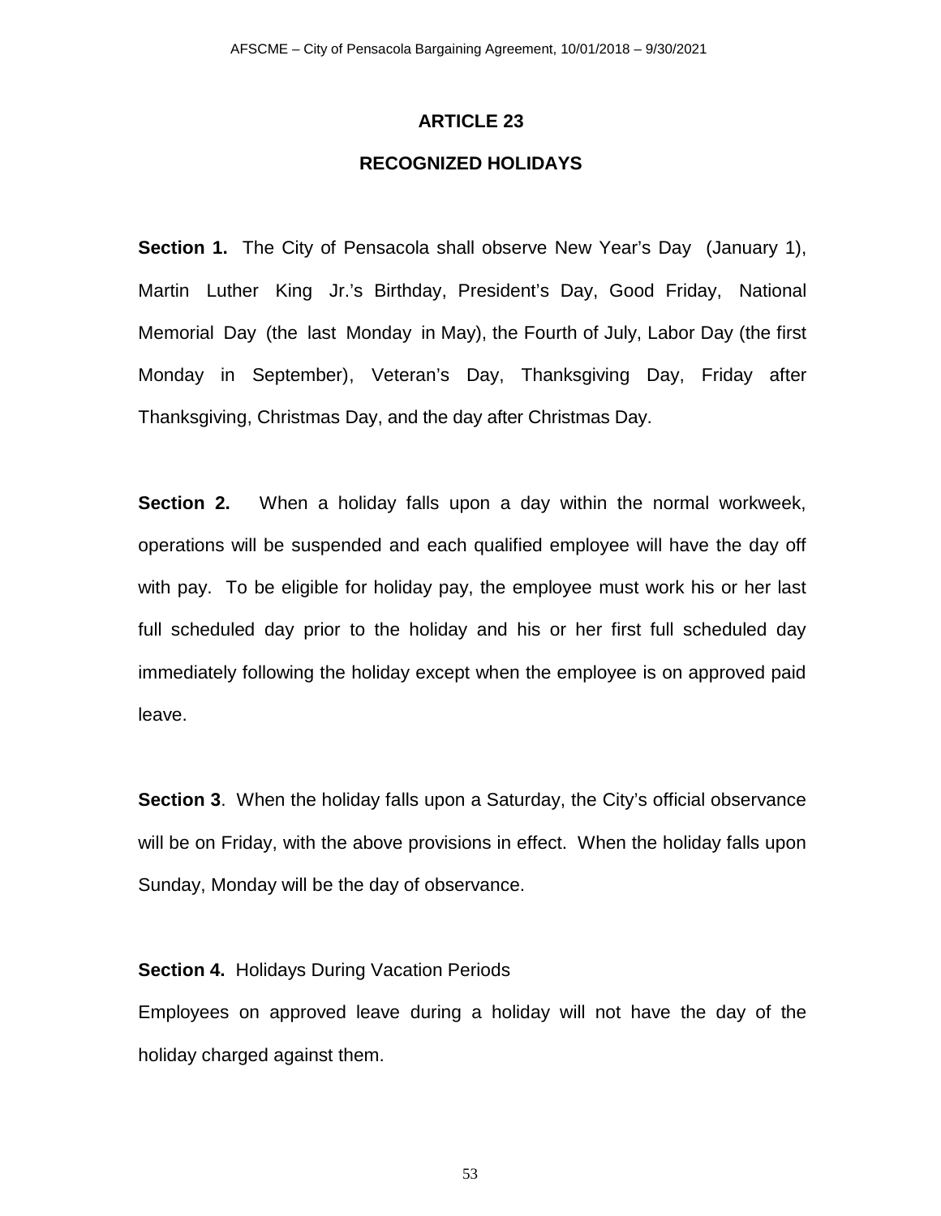# ARTICLE 23

## RECOGNIZED HOLIDAYS

**Section 1.** The City of Pensacola shall observe New Year's Day (January 1), Martin Luther King Jr.'s Birthday, President's Day, Good Friday, National Memorial Day (the last Monday in May), the Fourth of July, Labor Day (the first Monday in September), Veteran's Day, Thanksgiving Day, Friday after Thanksgiving, Christmas Day, and the day after Christmas Day.

**Section 2.** When a holiday falls upon a day within the normal workweek, operations will be suspended and each qualified employee will have the day off with pay. To be eligible for holiday pay, the employee must work his or her last full scheduled day prior to the holiday and his or her first full scheduled day immediately following the holiday except when the employee is on approved paid leave.

**Section 3**. When the holiday falls upon a Saturday, the City's official observance will be on Friday, with the above provisions in effect. When the holiday falls upon Sunday, Monday will be the day of observance.

**Section 4.** Holidays During Vacation Periods

Employees on approved leave during a holiday will not have the day of the holiday charged against them.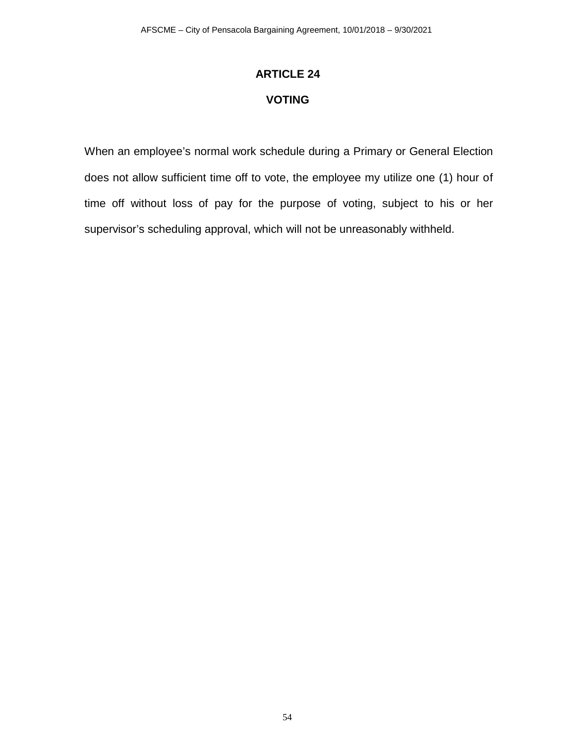# ARTICLE 24

## VOTING

When an employee's normal work schedule during a Primary or General Election does not allow sufficient time off to vote, the employee my utilize one (1) hour of time off without loss of pay for the purpose of voting, subject to his or her supervisor's scheduling approval, which will not be unreasonably withheld.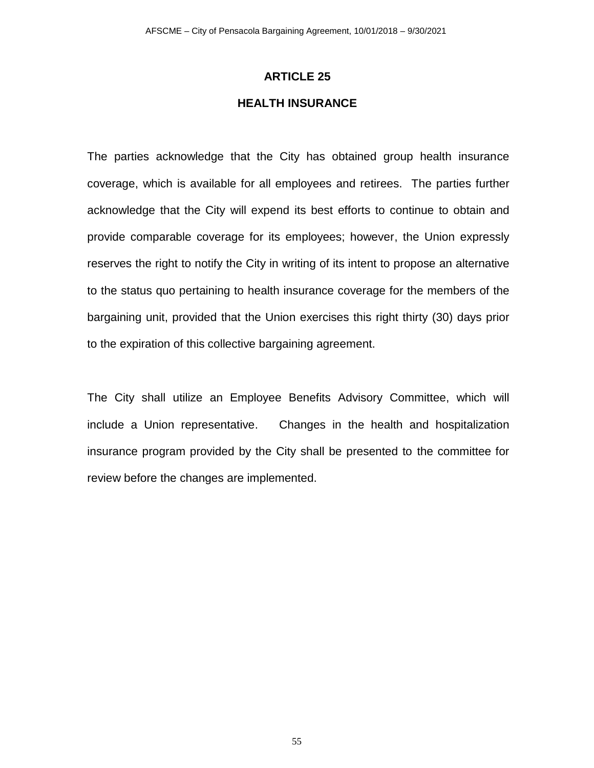# ARTICLE 25

## HEALTH INSURANCE

The parties acknowledge that the City has obtained group health insurance coverage, which is available for all employees and retirees. The parties further acknowledge that the City will expend its best efforts to continue to obtain and provide comparable coverage for its employees; however, the Union expressly reserves the right to notify the City in writing of its intent to propose an alternative to the status quo pertaining to health insurance coverage for the members of the bargaining unit, provided that the Union exercises this right thirty (30) days prior to the expiration of this collective bargaining agreement.

The City shall utilize an Employee Benefits Advisory Committee, which will include a Union representative. Changes in the health and hospitalization insurance program provided by the City shall be presented to the committee for review before the changes are implemented.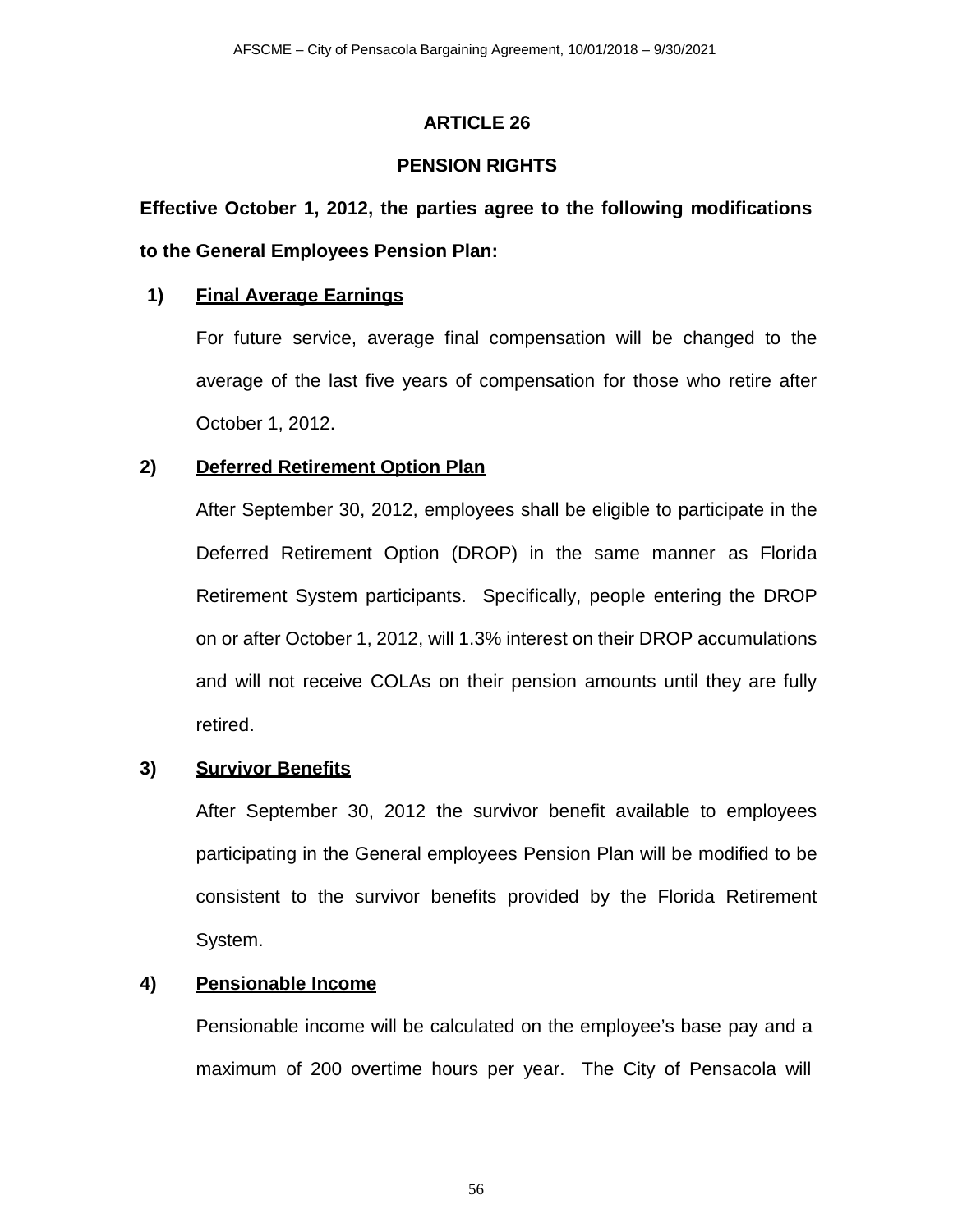# ARTICLE 26

## PENSION RIGHTS

**Effective October 1, 2012, the parties agree to the following modifications to the General Employees Pension Plan:**

1) **Final Average Earnings**

   For future service, average final compensation will be changed to the average of the last five years of compensation for those who retire after October 1, 2012.

2) **Deferred Retirement Option Plan**

   After September 30, 2012, employees shall be eligible to participate in the Deferred Retirement Option (DROP) in the same manner as Florida Retirement System participants. Specifically, people entering the DROP on or after October 1, 2012, will 1.3% interest on their DROP accumulations and will not receive COLAs on their pension amounts until they are fully retired.

3) **Survivor Benefits**

   After September 30, 2012 the survivor benefit available to employees participating in the General employees Pension Plan will be modified to be consistent to the survivor benefits provided by the Florida Retirement System.

4) **Pensionable Income**

   Pensionable income will be calculated on the employee's base pay and a maximum of 200 overtime hours per year. The City of Pensacola will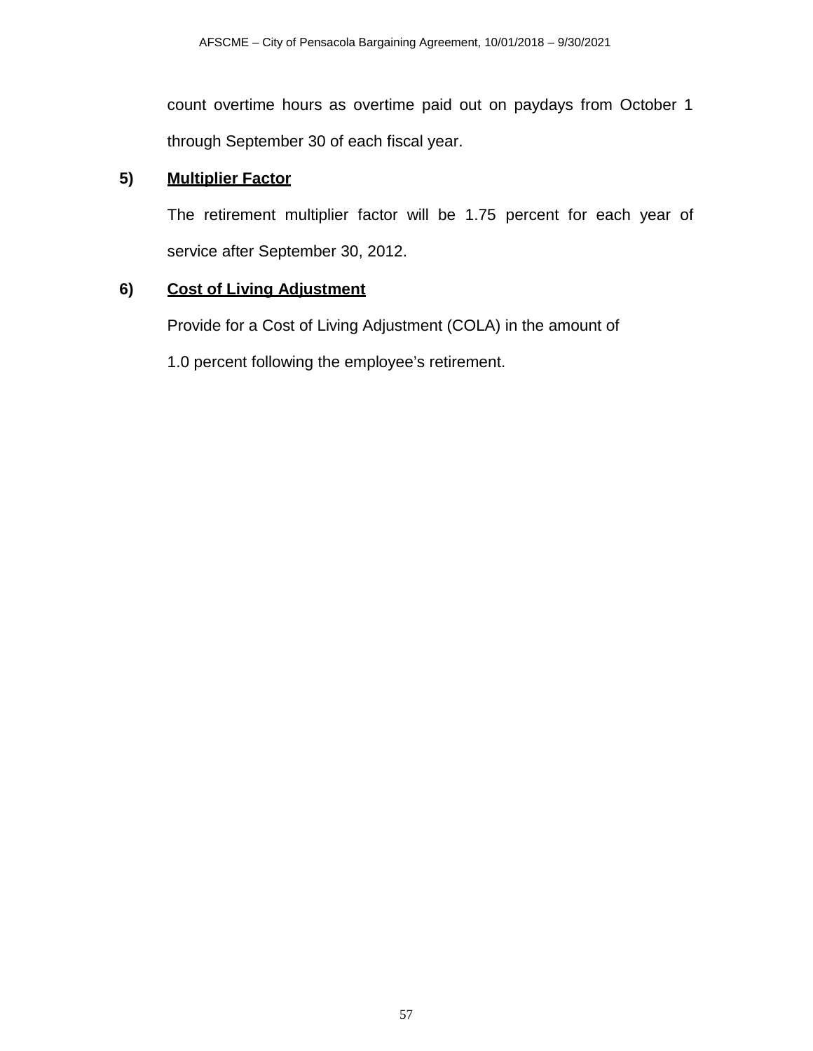count overtime hours as overtime paid out on paydays from October 1 through September 30 of each fiscal year.

**5)** **Multiplier Factor**

The retirement multiplier factor will be 1.75 percent for each year of service after September 30, 2012.

**6)** **Cost of Living Adjustment**

Provide for a Cost of Living Adjustment (COLA) in the amount of 1.0 percent following the employee's retirement.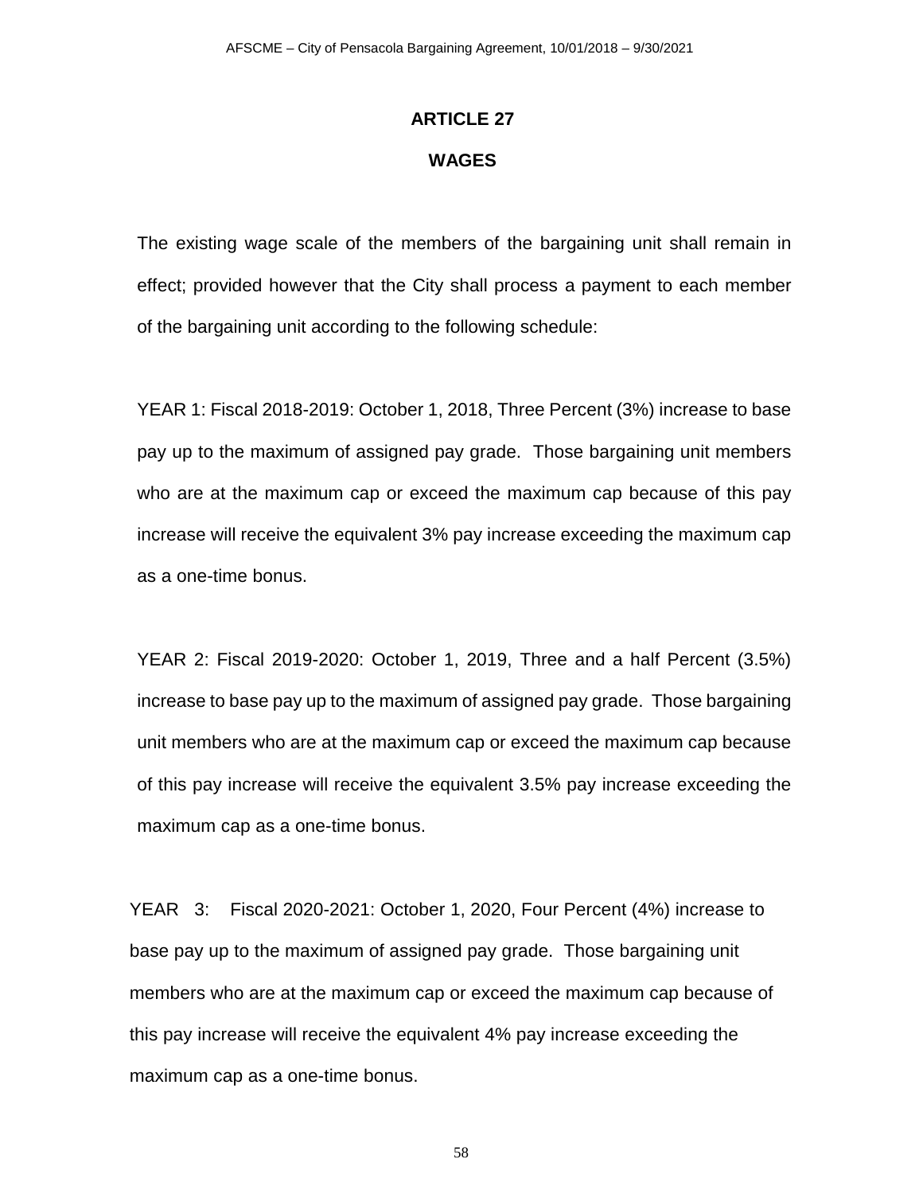# ARTICLE 27

## WAGES

The existing wage scale of the members of the bargaining unit shall remain in effect; provided however that the City shall process a payment to each member of the bargaining unit according to the following schedule:

YEAR 1: Fiscal 2018-2019: October 1, 2018, Three Percent (3%) increase to base pay up to the maximum of assigned pay grade. Those bargaining unit members who are at the maximum cap or exceed the maximum cap because of this pay increase will receive the equivalent 3% pay increase exceeding the maximum cap as a one-time bonus.

YEAR 2: Fiscal 2019-2020: October 1, 2019, Three and a half Percent (3.5%) increase to base pay up to the maximum of assigned pay grade. Those bargaining unit members who are at the maximum cap or exceed the maximum cap because of this pay increase will receive the equivalent 3.5% pay increase exceeding the maximum cap as a one-time bonus.

YEAR 3: Fiscal 2020-2021: October 1, 2020, Four Percent (4%) increase to base pay up to the maximum of assigned pay grade. Those bargaining unit members who are at the maximum cap or exceed the maximum cap because of this pay increase will receive the equivalent 4% pay increase exceeding the maximum cap as a one-time bonus.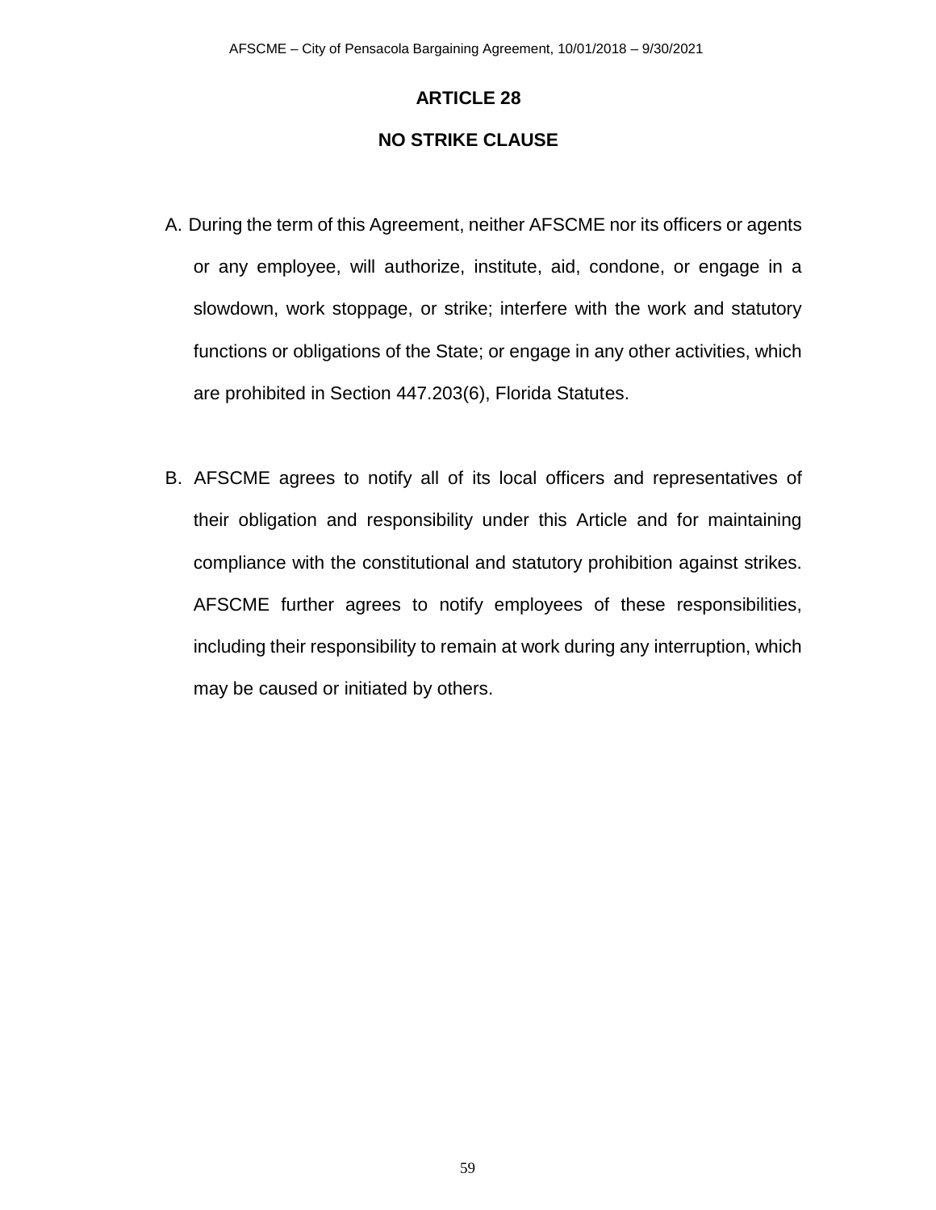# ARTICLE 28

## NO STRIKE CLAUSE

A. During the term of this Agreement, neither AFSCME nor its officers or agents or any employee, will authorize, institute, aid, condone, or engage in a slowdown, work stoppage, or strike; interfere with the work and statutory functions or obligations of the State; or engage in any other activities, which are prohibited in Section 447.203(6), Florida Statutes.

B. AFSCME agrees to notify all of its local officers and representatives of their obligation and responsibility under this Article and for maintaining compliance with the constitutional and statutory prohibition against strikes. AFSCME further agrees to notify employees of these responsibilities, including their responsibility to remain at work during any interruption, which may be caused or initiated by others.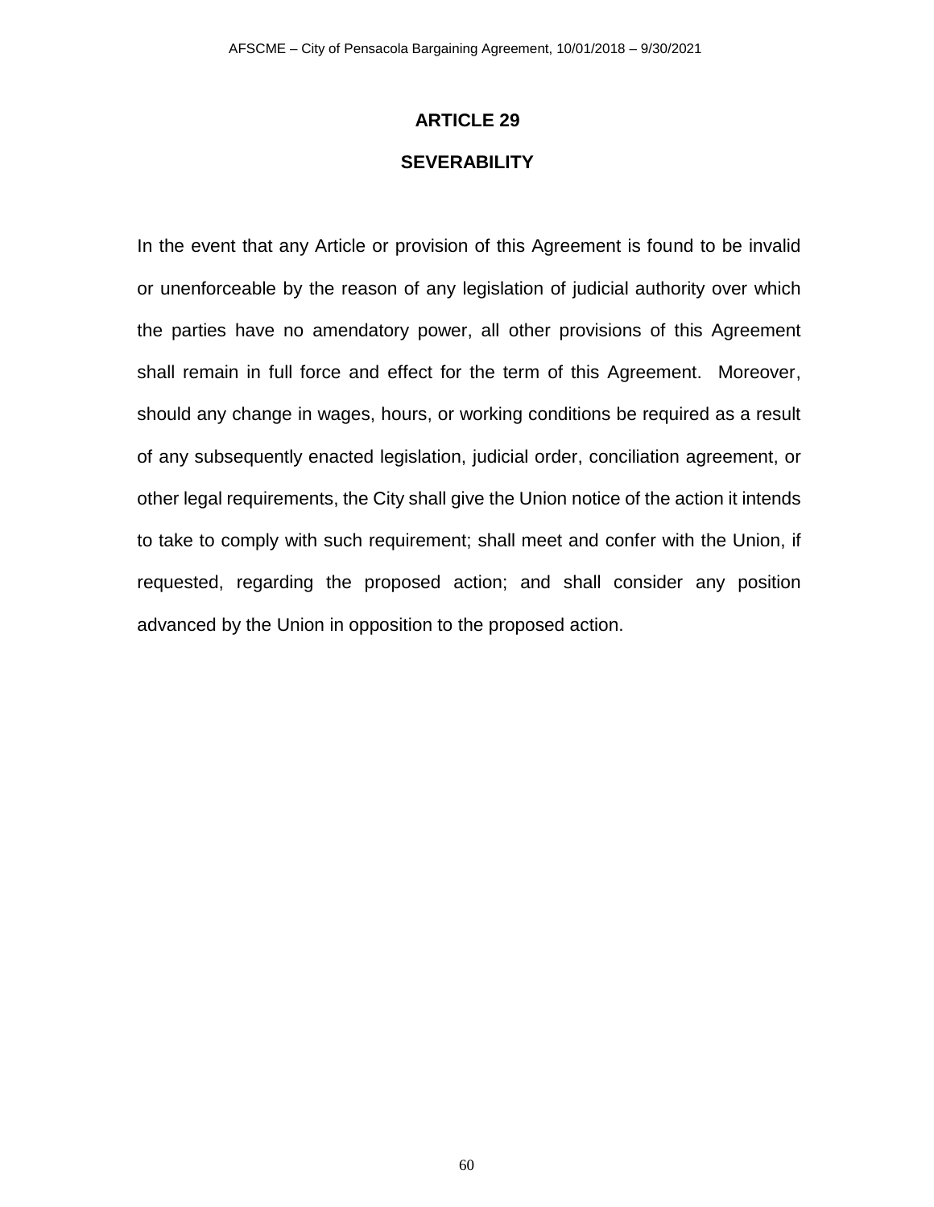# ARTICLE 29

## SEVERABILITY

In the event that any Article or provision of this Agreement is found to be invalid or unenforceable by the reason of any legislation of judicial authority over which the parties have no amendatory power, all other provisions of this Agreement shall remain in full force and effect for the term of this Agreement. Moreover, should any change in wages, hours, or working conditions be required as a result of any subsequently enacted legislation, judicial order, conciliation agreement, or other legal requirements, the City shall give the Union notice of the action it intends to take to comply with such requirement; shall meet and confer with the Union, if requested, regarding the proposed action; and shall consider any position advanced by the Union in opposition to the proposed action.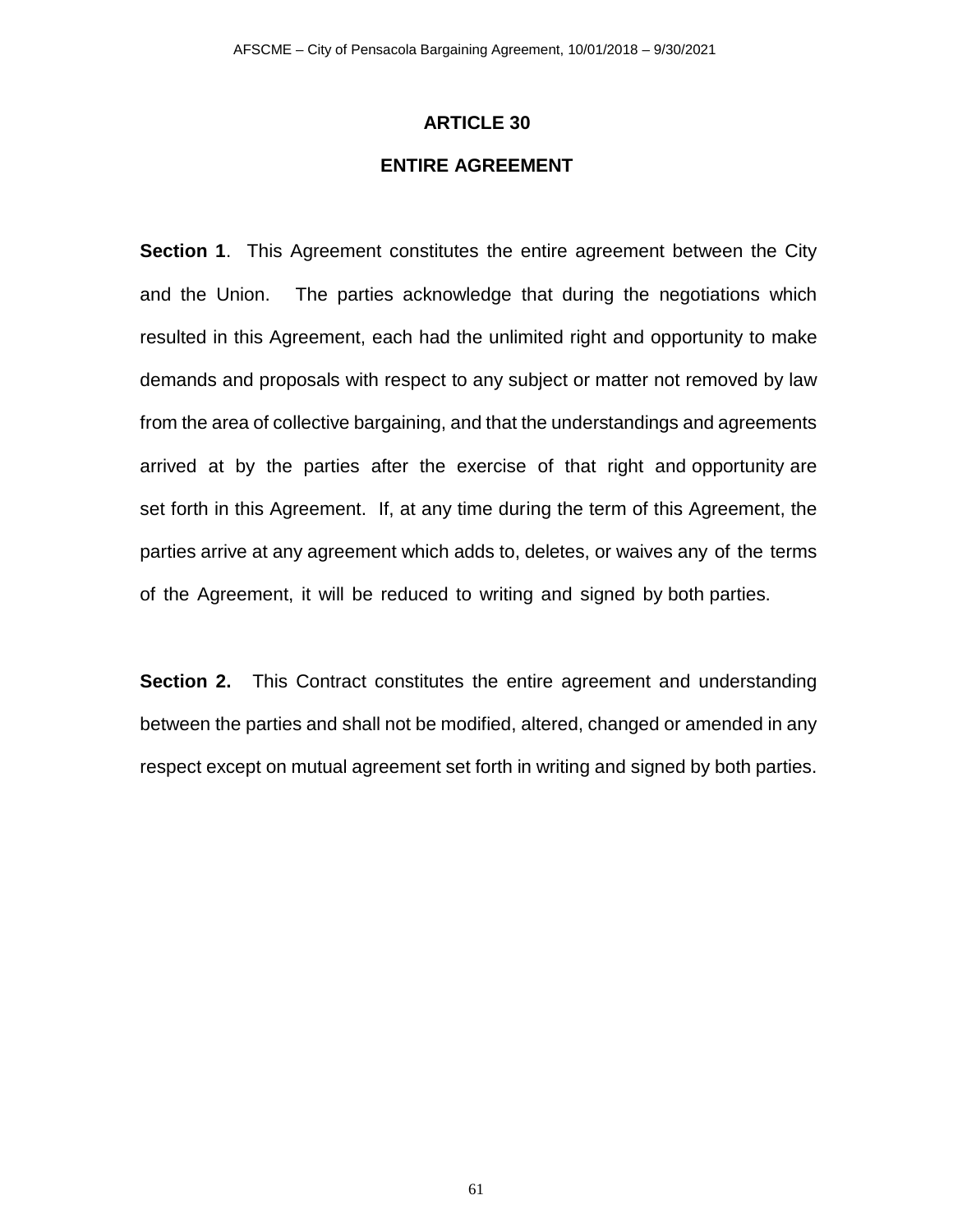# ARTICLE 30

## ENTIRE AGREEMENT

**Section 1**. This Agreement constitutes the entire agreement between the City and the Union. The parties acknowledge that during the negotiations which resulted in this Agreement, each had the unlimited right and opportunity to make demands and proposals with respect to any subject or matter not removed by law from the area of collective bargaining, and that the understandings and agreements arrived at by the parties after the exercise of that right and opportunity are set forth in this Agreement. If, at any time during the term of this Agreement, the parties arrive at any agreement which adds to, deletes, or waives any of the terms of the Agreement, it will be reduced to writing and signed by both parties.

**Section 2.** This Contract constitutes the entire agreement and understanding between the parties and shall not be modified, altered, changed or amended in any respect except on mutual agreement set forth in writing and signed by both parties.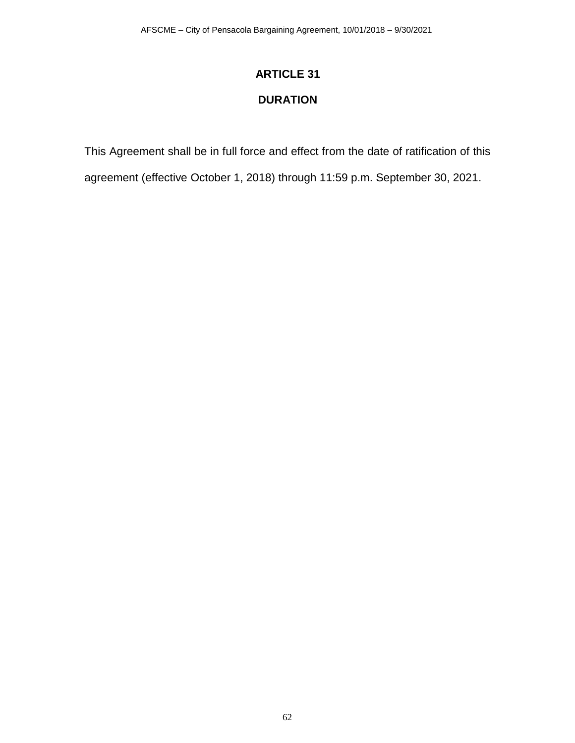# ARTICLE 31

# DURATION

This Agreement shall be in full force and effect from the date of ratification of this agreement (effective October 1, 2018) through 11:59 p.m. September 30, 2021.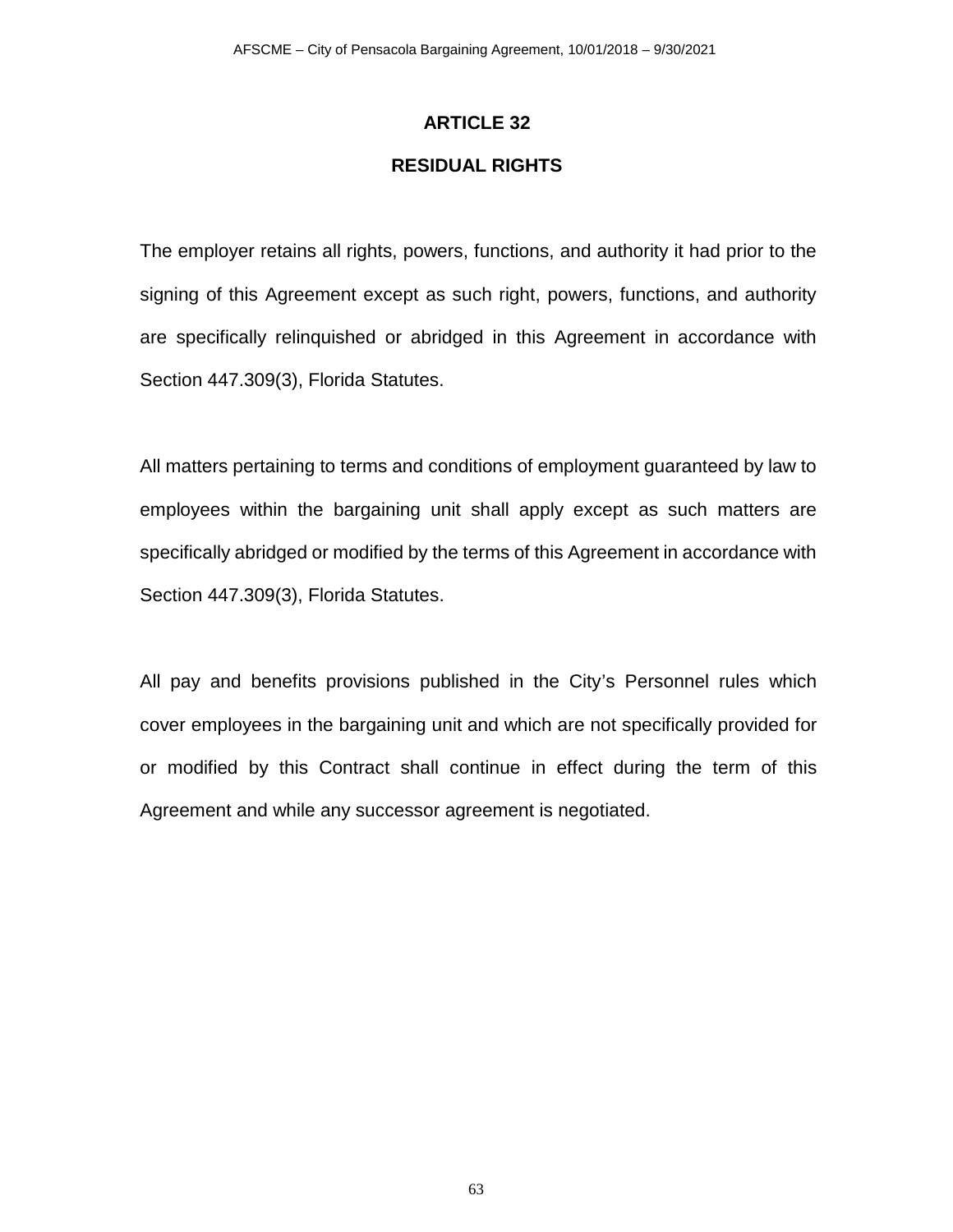# ARTICLE 32

## RESIDUAL RIGHTS

The employer retains all rights, powers, functions, and authority it had prior to the signing of this Agreement except as such right, powers, functions, and authority are specifically relinquished or abridged in this Agreement in accordance with Section 447.309(3), Florida Statutes.

All matters pertaining to terms and conditions of employment guaranteed by law to employees within the bargaining unit shall apply except as such matters are specifically abridged or modified by the terms of this Agreement in accordance with Section 447.309(3), Florida Statutes.

All pay and benefits provisions published in the City's Personnel rules which cover employees in the bargaining unit and which are not specifically provided for or modified by this Contract shall continue in effect during the term of this Agreement and while any successor agreement is negotiated.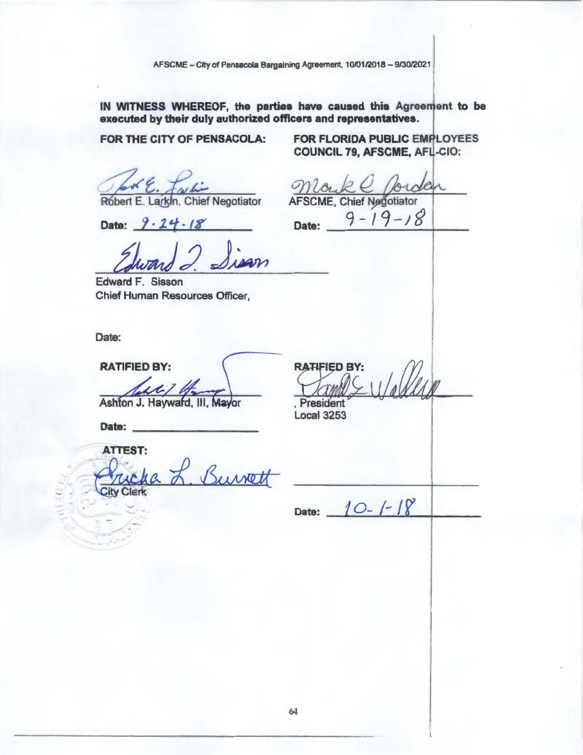**IN WITNESS WHEREOF, the parties have caused this Agreement to be executed by their duly authorized officers and representatives.**

**FOR THE CITY OF PENSACOLA:**

Robert E. Larkin, Chief Negotiator

Date: 9.24.18

Edward F. Sisson
Chief Human Resources Officer,

Date:

**RATIFIED BY:**

Ashton J. Hayward, III, Mayor

**Date:** ____________________

**ATTEST:**

City Clerk

**FOR FLORIDA PUBLIC EMPLOYEES COUNCIL 79, AFSCME, AFL-CIO:**

AFSCME, Chief Negotiator

Date: 9-19-18

**RATIFIED BY:**

, President
Local 3253

Date: 10-1-18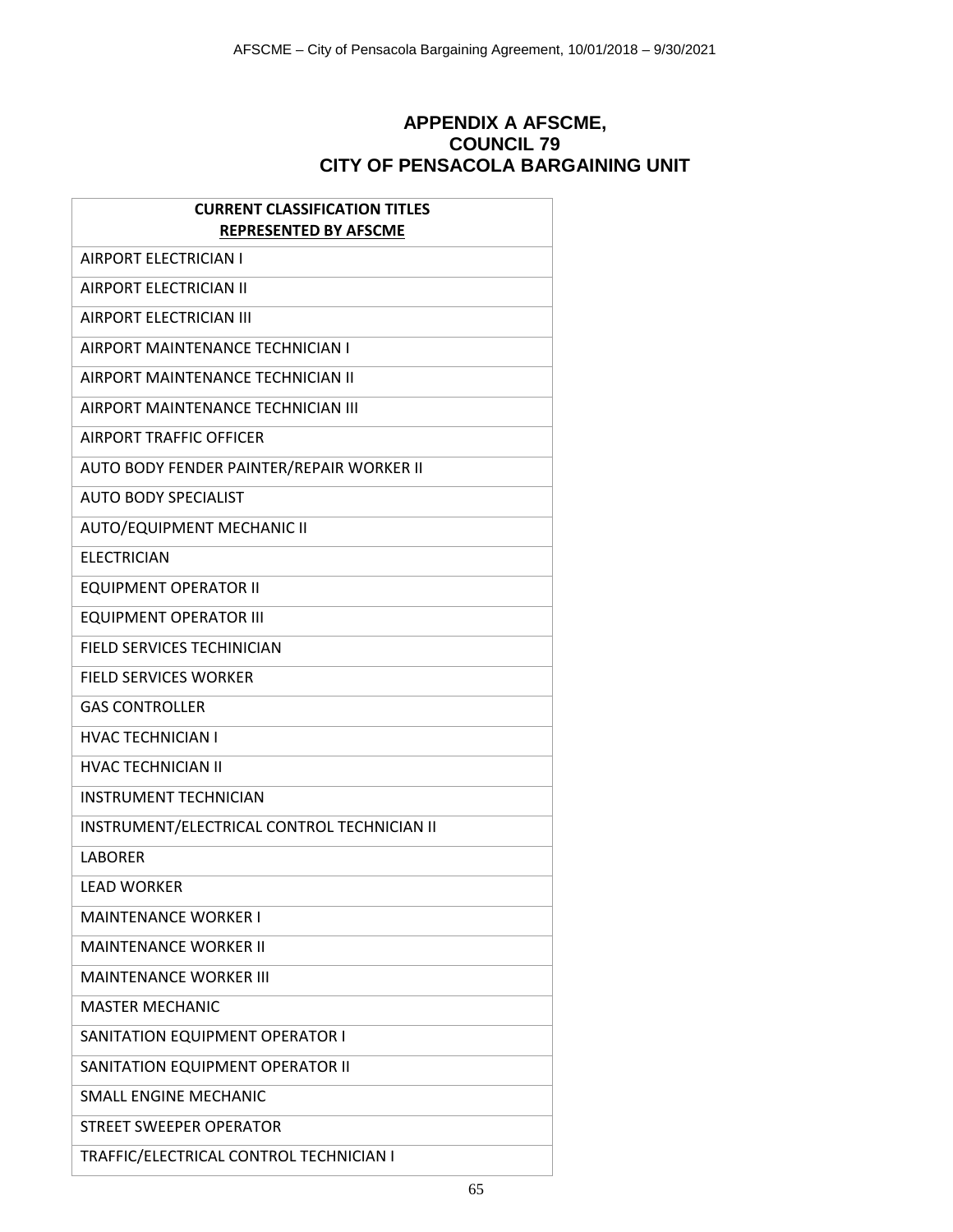# APPENDIX A AFSCME, COUNCIL 79 CITY OF PENSACOLA BARGAINING UNIT

| CURRENT CLASSIFICATION TITLES **REPRESENTED BY AFSCME** |
|---|
| AIRPORT ELECTRICIAN I |
| AIRPORT ELECTRICIAN II |
| AIRPORT ELECTRICIAN III |
| AIRPORT MAINTENANCE TECHNICIAN I |
| AIRPORT MAINTENANCE TECHNICIAN II |
| AIRPORT MAINTENANCE TECHNICIAN III |
| AIRPORT TRAFFIC OFFICER |
| AUTO BODY FENDER PAINTER/REPAIR WORKER II |
| AUTO BODY SPECIALIST |
| AUTO/EQUIPMENT MECHANIC II |
| ELECTRICIAN |
| EQUIPMENT OPERATOR II |
| EQUIPMENT OPERATOR III |
| FIELD SERVICES TECHINICIAN |
| FIELD SERVICES WORKER |
| GAS CONTROLLER |
| HVAC TECHNICIAN I |
| HVAC TECHNICIAN II |
| INSTRUMENT TECHNICIAN |
| INSTRUMENT/ELECTRICAL CONTROL TECHNICIAN II |
| LABORER |
| LEAD WORKER |
| MAINTENANCE WORKER I |
| MAINTENANCE WORKER II |
| MAINTENANCE WORKER III |
| MASTER MECHANIC |
| SANITATION EQUIPMENT OPERATOR I |
| SANITATION EQUIPMENT OPERATOR II |
| SMALL ENGINE MECHANIC |
| STREET SWEEPER OPERATOR |
| TRAFFIC/ELECTRICAL CONTROL TECHNICIAN I |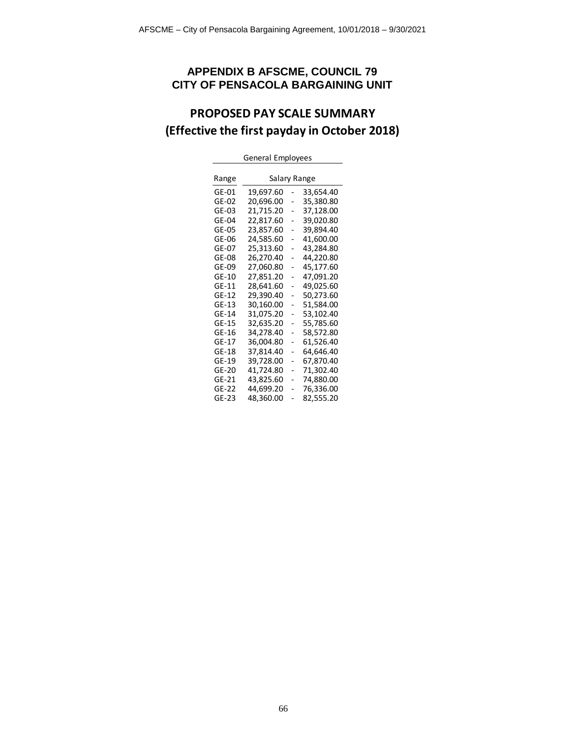# APPENDIX B AFSCME, COUNCIL 79
# CITY OF PENSACOLA BARGAINING UNIT

## PROPOSED PAY SCALE SUMMARY
## (Effective the first payday in October 2018)

| General Employees | | | |
|---|---|---|---|
| Range | Salary Range | | |
| GE-01 | 19,697.60 | - | 33,654.40 |
| GE-02 | 20,696.00 | - | 35,380.80 |
| GE-03 | 21,715.20 | - | 37,128.00 |
| GE-04 | 22,817.60 | - | 39,020.80 |
| GE-05 | 23,857.60 | - | 39,894.40 |
| GE-06 | 24,585.60 | - | 41,600.00 |
| GE-07 | 25,313.60 | - | 43,284.80 |
| GE-08 | 26,270.40 | - | 44,220.80 |
| GE-09 | 27,060.80 | - | 45,177.60 |
| GE-10 | 27,851.20 | - | 47,091.20 |
| GE-11 | 28,641.60 | - | 49,025.60 |
| GE-12 | 29,390.40 | - | 50,273.60 |
| GE-13 | 30,160.00 | - | 51,584.00 |
| GE-14 | 31,075.20 | - | 53,102.40 |
| GE-15 | 32,635.20 | - | 55,785.60 |
| GE-16 | 34,278.40 | - | 58,572.80 |
| GE-17 | 36,004.80 | - | 61,526.40 |
| GE-18 | 37,814.40 | - | 64,646.40 |
| GE-19 | 39,728.00 | - | 67,870.40 |
| GE-20 | 41,724.80 | - | 71,302.40 |
| GE-21 | 43,825.60 | - | 74,880.00 |
| GE-22 | 44,699.20 | - | 76,336.00 |
| GE-23 | 48,360.00 | - | 82,555.20 |